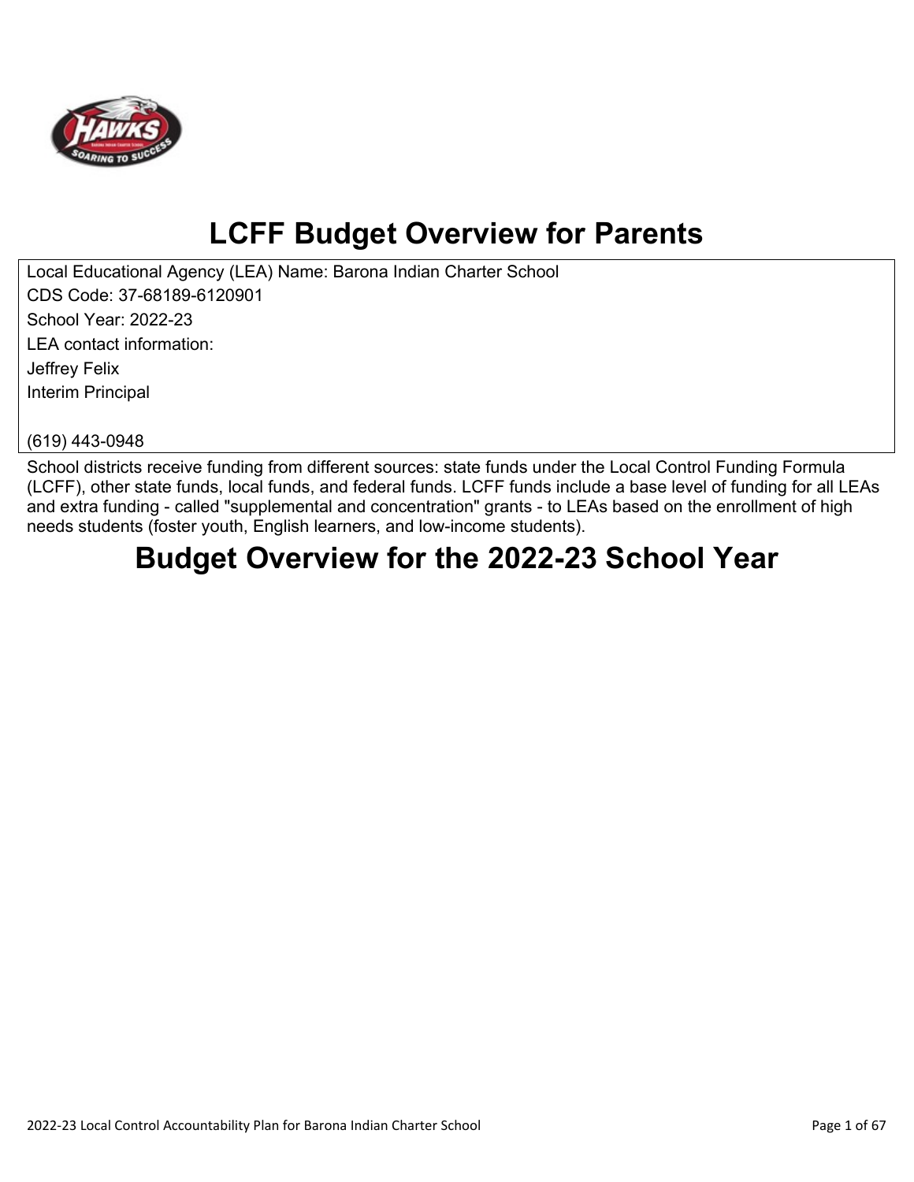# LCFF Budget Overview for Parents

Local Educational Agency (LEA) Name: Barona Indian Charter School
CDS Code: 37-68189-6120901
School Year: 2022-23
LEA contact information:
Jeffrey Felix
Interim Principal

(619) 443-0948

School districts receive funding from different sources: state funds under the Local Control Funding Formula (LCFF), other state funds, local funds, and federal funds. LCFF funds include a base level of funding for all LEAs and extra funding - called "supplemental and concentration" grants - to LEAs based on the enrollment of high needs students (foster youth, English learners, and low-income students).

# Budget Overview for the 2022-23 School Year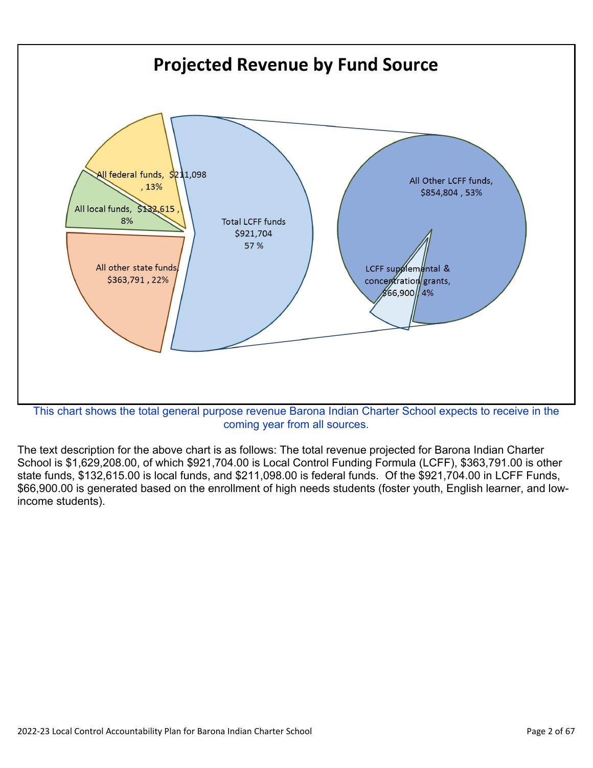## Projected Revenue by Fund Source

All federal funds, $211,098, 13%

All local funds, $132,615, 8%

All other state funds, $363,791, 22%

Total LCFF funds $921,704 57 %

All Other LCFF funds, $854,804, 53%

LCFF supplemental & concentration grants, $66,900, 4%

This chart shows the total general purpose revenue Barona Indian Charter School expects to receive in the coming year from all sources.

The text description for the above chart is as follows: The total revenue projected for Barona Indian Charter School is $1,629,208.00, of which $921,704.00 is Local Control Funding Formula (LCFF), $363,791.00 is other state funds, $132,615.00 is local funds, and $211,098.00 is federal funds. Of the $921,704.00 in LCFF Funds, $66,900.00 is generated based on the enrollment of high needs students (foster youth, English learner, and low-income students).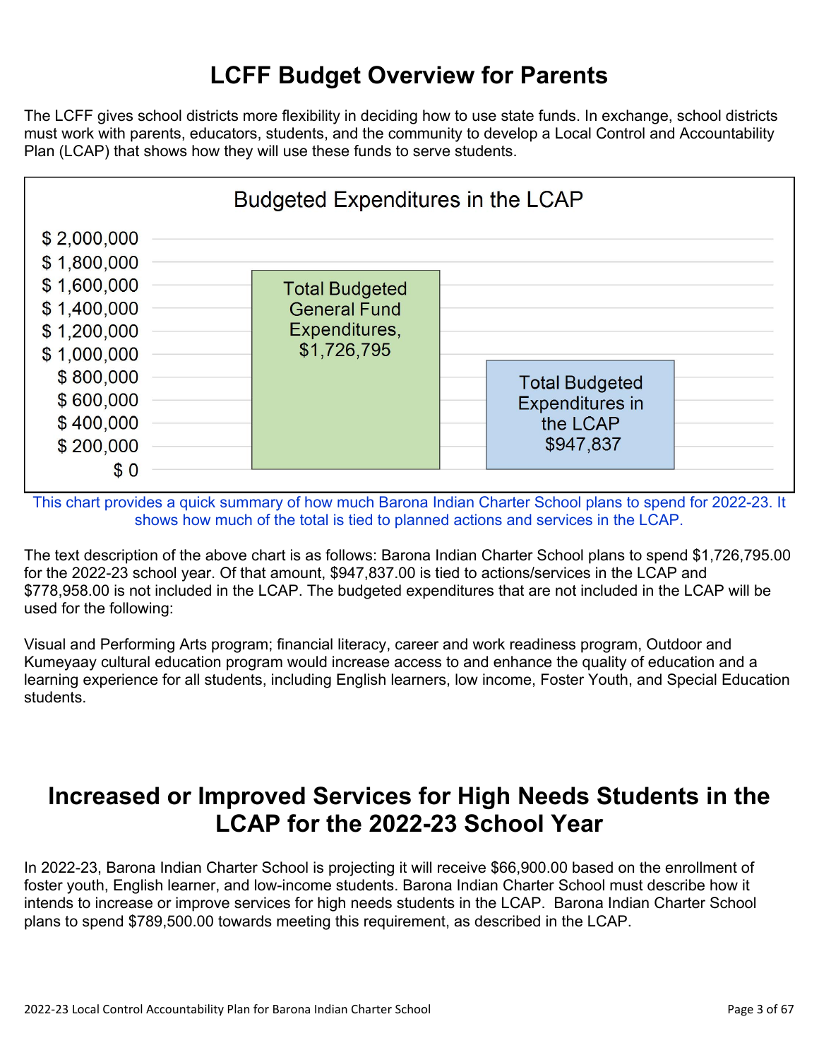# LCFF Budget Overview for Parents

The LCFF gives school districts more flexibility in deciding how to use state funds. In exchange, school districts must work with parents, educators, students, and the community to develop a Local Control and Accountability Plan (LCAP) that shows how they will use these funds to serve students.

**Budgeted Expenditures in the LCAP**

| Category | Amount |
|---|---|
| Total Budgeted General Fund Expenditures | $1,726,795 |
| Total Budgeted Expenditures in the LCAP | $947,837 |

This chart provides a quick summary of how much Barona Indian Charter School plans to spend for 2022-23. It shows how much of the total is tied to planned actions and services in the LCAP.

The text description of the above chart is as follows: Barona Indian Charter School plans to spend $1,726,795.00 for the 2022-23 school year. Of that amount, $947,837.00 is tied to actions/services in the LCAP and $778,958.00 is not included in the LCAP. The budgeted expenditures that are not included in the LCAP will be used for the following:

Visual and Performing Arts program; financial literacy, career and work readiness program, Outdoor and Kumeyaay cultural education program would increase access to and enhance the quality of education and a learning experience for all students, including English learners, low income, Foster Youth, and Special Education students.

# Increased or Improved Services for High Needs Students in the LCAP for the 2022-23 School Year

In 2022-23, Barona Indian Charter School is projecting it will receive $66,900.00 based on the enrollment of foster youth, English learner, and low-income students. Barona Indian Charter School must describe how it intends to increase or improve services for high needs students in the LCAP. Barona Indian Charter School plans to spend $789,500.00 towards meeting this requirement, as described in the LCAP.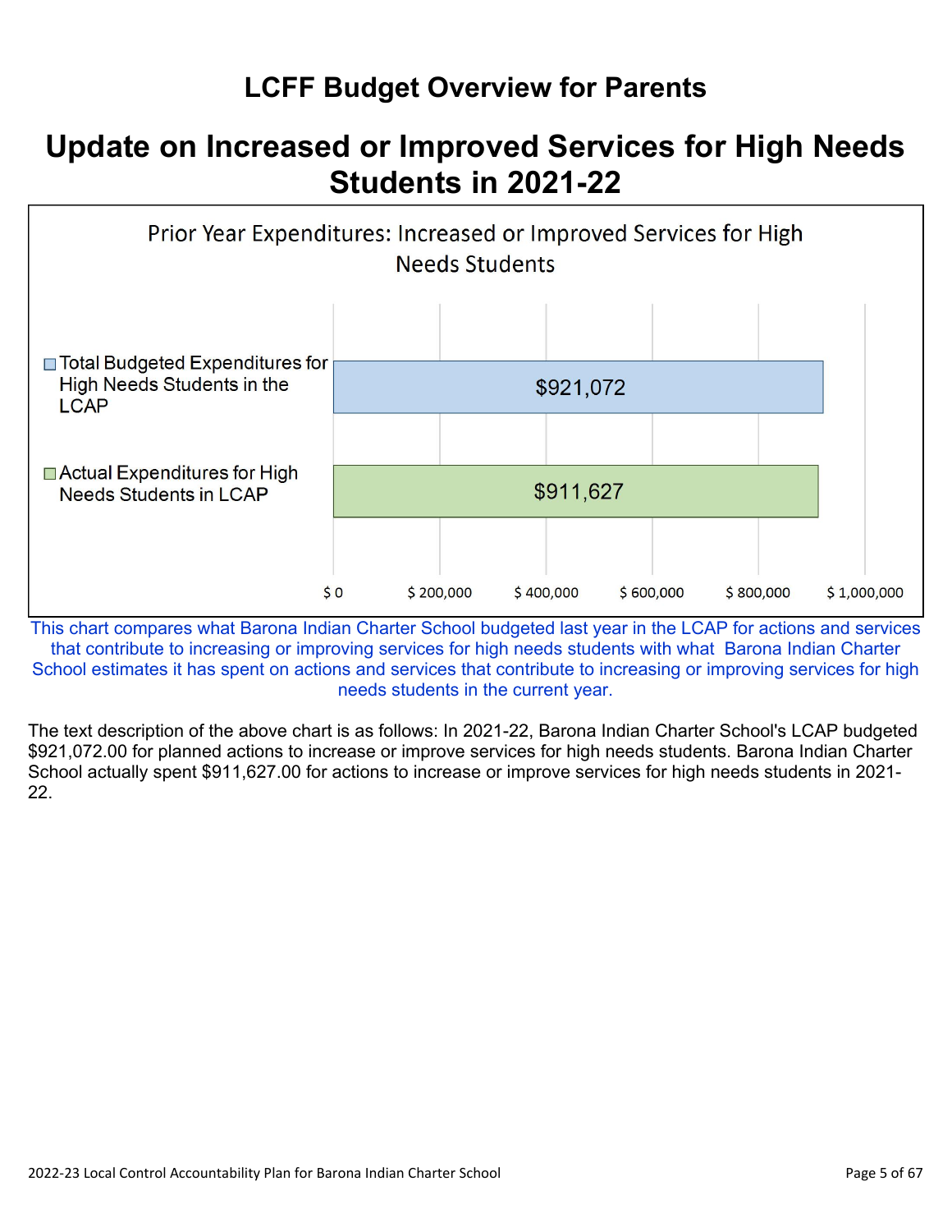# LCFF Budget Overview for Parents

## Update on Increased or Improved Services for High Needs Students in 2021-22

Prior Year Expenditures: Increased or Improved Services for High Needs Students

| | Amount |
|---|---|
| Total Budgeted Expenditures for High Needs Students in the LCAP | $921,072 |
| Actual Expenditures for High Needs Students in LCAP | $911,627 |

This chart compares what Barona Indian Charter School budgeted last year in the LCAP for actions and services that contribute to increasing or improving services for high needs students with what Barona Indian Charter School estimates it has spent on actions and services that contribute to increasing or improving services for high needs students in the current year.

The text description of the above chart is as follows: In 2021-22, Barona Indian Charter School's LCAP budgeted $921,072.00 for planned actions to increase or improve services for high needs students. Barona Indian Charter School actually spent $911,627.00 for actions to increase or improve services for high needs students in 2021-22.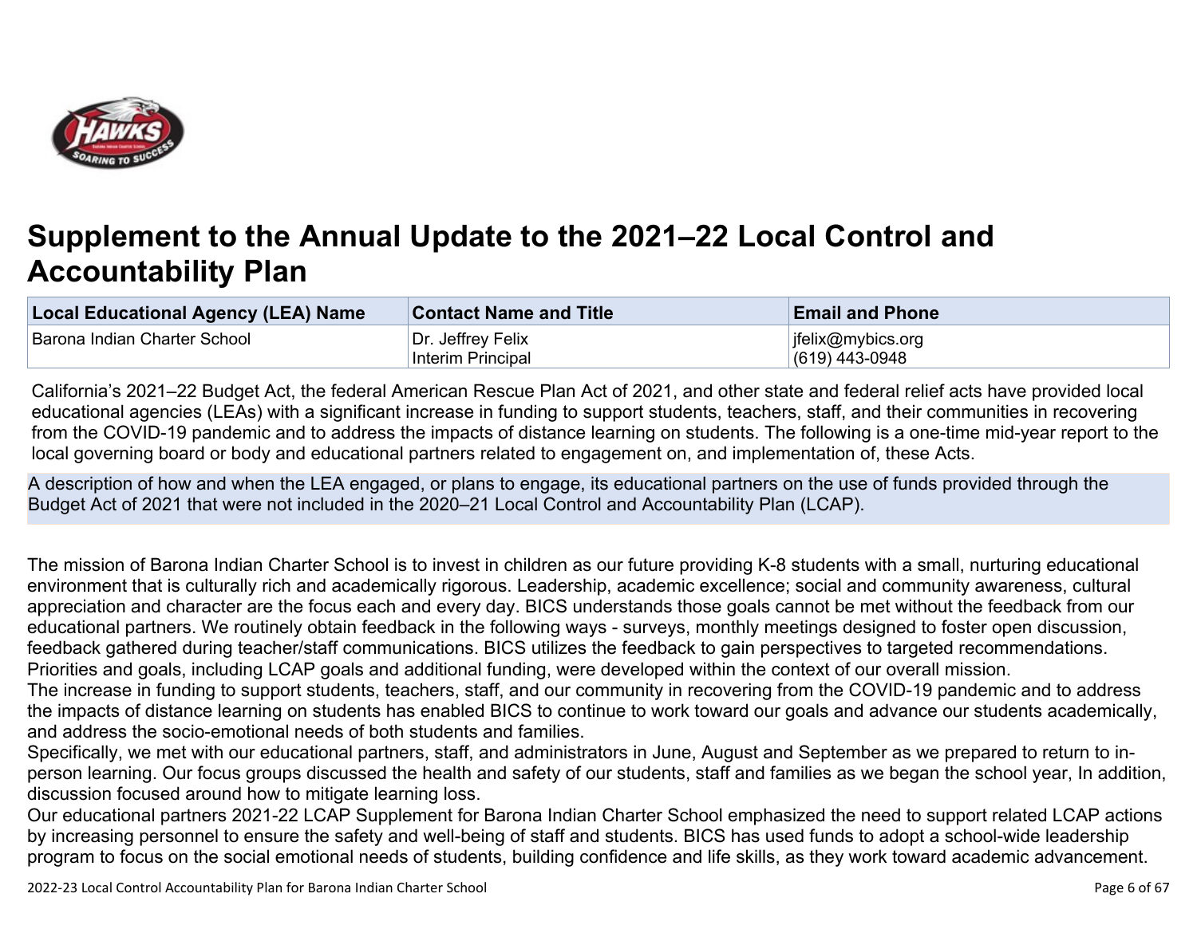# Supplement to the Annual Update to the 2021–22 Local Control and Accountability Plan

| Local Educational Agency (LEA) Name | Contact Name and Title | Email and Phone |
| --- | --- | --- |
| Barona Indian Charter School | Dr. Jeffrey Felix<br>Interim Principal | jfelix@mybics.org<br>(619) 443-0948 |

California's 2021–22 Budget Act, the federal American Rescue Plan Act of 2021, and other state and federal relief acts have provided local educational agencies (LEAs) with a significant increase in funding to support students, teachers, staff, and their communities in recovering from the COVID-19 pandemic and to address the impacts of distance learning on students. The following is a one-time mid-year report to the local governing board or body and educational partners related to engagement on, and implementation of, these Acts.

A description of how and when the LEA engaged, or plans to engage, its educational partners on the use of funds provided through the Budget Act of 2021 that were not included in the 2020–21 Local Control and Accountability Plan (LCAP).

The mission of Barona Indian Charter School is to invest in children as our future providing K-8 students with a small, nurturing educational environment that is culturally rich and academically rigorous. Leadership, academic excellence; social and community awareness, cultural appreciation and character are the focus each and every day. BICS understands those goals cannot be met without the feedback from our educational partners. We routinely obtain feedback in the following ways - surveys, monthly meetings designed to foster open discussion, feedback gathered during teacher/staff communications. BICS utilizes the feedback to gain perspectives to targeted recommendations. Priorities and goals, including LCAP goals and additional funding, were developed within the context of our overall mission.
The increase in funding to support students, teachers, staff, and our community in recovering from the COVID-19 pandemic and to address the impacts of distance learning on students has enabled BICS to continue to work toward our goals and advance our students academically, and address the socio-emotional needs of both students and families.
Specifically, we met with our educational partners, staff, and administrators in June, August and September as we prepared to return to in-person learning. Our focus groups discussed the health and safety of our students, staff and families as we began the school year, In addition, discussion focused around how to mitigate learning loss.
Our educational partners 2021-22 LCAP Supplement for Barona Indian Charter School emphasized the need to support related LCAP actions by increasing personnel to ensure the safety and well-being of staff and students. BICS has used funds to adopt a school-wide leadership program to focus on the social emotional needs of students, building confidence and life skills, as they work toward academic advancement.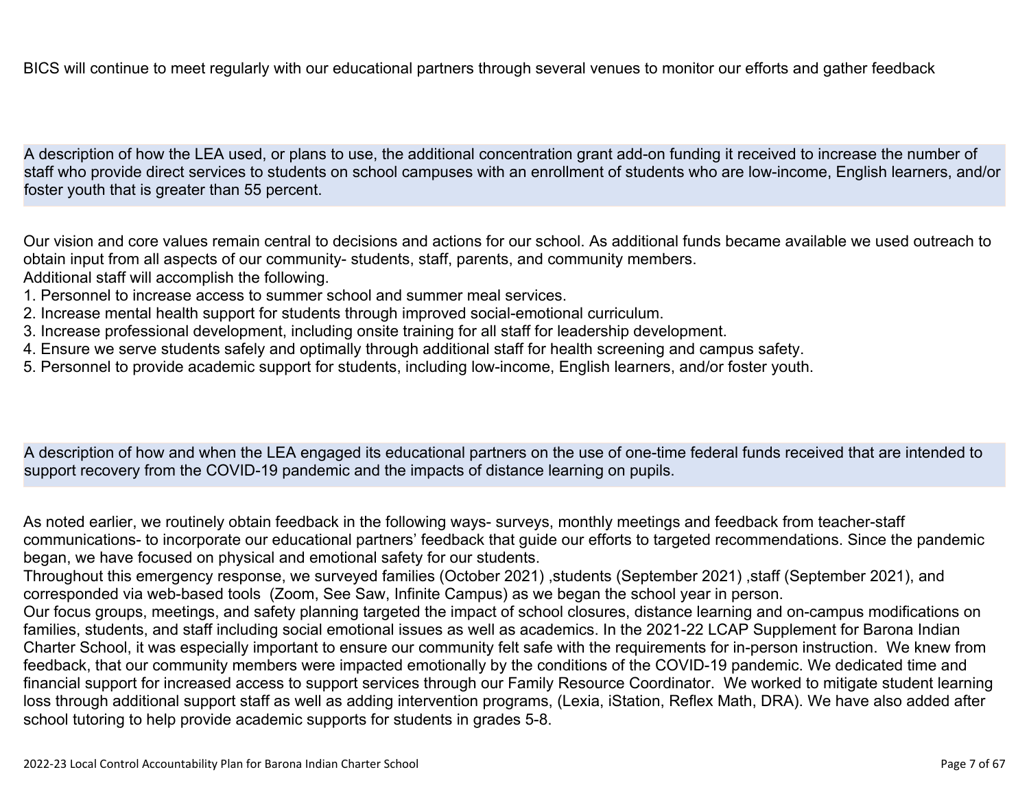BICS will continue to meet regularly with our educational partners through several venues to monitor our efforts and gather feedback

### A description of how the LEA used, or plans to use, the additional concentration grant add-on funding it received to increase the number of staff who provide direct services to students on school campuses with an enrollment of students who are low-income, English learners, and/or foster youth that is greater than 55 percent.

Our vision and core values remain central to decisions and actions for our school. As additional funds became available we used outreach to obtain input from all aspects of our community- students, staff, parents, and community members.
Additional staff will accomplish the following.

1. Personnel to increase access to summer school and summer meal services.
2. Increase mental health support for students through improved social-emotional curriculum.
3. Increase professional development, including onsite training for all staff for leadership development.
4. Ensure we serve students safely and optimally through additional staff for health screening and campus safety.
5. Personnel to provide academic support for students, including low-income, English learners, and/or foster youth.

### A description of how and when the LEA engaged its educational partners on the use of one-time federal funds received that are intended to support recovery from the COVID-19 pandemic and the impacts of distance learning on pupils.

As noted earlier, we routinely obtain feedback in the following ways- surveys, monthly meetings and feedback from teacher-staff communications- to incorporate our educational partners' feedback that guide our efforts to targeted recommendations. Since the pandemic began, we have focused on physical and emotional safety for our students.
Throughout this emergency response, we surveyed families (October 2021) ,students (September 2021) ,staff (September 2021), and corresponded via web-based tools (Zoom, See Saw, Infinite Campus) as we began the school year in person.
Our focus groups, meetings, and safety planning targeted the impact of school closures, distance learning and on-campus modifications on families, students, and staff including social emotional issues as well as academics. In the 2021-22 LCAP Supplement for Barona Indian Charter School, it was especially important to ensure our community felt safe with the requirements for in-person instruction. We knew from feedback, that our community members were impacted emotionally by the conditions of the COVID-19 pandemic. We dedicated time and financial support for increased access to support services through our Family Resource Coordinator. We worked to mitigate student learning loss through additional support staff as well as adding intervention programs, (Lexia, iStation, Reflex Math, DRA). We have also added after school tutoring to help provide academic supports for students in grades 5-8.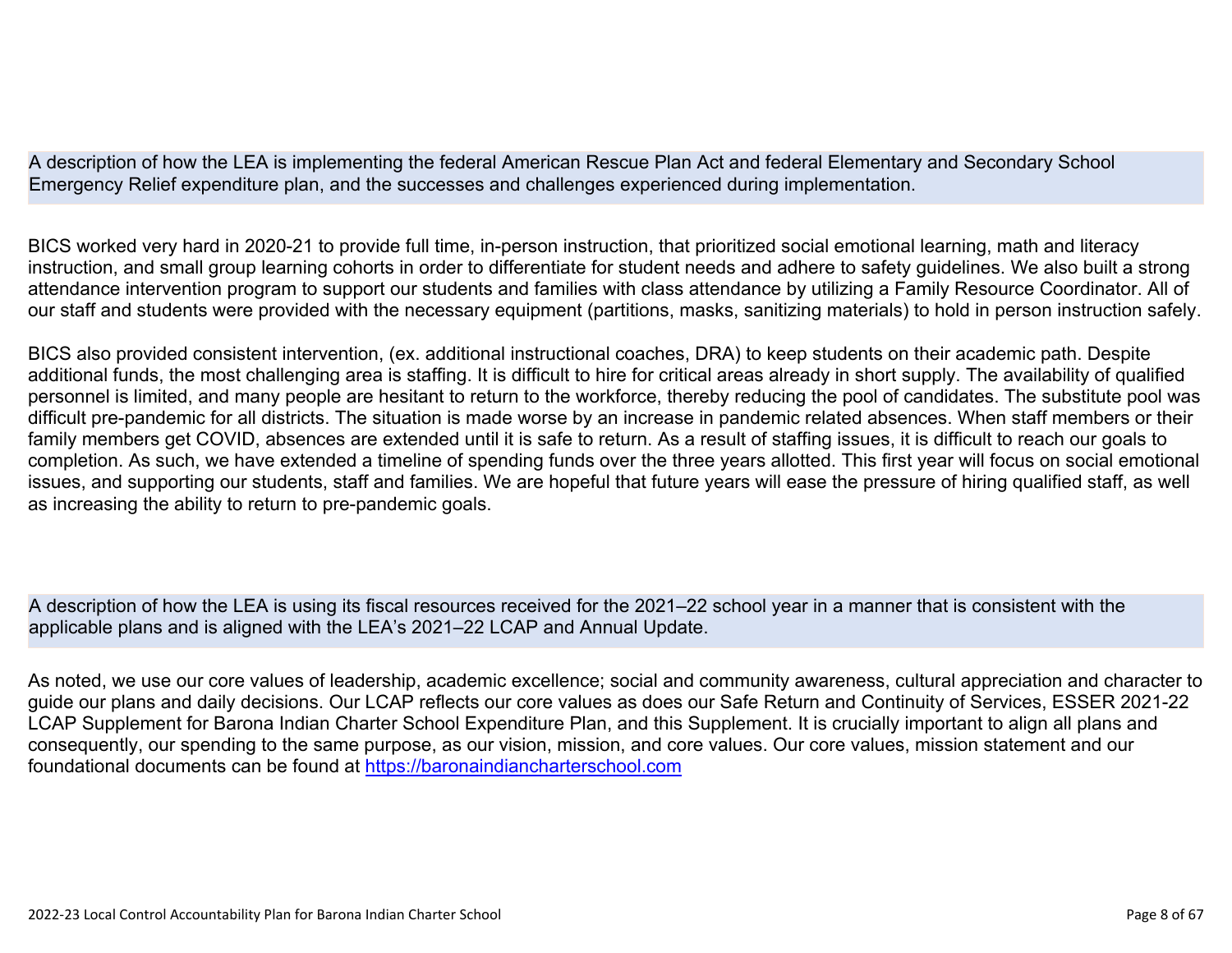A description of how the LEA is implementing the federal American Rescue Plan Act and federal Elementary and Secondary School Emergency Relief expenditure plan, and the successes and challenges experienced during implementation.

BICS worked very hard in 2020-21 to provide full time, in-person instruction, that prioritized social emotional learning, math and literacy instruction, and small group learning cohorts in order to differentiate for student needs and adhere to safety guidelines. We also built a strong attendance intervention program to support our students and families with class attendance by utilizing a Family Resource Coordinator. All of our staff and students were provided with the necessary equipment (partitions, masks, sanitizing materials) to hold in person instruction safely.

BICS also provided consistent intervention, (ex. additional instructional coaches, DRA) to keep students on their academic path. Despite additional funds, the most challenging area is staffing. It is difficult to hire for critical areas already in short supply. The availability of qualified personnel is limited, and many people are hesitant to return to the workforce, thereby reducing the pool of candidates. The substitute pool was difficult pre-pandemic for all districts. The situation is made worse by an increase in pandemic related absences. When staff members or their family members get COVID, absences are extended until it is safe to return. As a result of staffing issues, it is difficult to reach our goals to completion. As such, we have extended a timeline of spending funds over the three years allotted. This first year will focus on social emotional issues, and supporting our students, staff and families. We are hopeful that future years will ease the pressure of hiring qualified staff, as well as increasing the ability to return to pre-pandemic goals.

A description of how the LEA is using its fiscal resources received for the 2021–22 school year in a manner that is consistent with the applicable plans and is aligned with the LEA's 2021–22 LCAP and Annual Update.

As noted, we use our core values of leadership, academic excellence; social and community awareness, cultural appreciation and character to guide our plans and daily decisions. Our LCAP reflects our core values as does our Safe Return and Continuity of Services, ESSER 2021-22 LCAP Supplement for Barona Indian Charter School Expenditure Plan, and this Supplement. It is crucially important to align all plans and consequently, our spending to the same purpose, as our vision, mission, and core values. Our core values, mission statement and our foundational documents can be found at [https://baronaindiancharterschool.com](https://baronaindiancharterschool.com)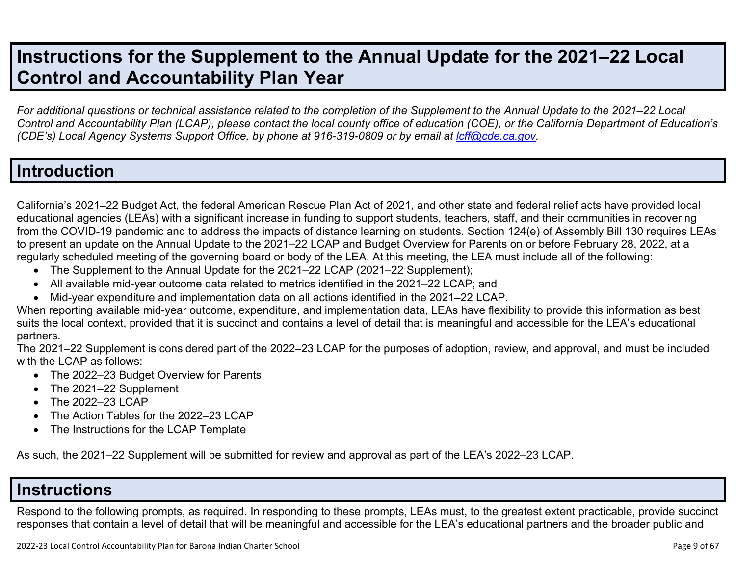# Instructions for the Supplement to the Annual Update for the 2021–22 Local Control and Accountability Plan Year

*For additional questions or technical assistance related to the completion of the Supplement to the Annual Update to the 2021–22 Local Control and Accountability Plan (LCAP), please contact the local county office of education (COE), or the California Department of Education's (CDE's) Local Agency Systems Support Office, by phone at 916-319-0809 or by email at [lcff@cde.ca.gov](mailto:lcff@cde.ca.gov).*

## Introduction

California's 2021–22 Budget Act, the federal American Rescue Plan Act of 2021, and other state and federal relief acts have provided local educational agencies (LEAs) with a significant increase in funding to support students, teachers, staff, and their communities in recovering from the COVID-19 pandemic and to address the impacts of distance learning on students. Section 124(e) of Assembly Bill 130 requires LEAs to present an update on the Annual Update to the 2021–22 LCAP and Budget Overview for Parents on or before February 28, 2022, at a regularly scheduled meeting of the governing board or body of the LEA. At this meeting, the LEA must include all of the following:

- The Supplement to the Annual Update for the 2021–22 LCAP (2021–22 Supplement);
- All available mid-year outcome data related to metrics identified in the 2021–22 LCAP; and
- Mid-year expenditure and implementation data on all actions identified in the 2021–22 LCAP.

When reporting available mid-year outcome, expenditure, and implementation data, LEAs have flexibility to provide this information as best suits the local context, provided that it is succinct and contains a level of detail that is meaningful and accessible for the LEA's educational partners.

The 2021–22 Supplement is considered part of the 2022–23 LCAP for the purposes of adoption, review, and approval, and must be included with the LCAP as follows:

- The 2022–23 Budget Overview for Parents
- The 2021–22 Supplement
- The 2022–23 LCAP
- The Action Tables for the 2022–23 LCAP
- The Instructions for the LCAP Template

As such, the 2021–22 Supplement will be submitted for review and approval as part of the LEA's 2022–23 LCAP.

## Instructions

Respond to the following prompts, as required. In responding to these prompts, LEAs must, to the greatest extent practicable, provide succinct responses that contain a level of detail that will be meaningful and accessible for the LEA's educational partners and the broader public and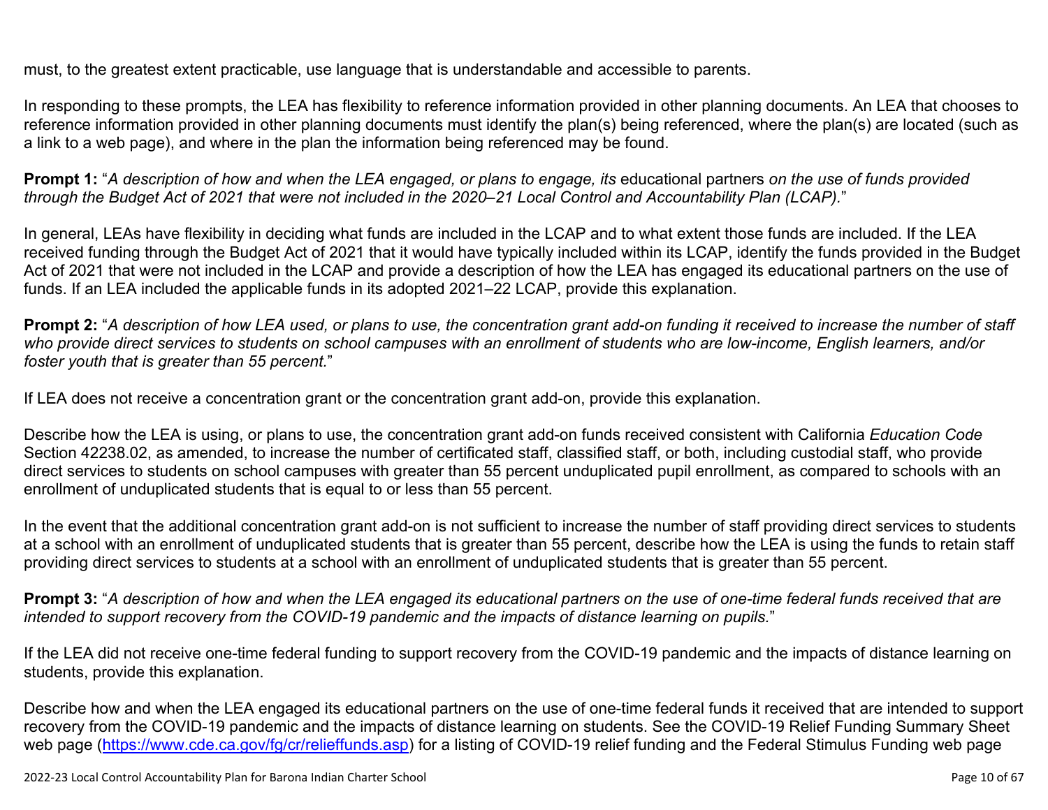must, to the greatest extent practicable, use language that is understandable and accessible to parents.

In responding to these prompts, the LEA has flexibility to reference information provided in other planning documents. An LEA that chooses to reference information provided in other planning documents must identify the plan(s) being referenced, where the plan(s) are located (such as a link to a web page), and where in the plan the information being referenced may be found.

**Prompt 1:** "*A description of how and when the LEA engaged, or plans to engage, its* educational partners *on the use of funds provided through the Budget Act of 2021 that were not included in the 2020–21 Local Control and Accountability Plan (LCAP).*"

In general, LEAs have flexibility in deciding what funds are included in the LCAP and to what extent those funds are included. If the LEA received funding through the Budget Act of 2021 that it would have typically included within its LCAP, identify the funds provided in the Budget Act of 2021 that were not included in the LCAP and provide a description of how the LEA has engaged its educational partners on the use of funds. If an LEA included the applicable funds in its adopted 2021–22 LCAP, provide this explanation.

**Prompt 2:** "*A description of how LEA used, or plans to use, the concentration grant add-on funding it received to increase the number of staff who provide direct services to students on school campuses with an enrollment of students who are low-income, English learners, and/or foster youth that is greater than 55 percent.*"

If LEA does not receive a concentration grant or the concentration grant add-on, provide this explanation.

Describe how the LEA is using, or plans to use, the concentration grant add-on funds received consistent with California *Education Code* Section 42238.02, as amended, to increase the number of certificated staff, classified staff, or both, including custodial staff, who provide direct services to students on school campuses with greater than 55 percent unduplicated pupil enrollment, as compared to schools with an enrollment of unduplicated students that is equal to or less than 55 percent.

In the event that the additional concentration grant add-on is not sufficient to increase the number of staff providing direct services to students at a school with an enrollment of unduplicated students that is greater than 55 percent, describe how the LEA is using the funds to retain staff providing direct services to students at a school with an enrollment of unduplicated students that is greater than 55 percent.

**Prompt 3:** "*A description of how and when the LEA engaged its educational partners on the use of one-time federal funds received that are intended to support recovery from the COVID-19 pandemic and the impacts of distance learning on pupils.*"

If the LEA did not receive one-time federal funding to support recovery from the COVID-19 pandemic and the impacts of distance learning on students, provide this explanation.

Describe how and when the LEA engaged its educational partners on the use of one-time federal funds it received that are intended to support recovery from the COVID-19 pandemic and the impacts of distance learning on students. See the COVID-19 Relief Funding Summary Sheet web page (https://www.cde.ca.gov/fg/cr/relieffunds.asp) for a listing of COVID-19 relief funding and the Federal Stimulus Funding web page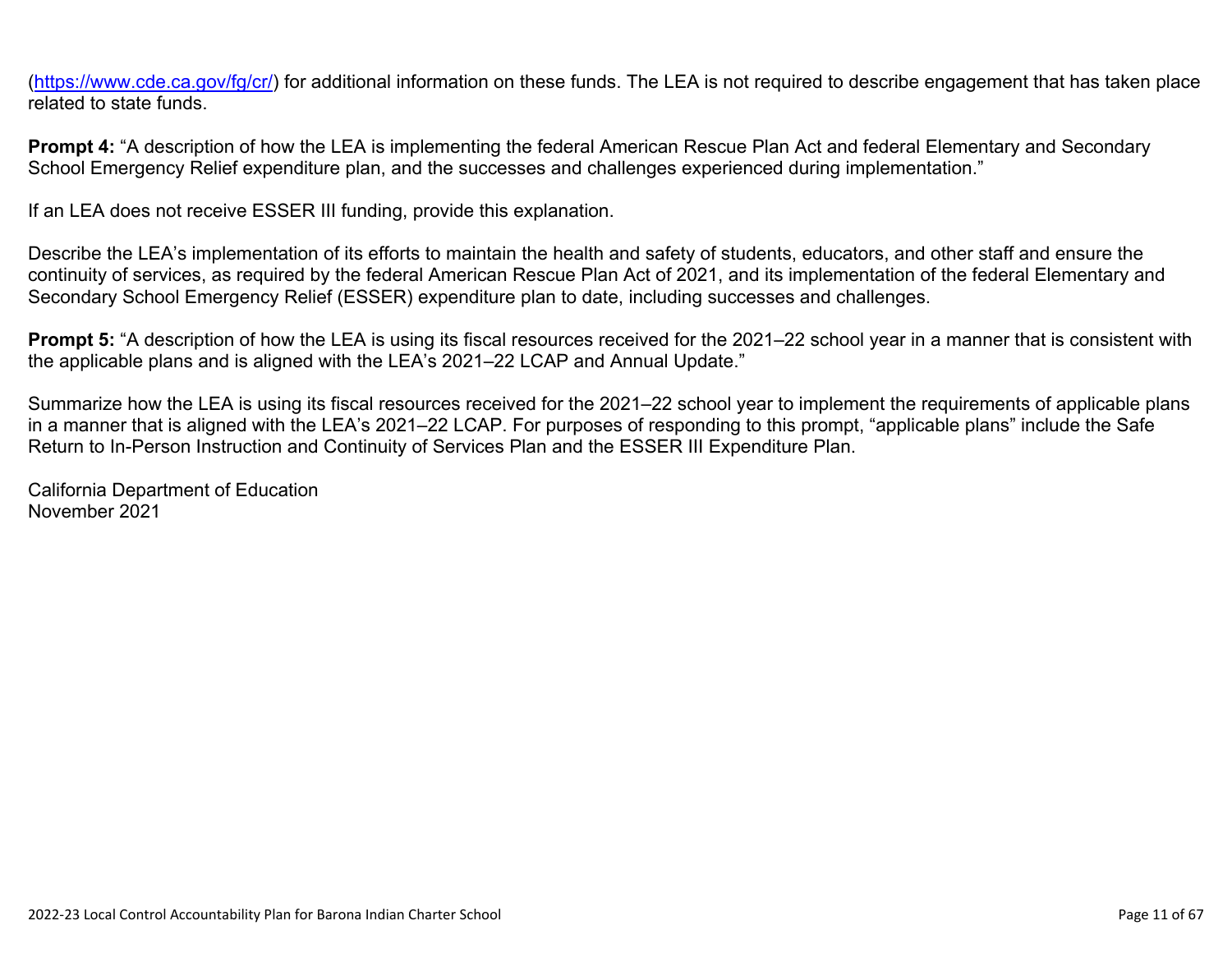(https://www.cde.ca.gov/fg/cr/) for additional information on these funds. The LEA is not required to describe engagement that has taken place related to state funds.

**Prompt 4:** "A description of how the LEA is implementing the federal American Rescue Plan Act and federal Elementary and Secondary School Emergency Relief expenditure plan, and the successes and challenges experienced during implementation."

If an LEA does not receive ESSER III funding, provide this explanation.

Describe the LEA's implementation of its efforts to maintain the health and safety of students, educators, and other staff and ensure the continuity of services, as required by the federal American Rescue Plan Act of 2021, and its implementation of the federal Elementary and Secondary School Emergency Relief (ESSER) expenditure plan to date, including successes and challenges.

**Prompt 5:** "A description of how the LEA is using its fiscal resources received for the 2021–22 school year in a manner that is consistent with the applicable plans and is aligned with the LEA's 2021–22 LCAP and Annual Update."

Summarize how the LEA is using its fiscal resources received for the 2021–22 school year to implement the requirements of applicable plans in a manner that is aligned with the LEA's 2021–22 LCAP. For purposes of responding to this prompt, "applicable plans" include the Safe Return to In-Person Instruction and Continuity of Services Plan and the ESSER III Expenditure Plan.

California Department of Education
November 2021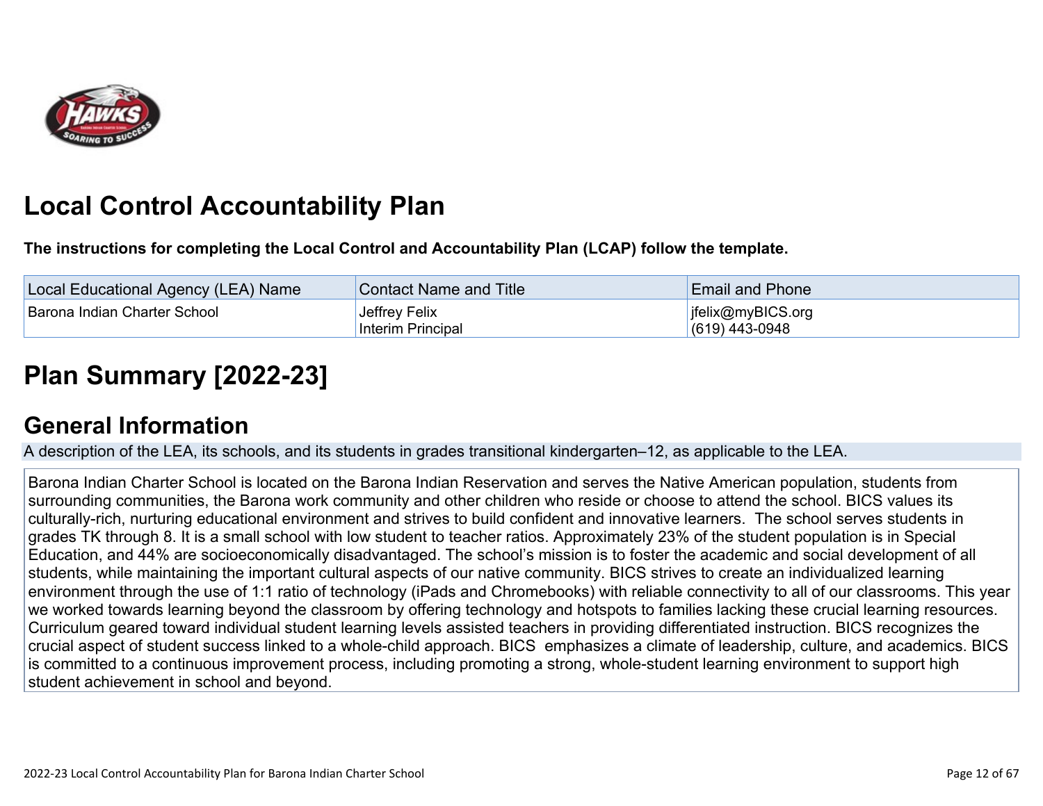# Local Control Accountability Plan

**The instructions for completing the Local Control and Accountability Plan (LCAP) follow the template.**

| Local Educational Agency (LEA) Name | Contact Name and Title | Email and Phone |
| --- | --- | --- |
| Barona Indian Charter School | Jeffrey Felix<br>Interim Principal | jfelix@myBICS.org<br>(619) 443-0948 |

# Plan Summary [2022-23]

## General Information

A description of the LEA, its schools, and its students in grades transitional kindergarten–12, as applicable to the LEA.

Barona Indian Charter School is located on the Barona Indian Reservation and serves the Native American population, students from surrounding communities, the Barona work community and other children who reside or choose to attend the school. BICS values its culturally-rich, nurturing educational environment and strives to build confident and innovative learners. The school serves students in grades TK through 8. It is a small school with low student to teacher ratios. Approximately 23% of the student population is in Special Education, and 44% are socioeconomically disadvantaged. The school's mission is to foster the academic and social development of all students, while maintaining the important cultural aspects of our native community. BICS strives to create an individualized learning environment through the use of 1:1 ratio of technology (iPads and Chromebooks) with reliable connectivity to all of our classrooms. This year we worked towards learning beyond the classroom by offering technology and hotspots to families lacking these crucial learning resources. Curriculum geared toward individual student learning levels assisted teachers in providing differentiated instruction. BICS recognizes the crucial aspect of student success linked to a whole-child approach. BICS emphasizes a climate of leadership, culture, and academics. BICS is committed to a continuous improvement process, including promoting a strong, whole-student learning environment to support high student achievement in school and beyond.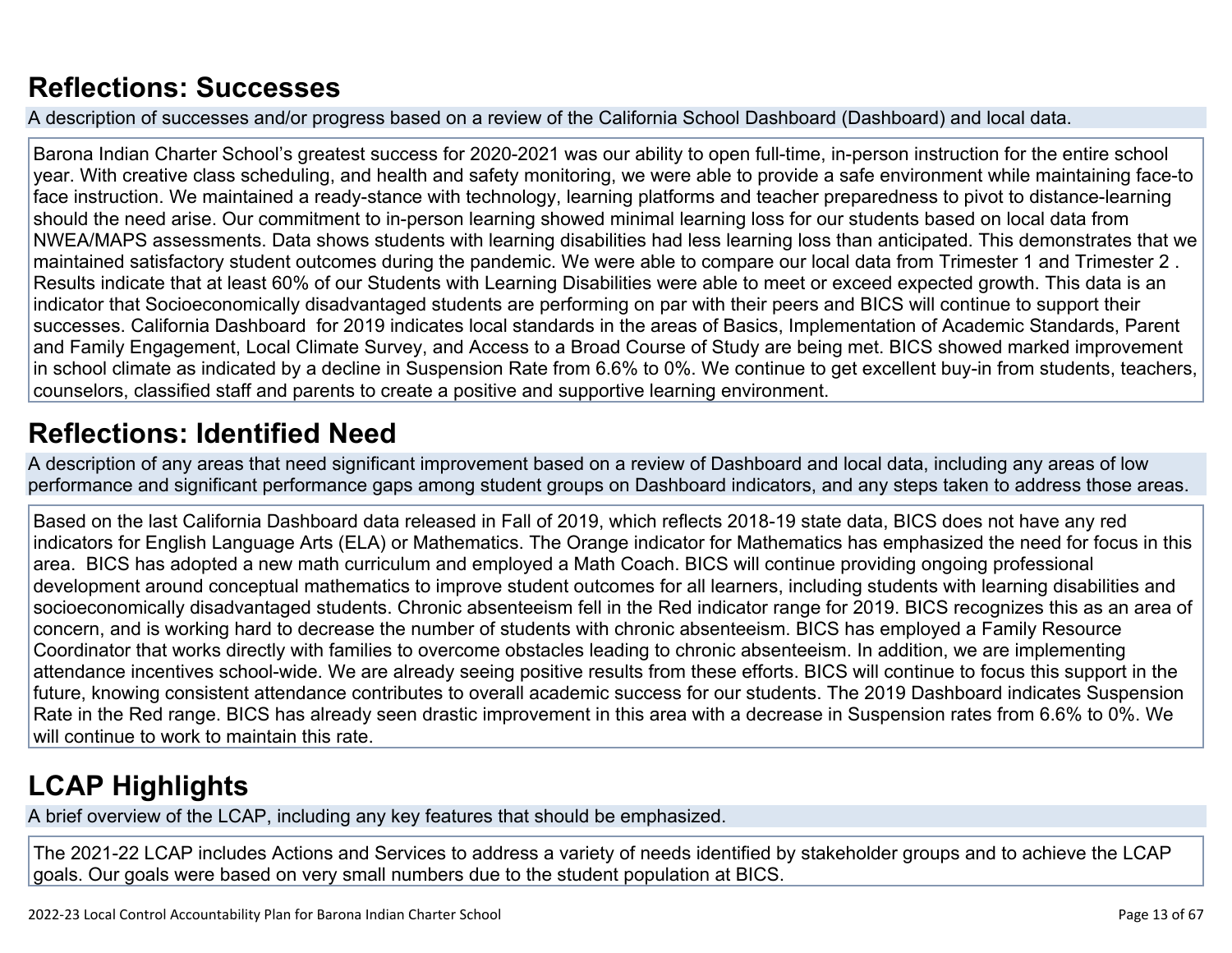## Reflections: Successes

A description of successes and/or progress based on a review of the California School Dashboard (Dashboard) and local data.

Barona Indian Charter School's greatest success for 2020-2021 was our ability to open full-time, in-person instruction for the entire school year. With creative class scheduling, and health and safety monitoring, we were able to provide a safe environment while maintaining face-to face instruction. We maintained a ready-stance with technology, learning platforms and teacher preparedness to pivot to distance-learning should the need arise. Our commitment to in-person learning showed minimal learning loss for our students based on local data from NWEA/MAPS assessments. Data shows students with learning disabilities had less learning loss than anticipated. This demonstrates that we maintained satisfactory student outcomes during the pandemic. We were able to compare our local data from Trimester 1 and Trimester 2 . Results indicate that at least 60% of our Students with Learning Disabilities were able to meet or exceed expected growth. This data is an indicator that Socioeconomically disadvantaged students are performing on par with their peers and BICS will continue to support their successes. California Dashboard for 2019 indicates local standards in the areas of Basics, Implementation of Academic Standards, Parent and Family Engagement, Local Climate Survey, and Access to a Broad Course of Study are being met. BICS showed marked improvement in school climate as indicated by a decline in Suspension Rate from 6.6% to 0%. We continue to get excellent buy-in from students, teachers, counselors, classified staff and parents to create a positive and supportive learning environment.

## Reflections: Identified Need

A description of any areas that need significant improvement based on a review of Dashboard and local data, including any areas of low performance and significant performance gaps among student groups on Dashboard indicators, and any steps taken to address those areas.

Based on the last California Dashboard data released in Fall of 2019, which reflects 2018-19 state data, BICS does not have any red indicators for English Language Arts (ELA) or Mathematics. The Orange indicator for Mathematics has emphasized the need for focus in this area. BICS has adopted a new math curriculum and employed a Math Coach. BICS will continue providing ongoing professional development around conceptual mathematics to improve student outcomes for all learners, including students with learning disabilities and socioeconomically disadvantaged students. Chronic absenteeism fell in the Red indicator range for 2019. BICS recognizes this as an area of concern, and is working hard to decrease the number of students with chronic absenteeism. BICS has employed a Family Resource Coordinator that works directly with families to overcome obstacles leading to chronic absenteeism. In addition, we are implementing attendance incentives school-wide. We are already seeing positive results from these efforts. BICS will continue to focus this support in the future, knowing consistent attendance contributes to overall academic success for our students. The 2019 Dashboard indicates Suspension Rate in the Red range. BICS has already seen drastic improvement in this area with a decrease in Suspension rates from 6.6% to 0%. We will continue to work to maintain this rate.

## LCAP Highlights

A brief overview of the LCAP, including any key features that should be emphasized.

The 2021-22 LCAP includes Actions and Services to address a variety of needs identified by stakeholder groups and to achieve the LCAP goals. Our goals were based on very small numbers due to the student population at BICS.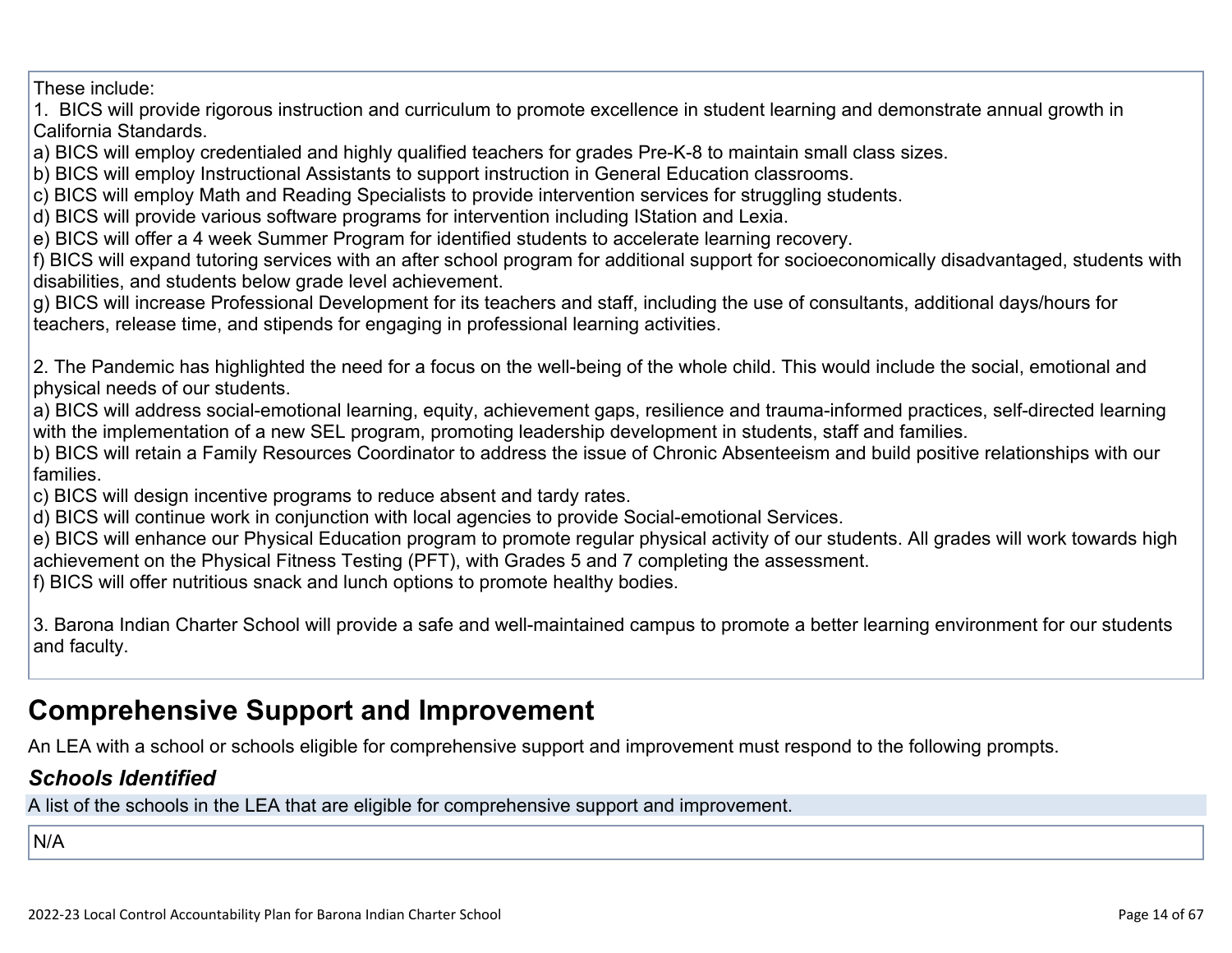These include:

1. BICS will provide rigorous instruction and curriculum to promote excellence in student learning and demonstrate annual growth in California Standards.
a) BICS will employ credentialed and highly qualified teachers for grades Pre-K-8 to maintain small class sizes.
b) BICS will employ Instructional Assistants to support instruction in General Education classrooms.
c) BICS will employ Math and Reading Specialists to provide intervention services for struggling students.
d) BICS will provide various software programs for intervention including IStation and Lexia.
e) BICS will offer a 4 week Summer Program for identified students to accelerate learning recovery.
f) BICS will expand tutoring services with an after school program for additional support for socioeconomically disadvantaged, students with disabilities, and students below grade level achievement.
g) BICS will increase Professional Development for its teachers and staff, including the use of consultants, additional days/hours for teachers, release time, and stipends for engaging in professional learning activities.

2. The Pandemic has highlighted the need for a focus on the well-being of the whole child. This would include the social, emotional and physical needs of our students.
a) BICS will address social-emotional learning, equity, achievement gaps, resilience and trauma-informed practices, self-directed learning with the implementation of a new SEL program, promoting leadership development in students, staff and families.
b) BICS will retain a Family Resources Coordinator to address the issue of Chronic Absenteeism and build positive relationships with our families.
c) BICS will design incentive programs to reduce absent and tardy rates.
d) BICS will continue work in conjunction with local agencies to provide Social-emotional Services.
e) BICS will enhance our Physical Education program to promote regular physical activity of our students. All grades will work towards high achievement on the Physical Fitness Testing (PFT), with Grades 5 and 7 completing the assessment.
f) BICS will offer nutritious snack and lunch options to promote healthy bodies.

3. Barona Indian Charter School will provide a safe and well-maintained campus to promote a better learning environment for our students and faculty.

## Comprehensive Support and Improvement

An LEA with a school or schools eligible for comprehensive support and improvement must respond to the following prompts.

### *Schools Identified*

A list of the schools in the LEA that are eligible for comprehensive support and improvement.

N/A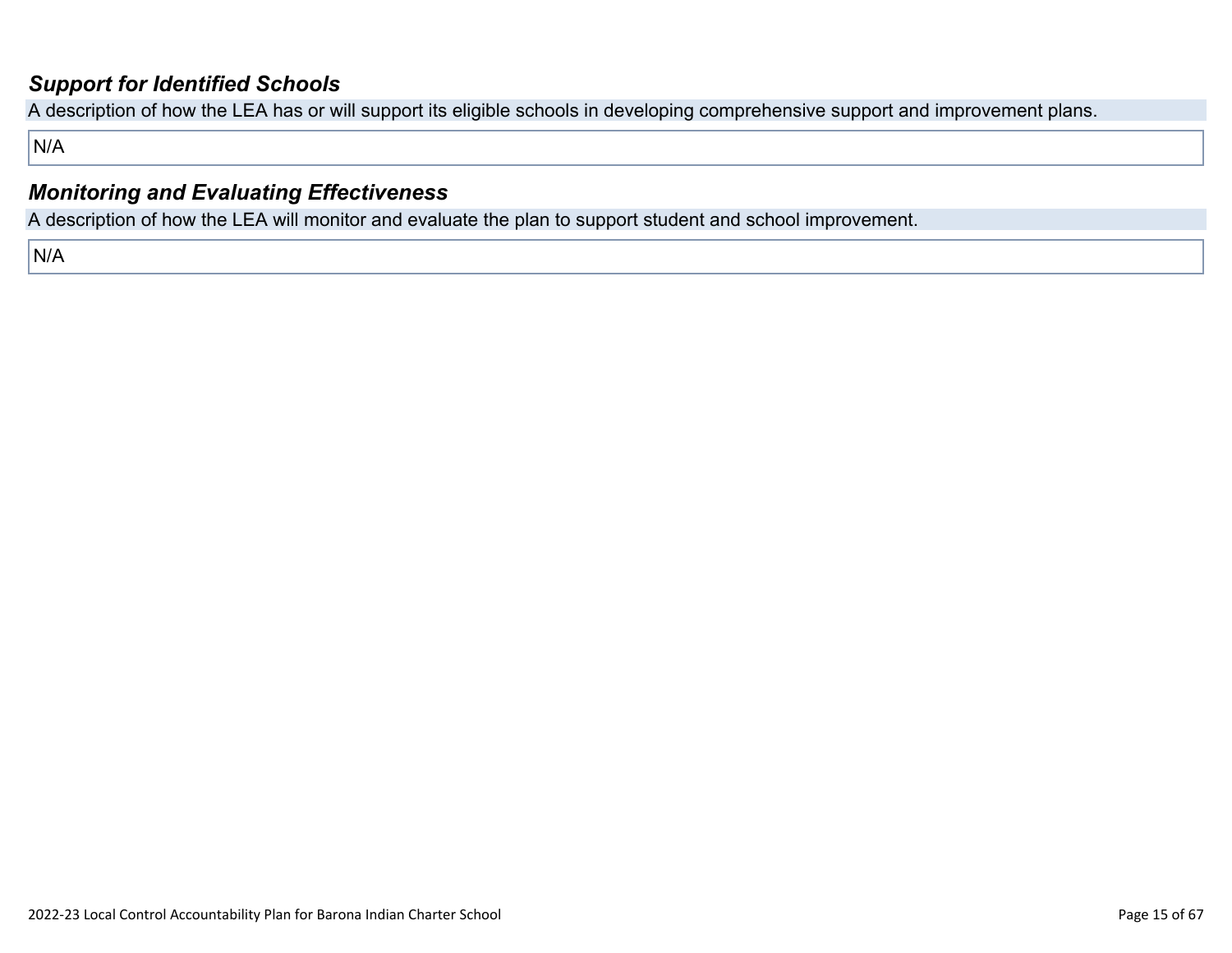### *Support for Identified Schools*

A description of how the LEA has or will support its eligible schools in developing comprehensive support and improvement plans.

N/A

### *Monitoring and Evaluating Effectiveness*

A description of how the LEA will monitor and evaluate the plan to support student and school improvement.

N/A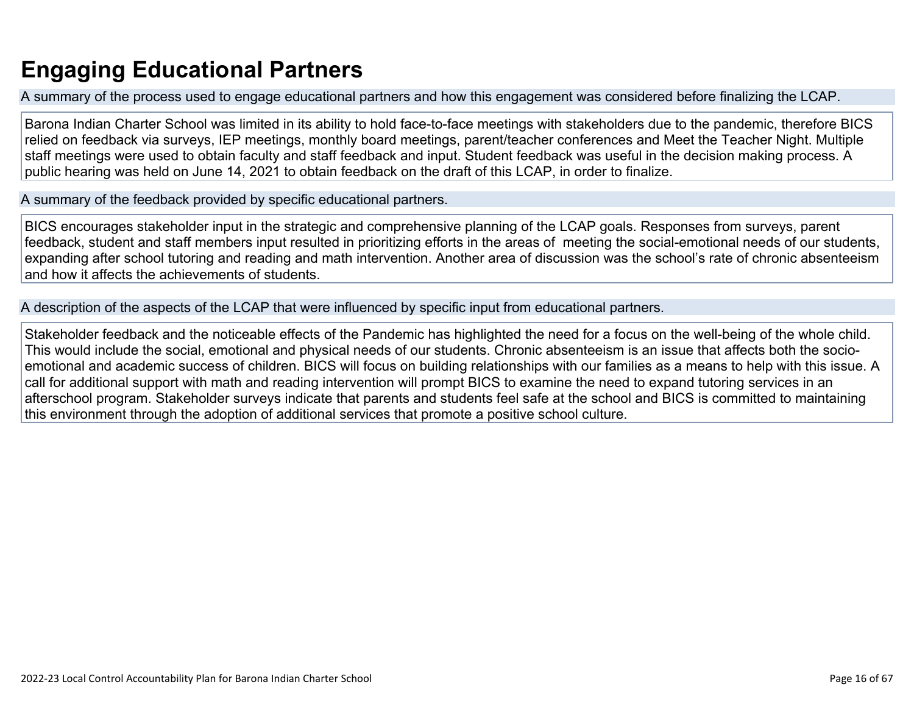# Engaging Educational Partners

A summary of the process used to engage educational partners and how this engagement was considered before finalizing the LCAP.

Barona Indian Charter School was limited in its ability to hold face-to-face meetings with stakeholders due to the pandemic, therefore BICS relied on feedback via surveys, IEP meetings, monthly board meetings, parent/teacher conferences and Meet the Teacher Night. Multiple staff meetings were used to obtain faculty and staff feedback and input. Student feedback was useful in the decision making process. A public hearing was held on June 14, 2021 to obtain feedback on the draft of this LCAP, in order to finalize.

A summary of the feedback provided by specific educational partners.

BICS encourages stakeholder input in the strategic and comprehensive planning of the LCAP goals. Responses from surveys, parent feedback, student and staff members input resulted in prioritizing efforts in the areas of meeting the social-emotional needs of our students, expanding after school tutoring and reading and math intervention. Another area of discussion was the school's rate of chronic absenteeism and how it affects the achievements of students.

A description of the aspects of the LCAP that were influenced by specific input from educational partners.

Stakeholder feedback and the noticeable effects of the Pandemic has highlighted the need for a focus on the well-being of the whole child. This would include the social, emotional and physical needs of our students. Chronic absenteeism is an issue that affects both the socio-emotional and academic success of children. BICS will focus on building relationships with our families as a means to help with this issue. A call for additional support with math and reading intervention will prompt BICS to examine the need to expand tutoring services in an afterschool program. Stakeholder surveys indicate that parents and students feel safe at the school and BICS is committed to maintaining this environment through the adoption of additional services that promote a positive school culture.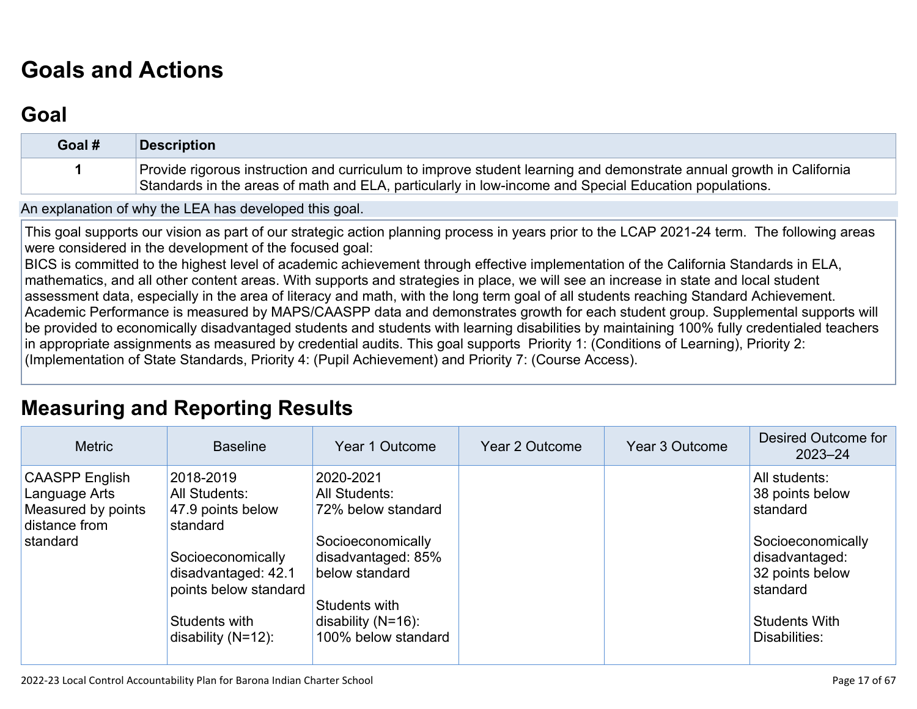# Goals and Actions

## Goal

| Goal # | Description |
| --- | --- |
| 1 | Provide rigorous instruction and curriculum to improve student learning and demonstrate annual growth in California Standards in the areas of math and ELA, particularly in low-income and Special Education populations. |

An explanation of why the LEA has developed this goal.

This goal supports our vision as part of our strategic action planning process in years prior to the LCAP 2021-24 term. The following areas were considered in the development of the focused goal:
BICS is committed to the highest level of academic achievement through effective implementation of the California Standards in ELA, mathematics, and all other content areas. With supports and strategies in place, we will see an increase in state and local student assessment data, especially in the area of literacy and math, with the long term goal of all students reaching Standard Achievement. Academic Performance is measured by MAPS/CAASPP data and demonstrates growth for each student group. Supplemental supports will be provided to economically disadvantaged students and students with learning disabilities by maintaining 100% fully credentialed teachers in appropriate assignments as measured by credential audits. This goal supports Priority 1: (Conditions of Learning), Priority 2: (Implementation of State Standards, Priority 4: (Pupil Achievement) and Priority 7: (Course Access).

# Measuring and Reporting Results

| Metric | Baseline | Year 1 Outcome | Year 2 Outcome | Year 3 Outcome | Desired Outcome for 2023–24 |
| --- | --- | --- | --- | --- | --- |
| CAASPP English Language Arts Measured by points distance from standard | 2018-2019<br>All Students:<br>47.9 points below standard<br><br>Socioeconomically disadvantaged: 42.1 points below standard<br><br>Students with disability (N=12): | 2020-2021<br>All Students:<br>72% below standard<br><br>Socioeconomically disadvantaged: 85% below standard<br><br>Students with disability (N=16):<br>100% below standard | | | All students:<br>38 points below standard<br><br>Socioeconomically disadvantaged:<br>32 points below standard<br><br>Students With Disabilities: |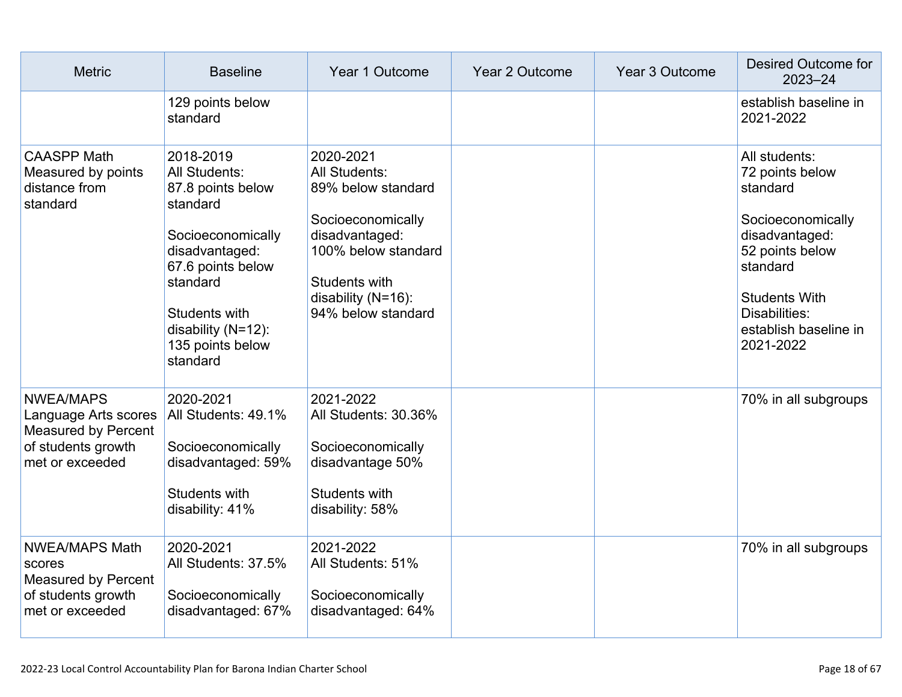| Metric | Baseline | Year 1 Outcome | Year 2 Outcome | Year 3 Outcome | Desired Outcome for 2023–24 |
|---|---|---|---|---|---|
| | 129 points below standard | | | | establish baseline in 2021-2022 |
| CAASPP Math Measured by points distance from standard | 2018-2019<br>All Students:<br>87.8 points below standard<br><br>Socioeconomically disadvantaged:<br>67.6 points below standard<br><br>Students with disability (N=12):<br>135 points below standard | 2020-2021<br>All Students:<br>89% below standard<br><br>Socioeconomically disadvantaged:<br>100% below standard<br><br>Students with disability (N=16):<br>94% below standard | | | All students:<br>72 points below standard<br><br>Socioeconomically disadvantaged:<br>52 points below standard<br><br>Students With Disabilities:<br>establish baseline in 2021-2022 |
| NWEA/MAPS Language Arts scores Measured by Percent of students growth met or exceeded | 2020-2021<br>All Students: 49.1%<br><br>Socioeconomically disadvantaged: 59%<br><br>Students with disability: 41% | 2021-2022<br>All Students: 30.36%<br><br>Socioeconomically disadvantage 50%<br><br>Students with disability: 58% | | | 70% in all subgroups |
| NWEA/MAPS Math scores Measured by Percent of students growth met or exceeded | 2020-2021<br>All Students: 37.5%<br><br>Socioeconomically disadvantaged: 67% | 2021-2022<br>All Students: 51%<br><br>Socioeconomically disadvantaged: 64% | | | 70% in all subgroups |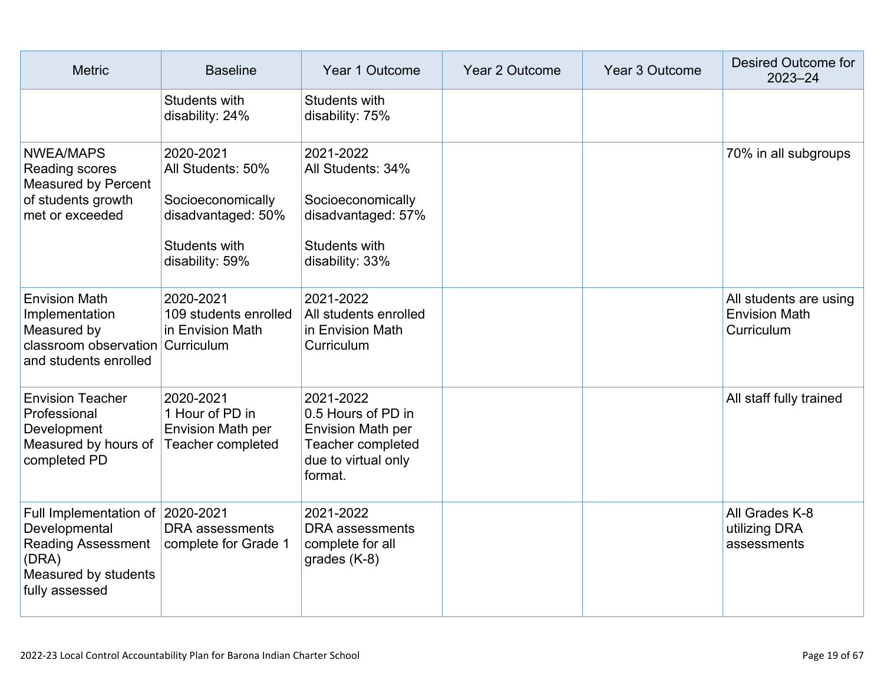| Metric | Baseline | Year 1 Outcome | Year 2 Outcome | Year 3 Outcome | Desired Outcome for 2023–24 |
|---|---|---|---|---|---|
| | Students with disability: 24% | Students with disability: 75% | | | |
| NWEA/MAPS Reading scores Measured by Percent of students growth met or exceeded | 2020-2021<br>All Students: 50%<br><br>Socioeconomically disadvantaged: 50%<br><br>Students with disability: 59% | 2021-2022<br>All Students: 34%<br><br>Socioeconomically disadvantaged: 57%<br><br>Students with disability: 33% | | | 70% in all subgroups |
| Envision Math Implementation Measured by classroom observation and students enrolled | 2020-2021<br>109 students enrolled in Envision Math Curriculum | 2021-2022<br>All students enrolled in Envision Math Curriculum | | | All students are using Envision Math Curriculum |
| Envision Teacher Professional Development Measured by hours of completed PD | 2020-2021<br>1 Hour of PD in Envision Math per Teacher completed | 2021-2022<br>0.5 Hours of PD in Envision Math per Teacher completed due to virtual only format. | | | All staff fully trained |
| Full Implementation of Developmental Reading Assessment (DRA)<br>Measured by students fully assessed | 2020-2021<br>DRA assessments complete for Grade 1 | 2021-2022<br>DRA assessments complete for all grades (K-8) | | | All Grades K-8 utilizing DRA assessments |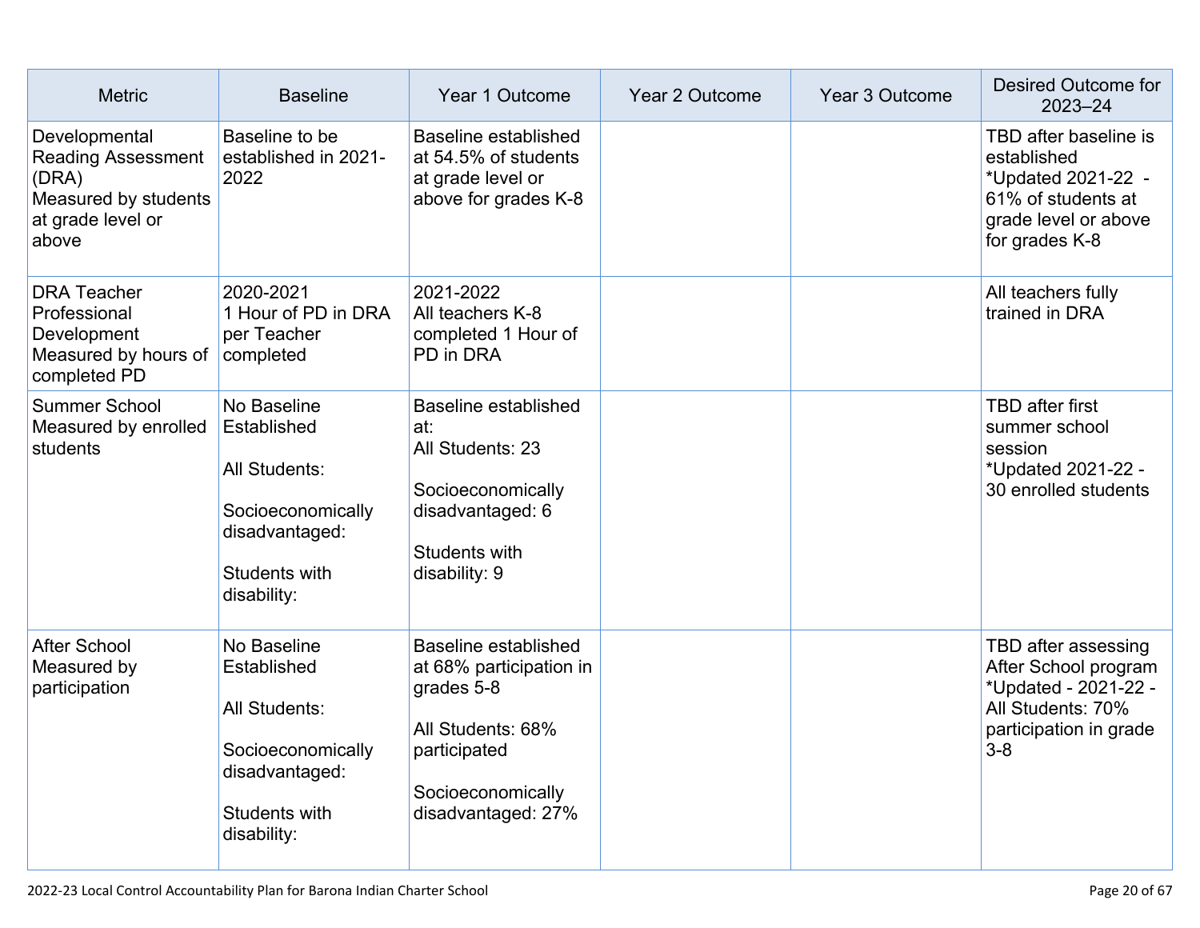| Metric | Baseline | Year 1 Outcome | Year 2 Outcome | Year 3 Outcome | Desired Outcome for 2023–24 |
|---|---|---|---|---|---|
| Developmental Reading Assessment (DRA)<br>Measured by students at grade level or above | Baseline to be established in 2021-2022 | Baseline established at 54.5% of students at grade level or above for grades K-8 | | | TBD after baseline is established<br>*Updated 2021-22 - 61% of students at grade level or above for grades K-8 |
| DRA Teacher Professional Development<br>Measured by hours of completed PD | 2020-2021<br>1 Hour of PD in DRA per Teacher completed | 2021-2022<br>All teachers K-8 completed 1 Hour of PD in DRA | | | All teachers fully trained in DRA |
| Summer School<br>Measured by enrolled students | No Baseline Established<br><br>All Students:<br><br>Socioeconomically disadvantaged:<br><br>Students with disability: | Baseline established at:<br>All Students: 23<br><br>Socioeconomically disadvantaged: 6<br><br>Students with disability: 9 | | | TBD after first summer school session<br>*Updated 2021-22 - 30 enrolled students |
| After School<br>Measured by participation | No Baseline Established<br><br>All Students:<br><br>Socioeconomically disadvantaged:<br><br>Students with disability: | Baseline established at 68% participation in grades 5-8<br><br>All Students: 68% participated<br><br>Socioeconomically disadvantaged: 27% | | | TBD after assessing After School program<br>*Updated - 2021-22 - All Students: 70% participation in grade 3-8 |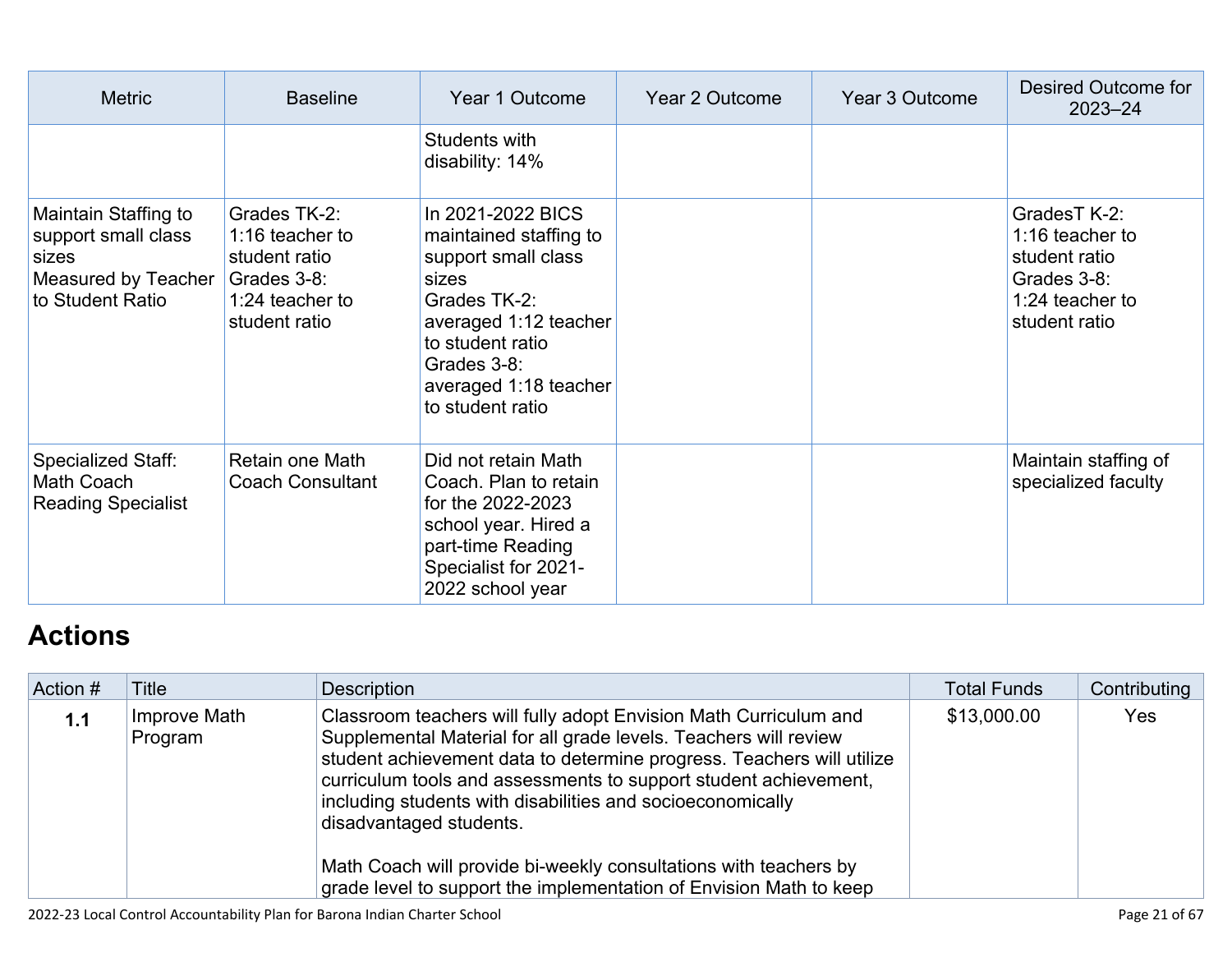| Metric | Baseline | Year 1 Outcome | Year 2 Outcome | Year 3 Outcome | Desired Outcome for 2023–24 |
|---|---|---|---|---|---|
| | | Students with disability: 14% | | | |
| Maintain Staffing to support small class sizes<br>Measured by Teacher to Student Ratio | Grades TK-2: 1:16 teacher to student ratio<br>Grades 3-8: 1:24 teacher to student ratio | In 2021-2022 BICS maintained staffing to support small class sizes<br>Grades TK-2: averaged 1:12 teacher to student ratio<br>Grades 3-8: averaged 1:18 teacher to student ratio | | | GradesT K-2: 1:16 teacher to student ratio<br>Grades 3-8: 1:24 teacher to student ratio |
| Specialized Staff: Math Coach<br>Reading Specialist | Retain one Math Coach Consultant | Did not retain Math Coach. Plan to retain for the 2022-2023 school year. Hired a part-time Reading Specialist for 2021-2022 school year | | | Maintain staffing of specialized faculty |

## Actions

| Action # | Title | Description | Total Funds | Contributing |
|---|---|---|---|---|
| **1.1** | Improve Math Program | Classroom teachers will fully adopt Envision Math Curriculum and Supplemental Material for all grade levels. Teachers will review student achievement data to determine progress. Teachers will utilize curriculum tools and assessments to support student achievement, including students with disabilities and socioeconomically disadvantaged students.<br><br>Math Coach will provide bi-weekly consultations with teachers by grade level to support the implementation of Envision Math to keep | $13,000.00 | Yes |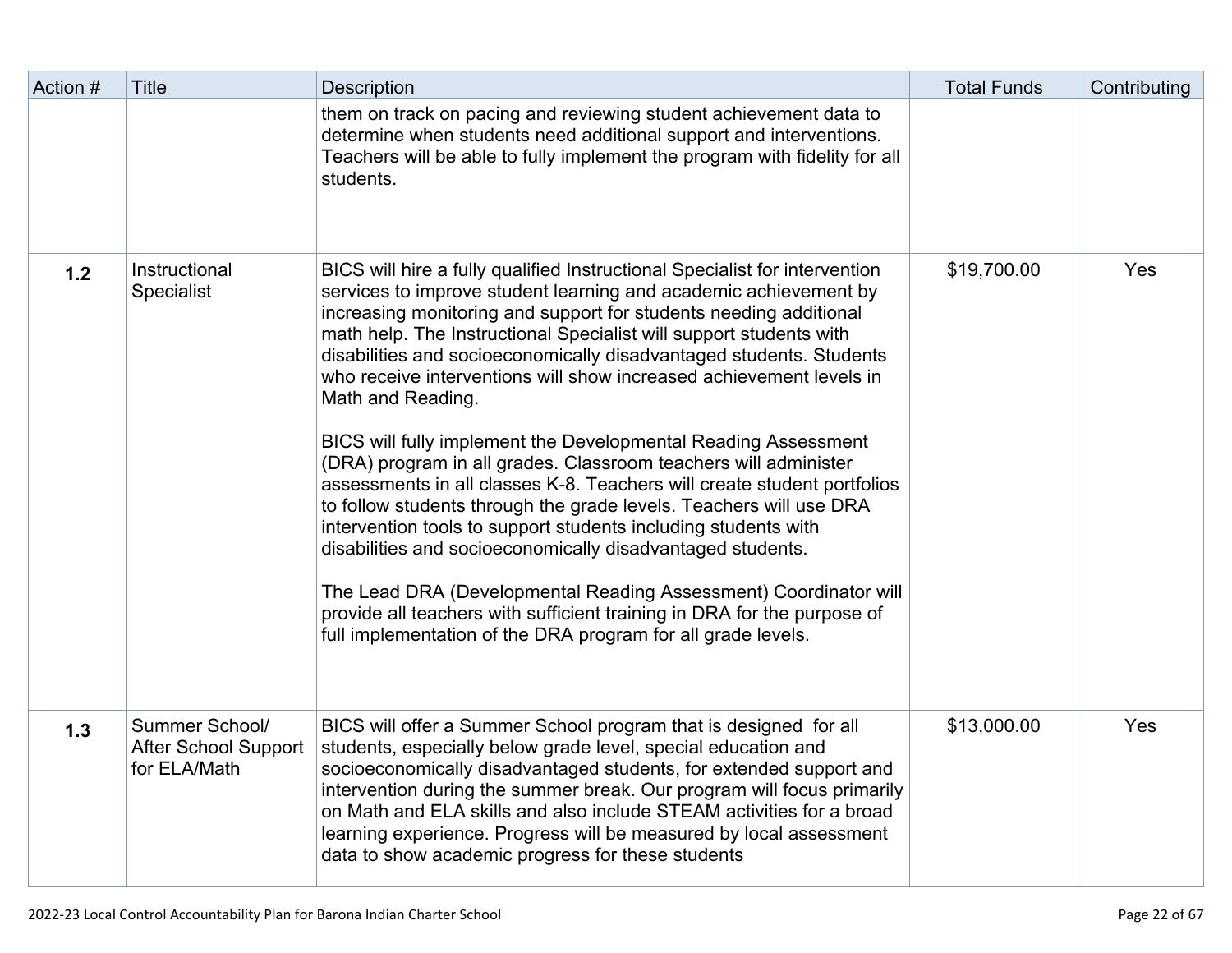| Action # | Title | Description | Total Funds | Contributing |
|---|---|---|---|---|
| | | them on track on pacing and reviewing student achievement data to determine when students need additional support and interventions. Teachers will be able to fully implement the program with fidelity for all students. | | |
| **1.2** | Instructional Specialist | BICS will hire a fully qualified Instructional Specialist for intervention services to improve student learning and academic achievement by increasing monitoring and support for students needing additional math help. The Instructional Specialist will support students with disabilities and socioeconomically disadvantaged students. Students who receive interventions will show increased achievement levels in Math and Reading.<br><br>BICS will fully implement the Developmental Reading Assessment (DRA) program in all grades. Classroom teachers will administer assessments in all classes K-8. Teachers will create student portfolios to follow students through the grade levels. Teachers will use DRA intervention tools to support students including students with disabilities and socioeconomically disadvantaged students.<br><br>The Lead DRA (Developmental Reading Assessment) Coordinator will provide all teachers with sufficient training in DRA for the purpose of full implementation of the DRA program for all grade levels. | $19,700.00 | Yes |
| **1.3** | Summer School/ After School Support for ELA/Math | BICS will offer a Summer School program that is designed for all students, especially below grade level, special education and socioeconomically disadvantaged students, for extended support and intervention during the summer break. Our program will focus primarily on Math and ELA skills and also include STEAM activities for a broad learning experience. Progress will be measured by local assessment data to show academic progress for these students | $13,000.00 | Yes |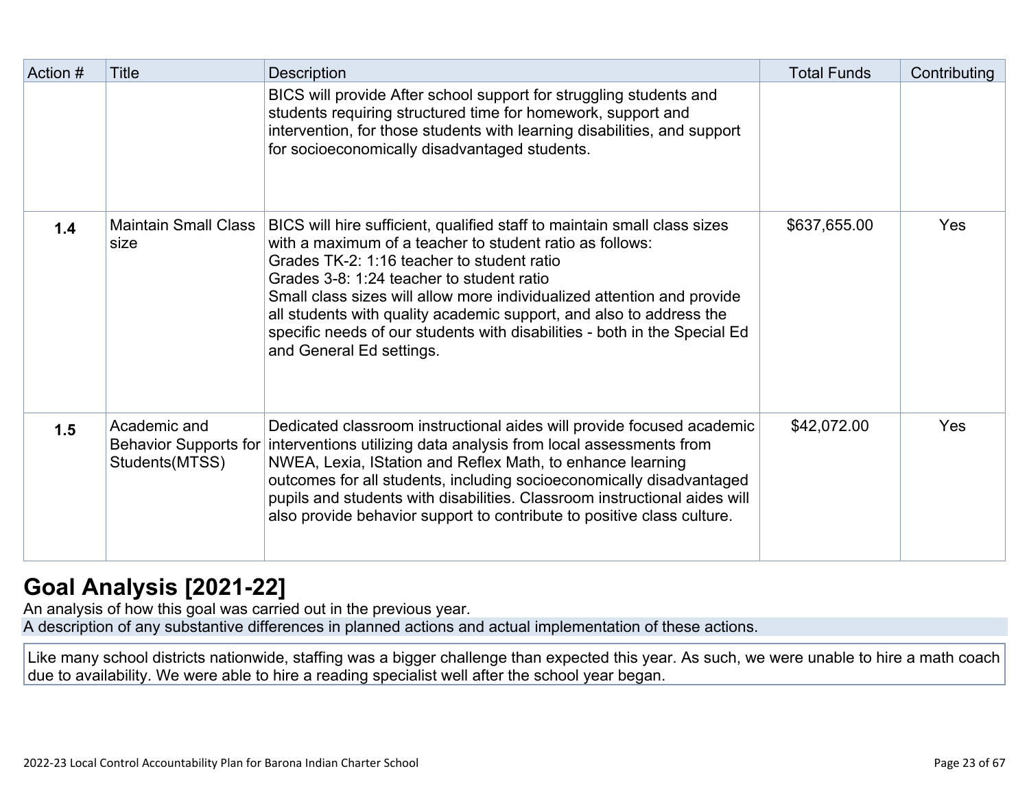| Action # | Title | Description | Total Funds | Contributing |
|---|---|---|---|---|
| | | BICS will provide After school support for struggling students and students requiring structured time for homework, support and intervention, for those students with learning disabilities, and support for socioeconomically disadvantaged students. | | |
| **1.4** | Maintain Small Class size | BICS will hire sufficient, qualified staff to maintain small class sizes with a maximum of a teacher to student ratio as follows:<br>Grades TK-2: 1:16 teacher to student ratio<br>Grades 3-8: 1:24 teacher to student ratio<br>Small class sizes will allow more individualized attention and provide all students with quality academic support, and also to address the specific needs of our students with disabilities - both in the Special Ed and General Ed settings. | $637,655.00 | Yes |
| **1.5** | Academic and Behavior Supports for Students(MTSS) | Dedicated classroom instructional aides will provide focused academic interventions utilizing data analysis from local assessments from NWEA, Lexia, IStation and Reflex Math, to enhance learning outcomes for all students, including socioeconomically disadvantaged pupils and students with disabilities. Classroom instructional aides will also provide behavior support to contribute to positive class culture. | $42,072.00 | Yes |

# Goal Analysis [2021-22]

An analysis of how this goal was carried out in the previous year.

A description of any substantive differences in planned actions and actual implementation of these actions.

Like many school districts nationwide, staffing was a bigger challenge than expected this year. As such, we were unable to hire a math coach due to availability. We were able to hire a reading specialist well after the school year began.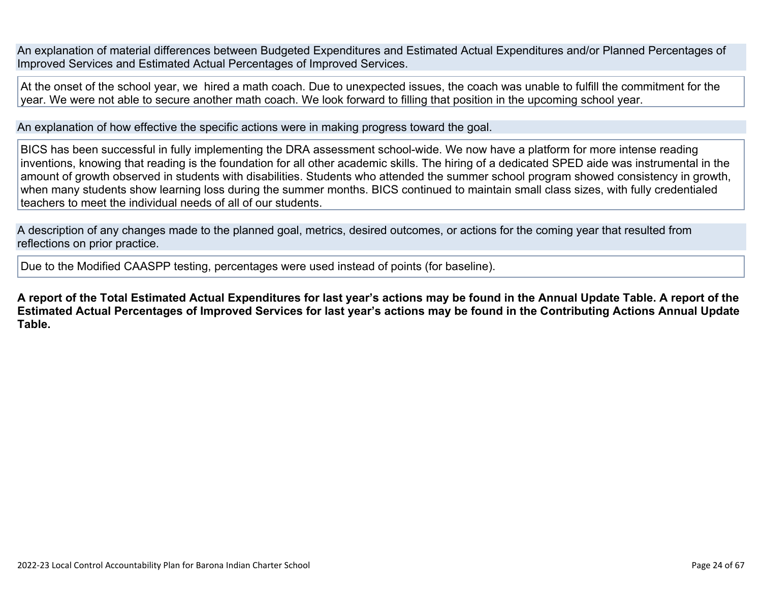An explanation of material differences between Budgeted Expenditures and Estimated Actual Expenditures and/or Planned Percentages of Improved Services and Estimated Actual Percentages of Improved Services.

At the onset of the school year, we  hired a math coach. Due to unexpected issues, the coach was unable to fulfill the commitment for the year. We were not able to secure another math coach. We look forward to filling that position in the upcoming school year.

An explanation of how effective the specific actions were in making progress toward the goal.

BICS has been successful in fully implementing the DRA assessment school-wide. We now have a platform for more intense reading inventions, knowing that reading is the foundation for all other academic skills. The hiring of a dedicated SPED aide was instrumental in the amount of growth observed in students with disabilities. Students who attended the summer school program showed consistency in growth, when many students show learning loss during the summer months. BICS continued to maintain small class sizes, with fully credentialed teachers to meet the individual needs of all of our students.

A description of any changes made to the planned goal, metrics, desired outcomes, or actions for the coming year that resulted from reflections on prior practice.

Due to the Modified CAASPP testing, percentages were used instead of points (for baseline).

**A report of the Total Estimated Actual Expenditures for last year's actions may be found in the Annual Update Table. A report of the Estimated Actual Percentages of Improved Services for last year's actions may be found in the Contributing Actions Annual Update Table.**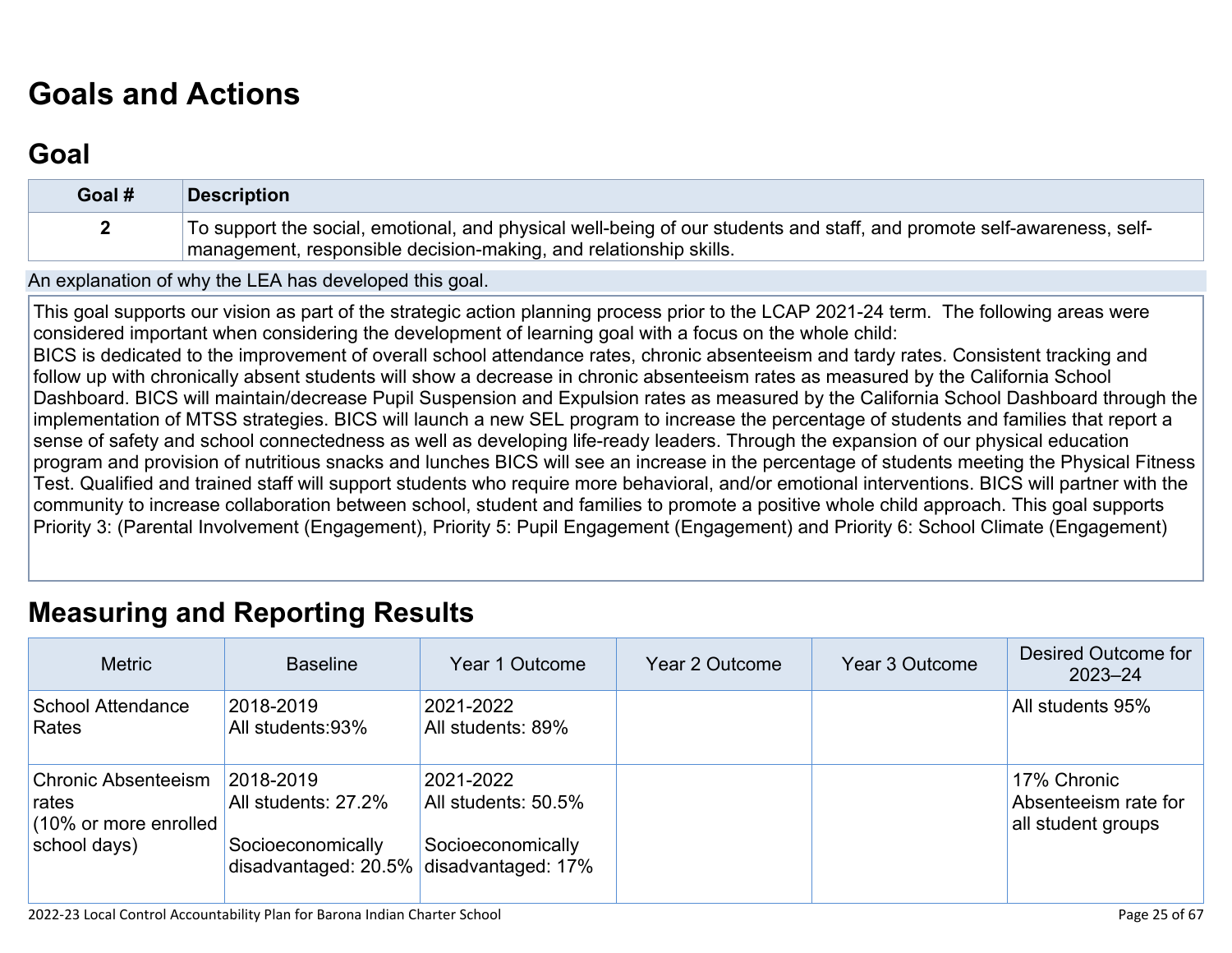# Goals and Actions

## Goal

| Goal # | Description |
| --- | --- |
| 2 | To support the social, emotional, and physical well-being of our students and staff, and promote self-awareness, self-management, responsible decision-making, and relationship skills. |

An explanation of why the LEA has developed this goal.

This goal supports our vision as part of the strategic action planning process prior to the LCAP 2021-24 term. The following areas were considered important when considering the development of learning goal with a focus on the whole child:
BICS is dedicated to the improvement of overall school attendance rates, chronic absenteeism and tardy rates. Consistent tracking and follow up with chronically absent students will show a decrease in chronic absenteeism rates as measured by the California School Dashboard. BICS will maintain/decrease Pupil Suspension and Expulsion rates as measured by the California School Dashboard through the implementation of MTSS strategies. BICS will launch a new SEL program to increase the percentage of students and families that report a sense of safety and school connectedness as well as developing life-ready leaders. Through the expansion of our physical education program and provision of nutritious snacks and lunches BICS will see an increase in the percentage of students meeting the Physical Fitness Test. Qualified and trained staff will support students who require more behavioral, and/or emotional interventions. BICS will partner with the community to increase collaboration between school, student and families to promote a positive whole child approach. This goal supports Priority 3: (Parental Involvement (Engagement), Priority 5: Pupil Engagement (Engagement) and Priority 6: School Climate (Engagement)

## Measuring and Reporting Results

| Metric | Baseline | Year 1 Outcome | Year 2 Outcome | Year 3 Outcome | Desired Outcome for 2023–24 |
| --- | --- | --- | --- | --- | --- |
| School Attendance Rates | 2018-2019<br>All students:93% | 2021-2022<br>All students: 89% | | | All students 95% |
| Chronic Absenteeism rates<br>(10% or more enrolled school days) | 2018-2019<br>All students: 27.2%<br><br>Socioeconomically disadvantaged: 20.5% | 2021-2022<br>All students: 50.5%<br><br>Socioeconomically disadvantaged: 17% | | | 17% Chronic Absenteeism rate for all student groups |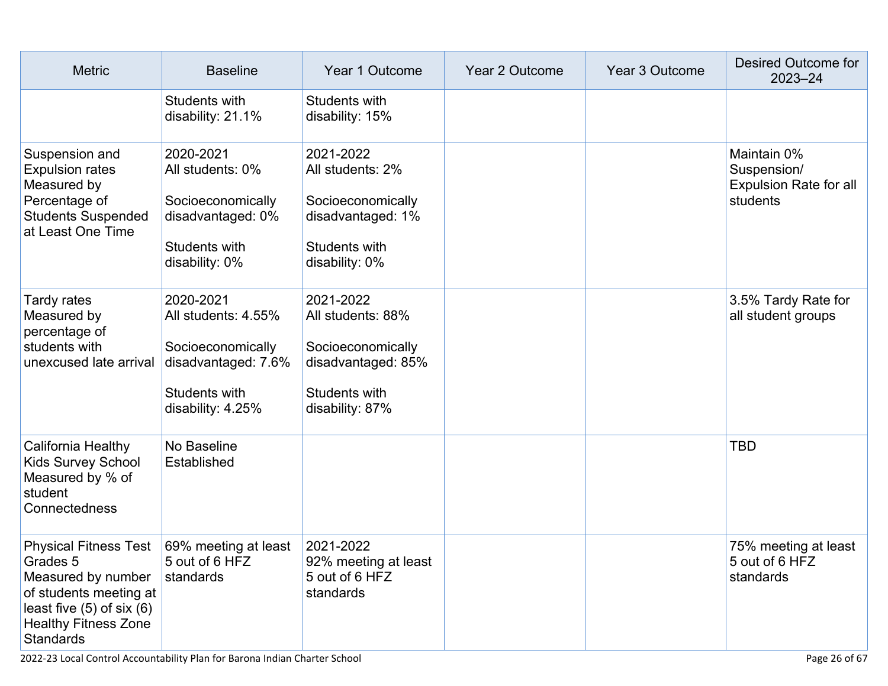| Metric | Baseline | Year 1 Outcome | Year 2 Outcome | Year 3 Outcome | Desired Outcome for 2023–24 |
|---|---|---|---|---|---|
| | Students with disability: 21.1% | Students with disability: 15% | | | |
| Suspension and Expulsion rates Measured by Percentage of Students Suspended at Least One Time | 2020-2021<br>All students: 0%<br><br>Socioeconomically disadvantaged: 0%<br><br>Students with disability: 0% | 2021-2022<br>All students: 2%<br><br>Socioeconomically disadvantaged: 1%<br><br>Students with disability: 0% | | | Maintain 0% Suspension/ Expulsion Rate for all students |
| Tardy rates Measured by percentage of students with unexcused late arrival | 2020-2021<br>All students: 4.55%<br><br>Socioeconomically disadvantaged: 7.6%<br><br>Students with disability: 4.25% | 2021-2022<br>All students: 88%<br><br>Socioeconomically disadvantaged: 85%<br><br>Students with disability: 87% | | | 3.5% Tardy Rate for all student groups |
| California Healthy Kids Survey School Measured by % of student Connectedness | No Baseline Established | | | | TBD |
| Physical Fitness Test Grades 5 Measured by number of students meeting at least five (5) of six (6) Healthy Fitness Zone Standards | 69% meeting at least 5 out of 6 HFZ standards | 2021-2022<br>92% meeting at least 5 out of 6 HFZ standards | | | 75% meeting at least 5 out of 6 HFZ standards |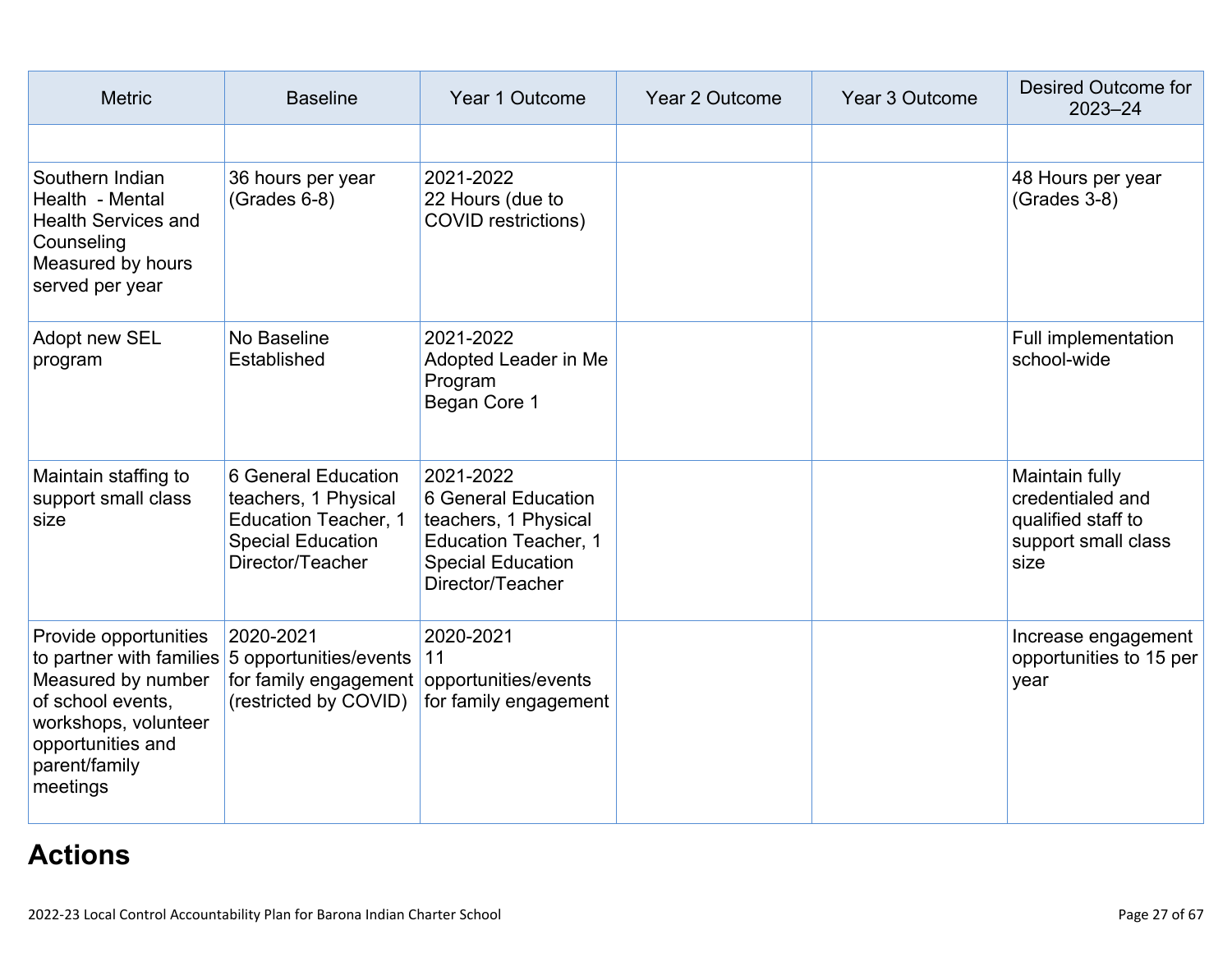| Metric | Baseline | Year 1 Outcome | Year 2 Outcome | Year 3 Outcome | Desired Outcome for 2023–24 |
|---|---|---|---|---|---|
| | | | | | |
| Southern Indian Health - Mental Health Services and Counseling Measured by hours served per year | 36 hours per year (Grades 6-8) | 2021-2022 22 Hours (due to COVID restrictions) | | | 48 Hours per year (Grades 3-8) |
| Adopt new SEL program | No Baseline Established | 2021-2022 Adopted Leader in Me Program Began Core 1 | | | Full implementation school-wide |
| Maintain staffing to support small class size | 6 General Education teachers, 1 Physical Education Teacher, 1 Special Education Director/Teacher | 2021-2022 6 General Education teachers, 1 Physical Education Teacher, 1 Special Education Director/Teacher | | | Maintain fully credentialed and qualified staff to support small class size |
| Provide opportunities to partner with families Measured by number of school events, workshops, volunteer opportunities and parent/family meetings | 2020-2021 5 opportunities/events for family engagement (restricted by COVID) | 2020-2021 11 opportunities/events for family engagement | | | Increase engagement opportunities to 15 per year |

## Actions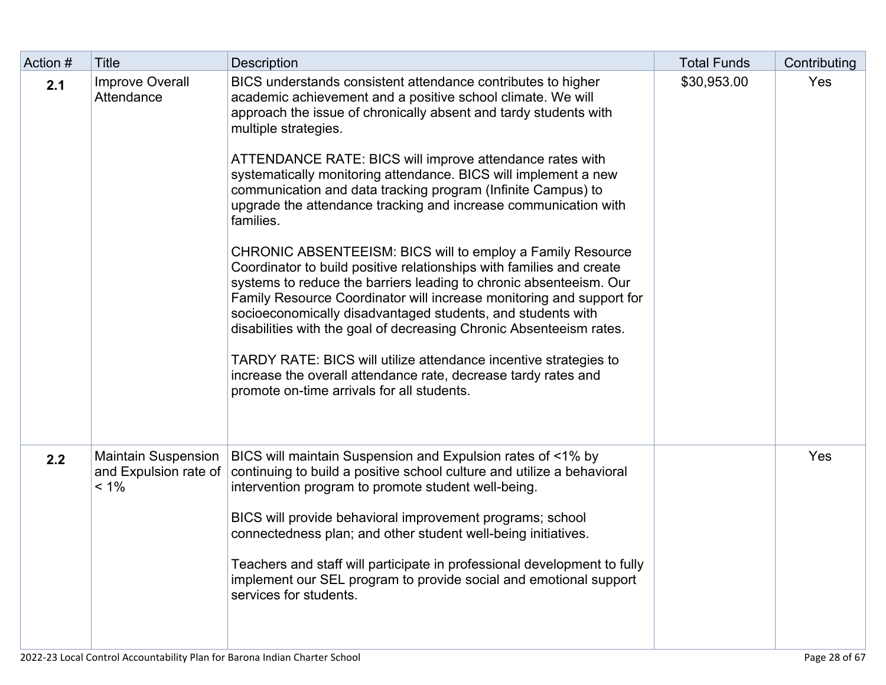| Action # | Title | Description | Total Funds | Contributing |
|---|---|---|---|---|
| **2.1** | Improve Overall Attendance | BICS understands consistent attendance contributes to higher academic achievement and a positive school climate. We will approach the issue of chronically absent and tardy students with multiple strategies.<br><br>ATTENDANCE RATE: BICS will improve attendance rates with systematically monitoring attendance. BICS will implement a new communication and data tracking program (Infinite Campus) to upgrade the attendance tracking and increase communication with families.<br><br>CHRONIC ABSENTEEISM: BICS will to employ a Family Resource Coordinator to build positive relationships with families and create systems to reduce the barriers leading to chronic absenteeism. Our Family Resource Coordinator will increase monitoring and support for socioeconomically disadvantaged students, and students with disabilities with the goal of decreasing Chronic Absenteeism rates.<br><br>TARDY RATE: BICS will utilize attendance incentive strategies to increase the overall attendance rate, decrease tardy rates and promote on-time arrivals for all students. | $30,953.00 | Yes |
| **2.2** | Maintain Suspension and Expulsion rate of < 1% | BICS will maintain Suspension and Expulsion rates of <1% by continuing to build a positive school culture and utilize a behavioral intervention program to promote student well-being.<br><br>BICS will provide behavioral improvement programs; school connectedness plan; and other student well-being initiatives.<br><br>Teachers and staff will participate in professional development to fully implement our SEL program to provide social and emotional support services for students. | | Yes |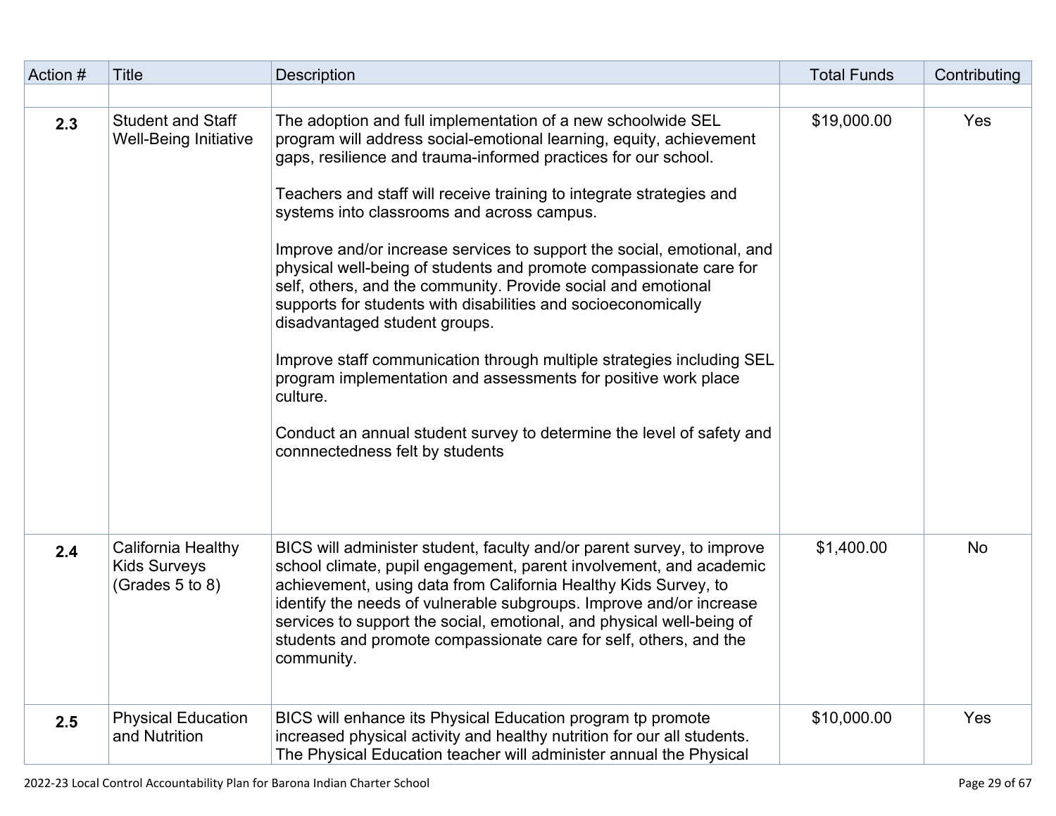| Action # | Title | Description | Total Funds | Contributing |
|---|---|---|---|---|
| | | | | |
| **2.3** | Student and Staff Well-Being Initiative | The adoption and full implementation of a new schoolwide SEL program will address social-emotional learning, equity, achievement gaps, resilience and trauma-informed practices for our school.<br><br>Teachers and staff will receive training to integrate strategies and systems into classrooms and across campus.<br><br>Improve and/or increase services to support the social, emotional, and physical well-being of students and promote compassionate care for self, others, and the community. Provide social and emotional supports for students with disabilities and socioeconomically disadvantaged student groups.<br><br>Improve staff communication through multiple strategies including SEL program implementation and assessments for positive work place culture.<br><br>Conduct an annual student survey to determine the level of safety and connnectedness felt by students | $19,000.00 | Yes |
| **2.4** | California Healthy Kids Surveys (Grades 5 to 8) | BICS will administer student, faculty and/or parent survey, to improve school climate, pupil engagement, parent involvement, and academic achievement, using data from California Healthy Kids Survey, to identify the needs of vulnerable subgroups. Improve and/or increase services to support the social, emotional, and physical well-being of students and promote compassionate care for self, others, and the community. | $1,400.00 | No |
| **2.5** | Physical Education and Nutrition | BICS will enhance its Physical Education program tp promote increased physical activity and healthy nutrition for our all students. The Physical Education teacher will administer annual the Physical | $10,000.00 | Yes |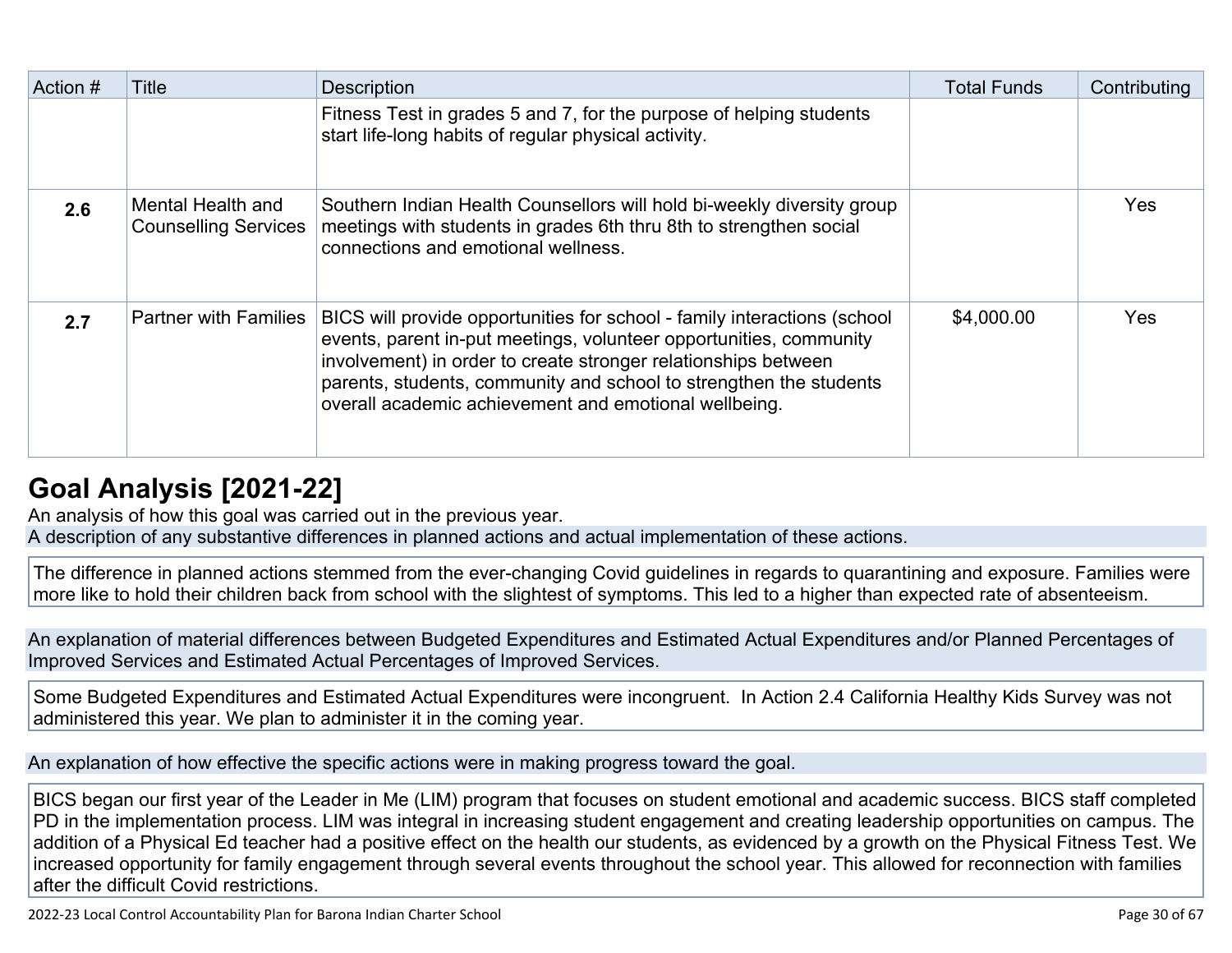| Action # | Title | Description | Total Funds | Contributing |
|---|---|---|---|---|
| | | Fitness Test in grades 5 and 7, for the purpose of helping students start life-long habits of regular physical activity. | | |
| **2.6** | Mental Health and Counselling Services | Southern Indian Health Counsellors will hold bi-weekly diversity group meetings with students in grades 6th thru 8th to strengthen social connections and emotional wellness. | | Yes |
| **2.7** | Partner with Families | BICS will provide opportunities for school - family interactions (school events, parent in-put meetings, volunteer opportunities, community involvement) in order to create stronger relationships between parents, students, community and school to strengthen the students overall academic achievement and emotional wellbeing. | $4,000.00 | Yes |

# Goal Analysis [2021-22]

An analysis of how this goal was carried out in the previous year.

A description of any substantive differences in planned actions and actual implementation of these actions.

The difference in planned actions stemmed from the ever-changing Covid guidelines in regards to quarantining and exposure. Families were more like to hold their children back from school with the slightest of symptoms. This led to a higher than expected rate of absenteeism.

An explanation of material differences between Budgeted Expenditures and Estimated Actual Expenditures and/or Planned Percentages of Improved Services and Estimated Actual Percentages of Improved Services.

Some Budgeted Expenditures and Estimated Actual Expenditures were incongruent. In Action 2.4 California Healthy Kids Survey was not administered this year. We plan to administer it in the coming year.

An explanation of how effective the specific actions were in making progress toward the goal.

BICS began our first year of the Leader in Me (LIM) program that focuses on student emotional and academic success. BICS staff completed PD in the implementation process. LIM was integral in increasing student engagement and creating leadership opportunities on campus. The addition of a Physical Ed teacher had a positive effect on the health our students, as evidenced by a growth on the Physical Fitness Test. We increased opportunity for family engagement through several events throughout the school year. This allowed for reconnection with families after the difficult Covid restrictions.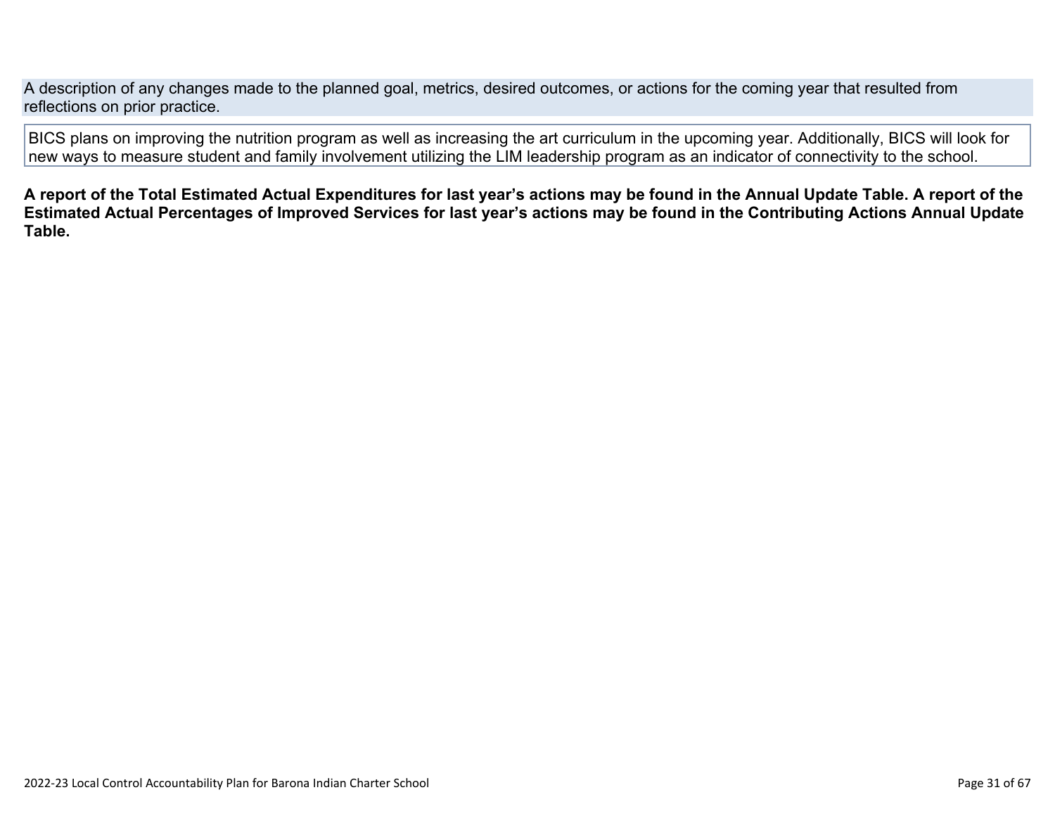A description of any changes made to the planned goal, metrics, desired outcomes, or actions for the coming year that resulted from reflections on prior practice.

BICS plans on improving the nutrition program as well as increasing the art curriculum in the upcoming year. Additionally, BICS will look for new ways to measure student and family involvement utilizing the LIM leadership program as an indicator of connectivity to the school.

**A report of the Total Estimated Actual Expenditures for last year's actions may be found in the Annual Update Table. A report of the Estimated Actual Percentages of Improved Services for last year's actions may be found in the Contributing Actions Annual Update Table.**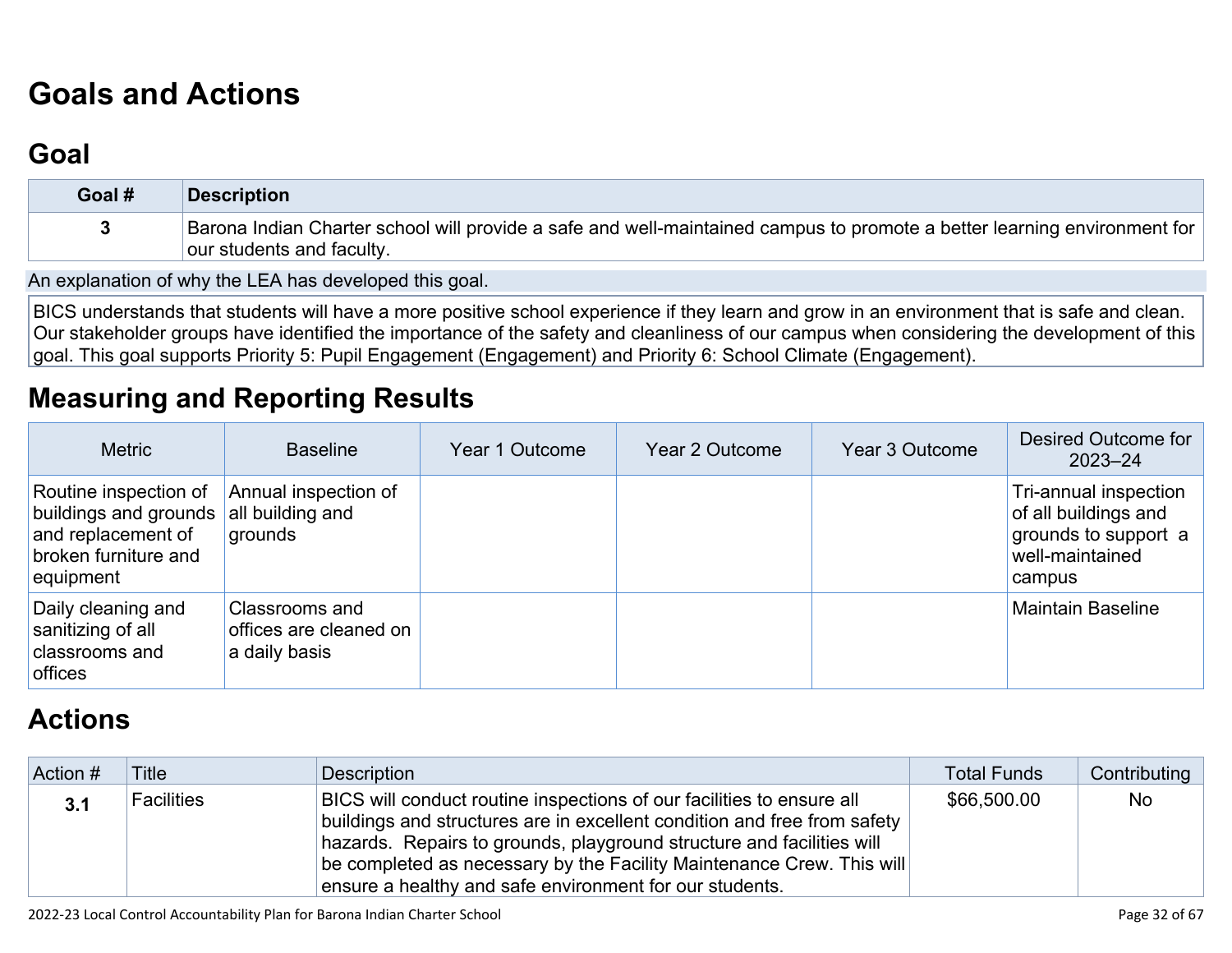# Goals and Actions

## Goal

| Goal # | Description |
| --- | --- |
| 3 | Barona Indian Charter school will provide a safe and well-maintained campus to promote a better learning environment for our students and faculty. |

An explanation of why the LEA has developed this goal.

BICS understands that students will have a more positive school experience if they learn and grow in an environment that is safe and clean. Our stakeholder groups have identified the importance of the safety and cleanliness of our campus when considering the development of this goal. This goal supports Priority 5: Pupil Engagement (Engagement) and Priority 6: School Climate (Engagement).

## Measuring and Reporting Results

| Metric | Baseline | Year 1 Outcome | Year 2 Outcome | Year 3 Outcome | Desired Outcome for 2023–24 |
| --- | --- | --- | --- | --- | --- |
| Routine inspection of buildings and grounds and replacement of broken furniture and equipment | Annual inspection of all building and grounds | | | | Tri-annual inspection of all buildings and grounds to support a well-maintained campus |
| Daily cleaning and sanitizing of all classrooms and offices | Classrooms and offices are cleaned on a daily basis | | | | Maintain Baseline |

## Actions

| Action # | Title | Description | Total Funds | Contributing |
| --- | --- | --- | --- | --- |
| 3.1 | Facilities | BICS will conduct routine inspections of our facilities to ensure all buildings and structures are in excellent condition and free from safety hazards. Repairs to grounds, playground structure and facilities will be completed as necessary by the Facility Maintenance Crew. This will ensure a healthy and safe environment for our students. | $66,500.00 | No |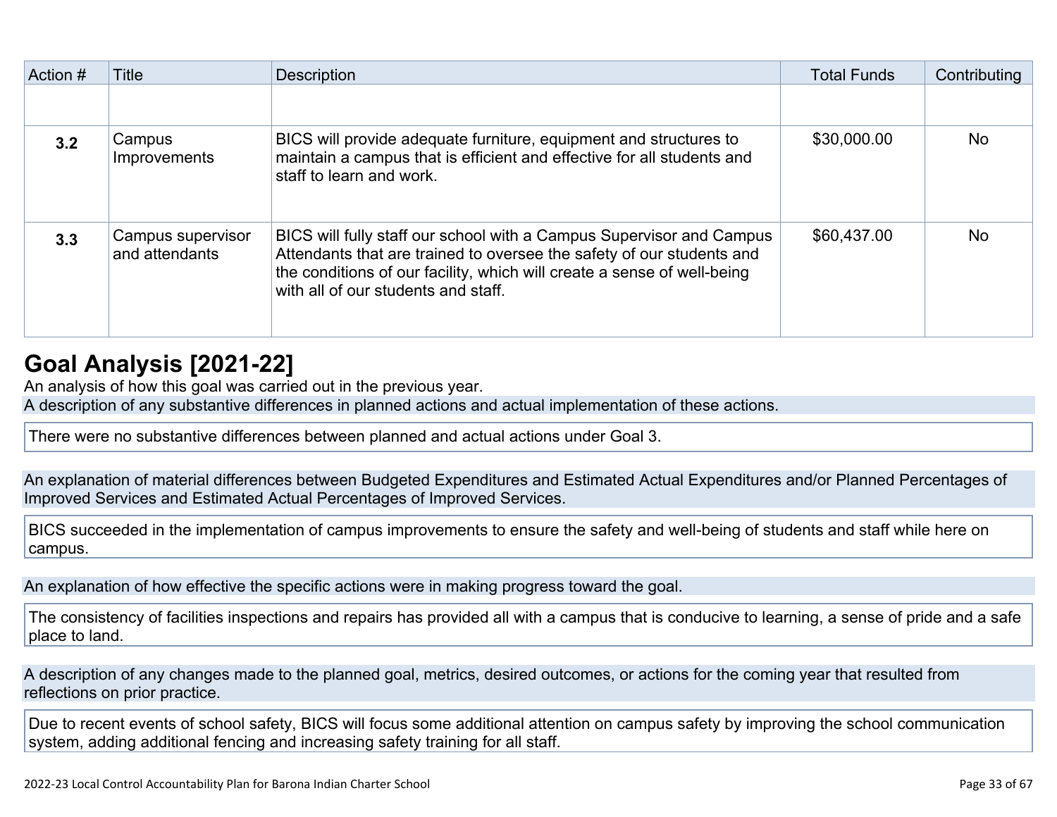| Action # | Title | Description | Total Funds | Contributing |
|---|---|---|---|---|
| | | | | |
| **3.2** | Campus Improvements | BICS will provide adequate furniture, equipment and structures to maintain a campus that is efficient and effective for all students and staff to learn and work. | $30,000.00 | No |
| **3.3** | Campus supervisor and attendants | BICS will fully staff our school with a Campus Supervisor and Campus Attendants that are trained to oversee the safety of our students and the conditions of our facility, which will create a sense of well-being with all of our students and staff. | $60,437.00 | No |

# Goal Analysis [2021-22]

An analysis of how this goal was carried out in the previous year.

A description of any substantive differences in planned actions and actual implementation of these actions.

There were no substantive differences between planned and actual actions under Goal 3.

An explanation of material differences between Budgeted Expenditures and Estimated Actual Expenditures and/or Planned Percentages of Improved Services and Estimated Actual Percentages of Improved Services.

BICS succeeded in the implementation of campus improvements to ensure the safety and well-being of students and staff while here on campus.

An explanation of how effective the specific actions were in making progress toward the goal.

The consistency of facilities inspections and repairs has provided all with a campus that is conducive to learning, a sense of pride and a safe place to land.

A description of any changes made to the planned goal, metrics, desired outcomes, or actions for the coming year that resulted from reflections on prior practice.

Due to recent events of school safety, BICS will focus some additional attention on campus safety by improving the school communication system, adding additional fencing and increasing safety training for all staff.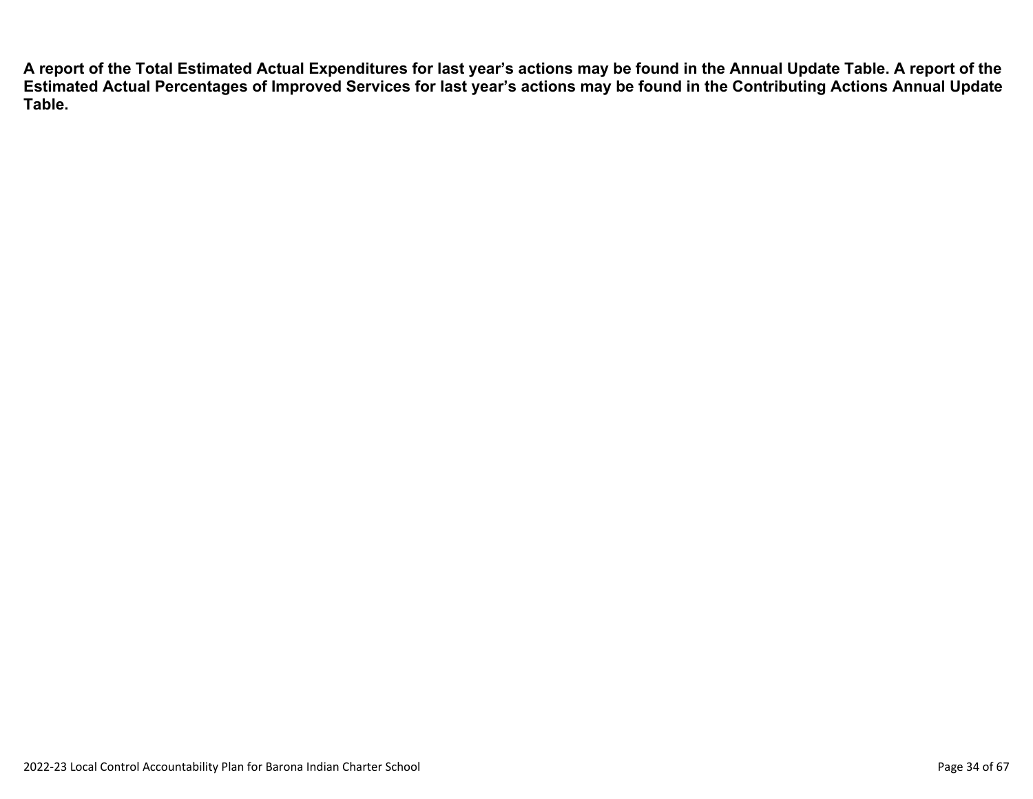**A report of the Total Estimated Actual Expenditures for last year's actions may be found in the Annual Update Table. A report of the Estimated Actual Percentages of Improved Services for last year's actions may be found in the Contributing Actions Annual Update Table.**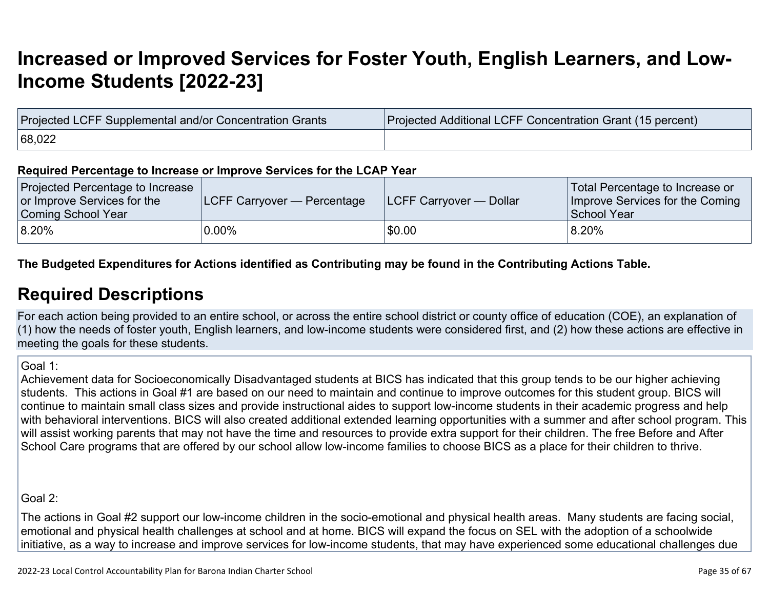# Increased or Improved Services for Foster Youth, English Learners, and Low-Income Students [2022-23]

| Projected LCFF Supplemental and/or Concentration Grants | Projected Additional LCFF Concentration Grant (15 percent) |
|---|---|
| 68,022 | |

**Required Percentage to Increase or Improve Services for the LCAP Year**

| Projected Percentage to Increase or Improve Services for the Coming School Year | LCFF Carryover — Percentage | LCFF Carryover — Dollar | Total Percentage to Increase or Improve Services for the Coming School Year |
|---|---|---|---|
| 8.20% | 0.00% | $0.00 | 8.20% |

**The Budgeted Expenditures for Actions identified as Contributing may be found in the Contributing Actions Table.**

## Required Descriptions

For each action being provided to an entire school, or across the entire school district or county office of education (COE), an explanation of (1) how the needs of foster youth, English learners, and low-income students were considered first, and (2) how these actions are effective in meeting the goals for these students.

Goal 1:
Achievement data for Socioeconomically Disadvantaged students at BICS has indicated that this group tends to be our higher achieving students. This actions in Goal #1 are based on our need to maintain and continue to improve outcomes for this student group. BICS will continue to maintain small class sizes and provide instructional aides to support low-income students in their academic progress and help with behavioral interventions. BICS will also created additional extended learning opportunities with a summer and after school program. This will assist working parents that may not have the time and resources to provide extra support for their children. The free Before and After School Care programs that are offered by our school allow low-income families to choose BICS as a place for their children to thrive.

Goal 2:

The actions in Goal #2 support our low-income children in the socio-emotional and physical health areas. Many students are facing social, emotional and physical health challenges at school and at home. BICS will expand the focus on SEL with the adoption of a schoolwide initiative, as a way to increase and improve services for low-income students, that may have experienced some educational challenges due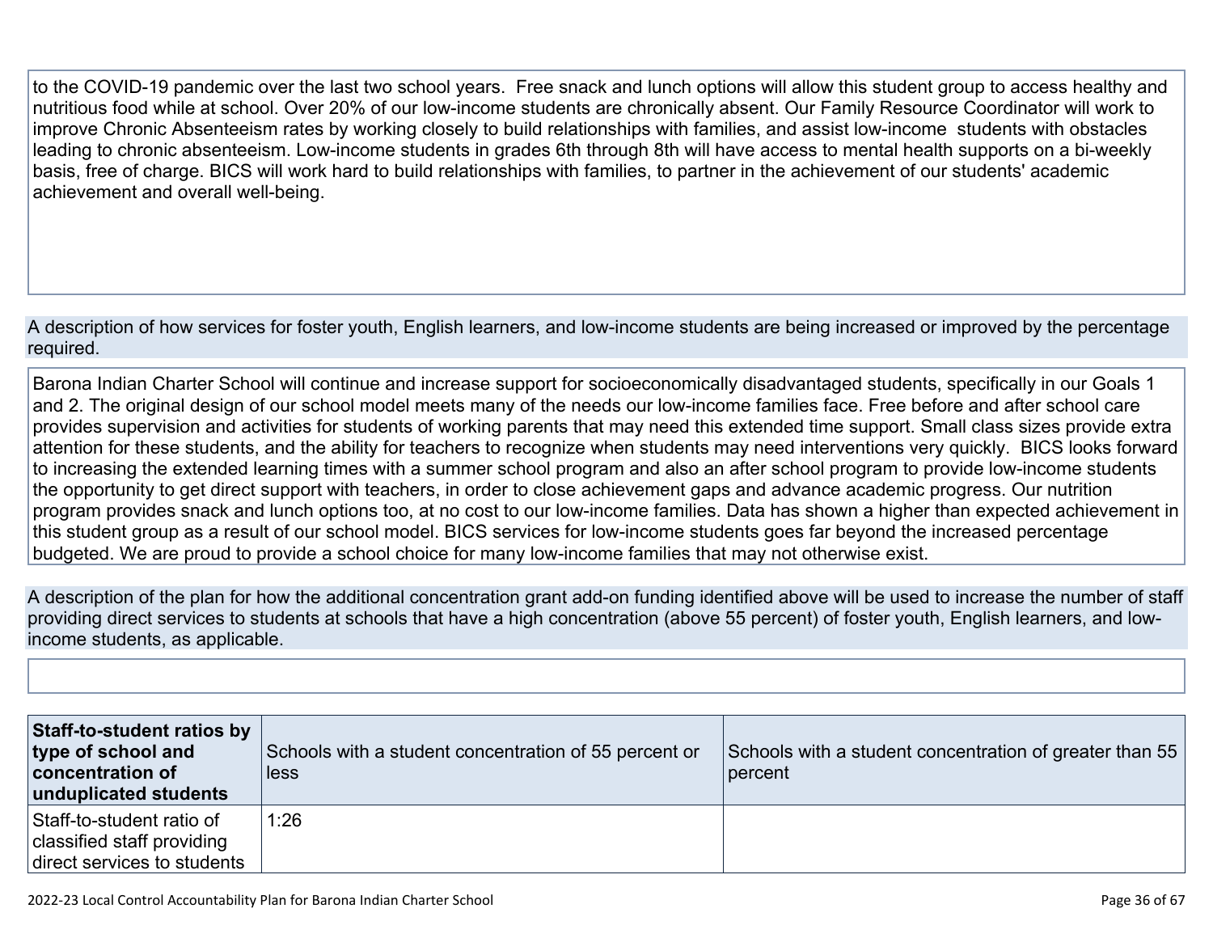to the COVID-19 pandemic over the last two school years. Free snack and lunch options will allow this student group to access healthy and nutritious food while at school. Over 20% of our low-income students are chronically absent. Our Family Resource Coordinator will work to improve Chronic Absenteeism rates by working closely to build relationships with families, and assist low-income students with obstacles leading to chronic absenteeism. Low-income students in grades 6th through 8th will have access to mental health supports on a bi-weekly basis, free of charge. BICS will work hard to build relationships with families, to partner in the achievement of our students' academic achievement and overall well-being.

A description of how services for foster youth, English learners, and low-income students are being increased or improved by the percentage required.

Barona Indian Charter School will continue and increase support for socioeconomically disadvantaged students, specifically in our Goals 1 and 2. The original design of our school model meets many of the needs our low-income families face. Free before and after school care provides supervision and activities for students of working parents that may need this extended time support. Small class sizes provide extra attention for these students, and the ability for teachers to recognize when students may need interventions very quickly. BICS looks forward to increasing the extended learning times with a summer school program and also an after school program to provide low-income students the opportunity to get direct support with teachers, in order to close achievement gaps and advance academic progress. Our nutrition program provides snack and lunch options too, at no cost to our low-income families. Data has shown a higher than expected achievement in this student group as a result of our school model. BICS services for low-income students goes far beyond the increased percentage budgeted. We are proud to provide a school choice for many low-income families that may not otherwise exist.

A description of the plan for how the additional concentration grant add-on funding identified above will be used to increase the number of staff providing direct services to students at schools that have a high concentration (above 55 percent) of foster youth, English learners, and low-income students, as applicable.

| **Staff-to-student ratios by type of school and concentration of unduplicated students** | Schools with a student concentration of 55 percent or less | Schools with a student concentration of greater than 55 percent |
| --- | --- | --- |
| Staff-to-student ratio of classified staff providing direct services to students | 1:26 | |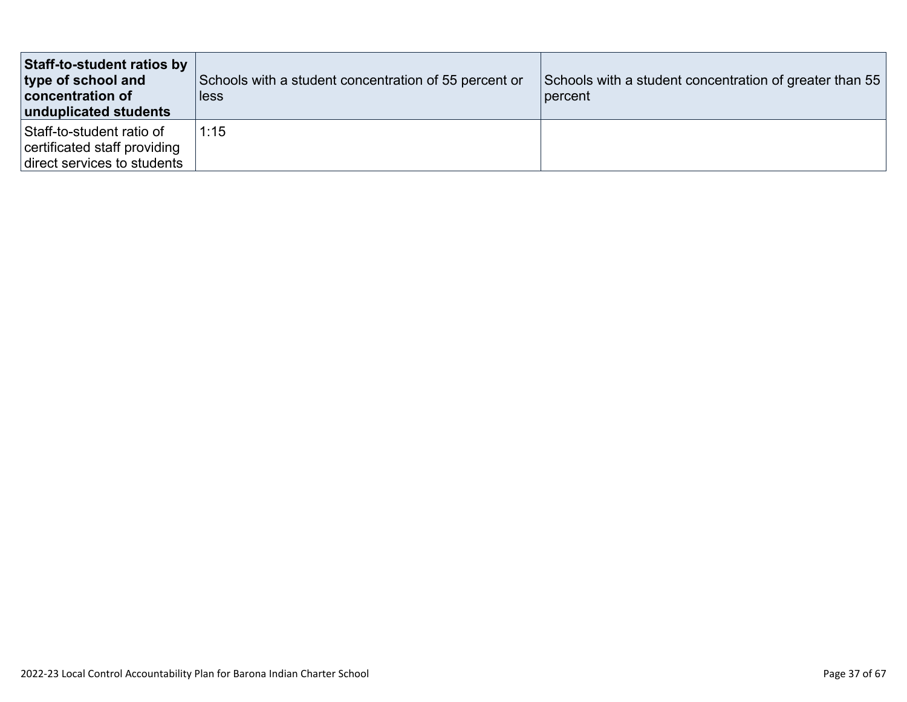| **Staff-to-student ratios by type of school and concentration of unduplicated students** | Schools with a student concentration of 55 percent or less | Schools with a student concentration of greater than 55 percent |
|---|---|---|
| Staff-to-student ratio of certificated staff providing direct services to students | 1:15 | |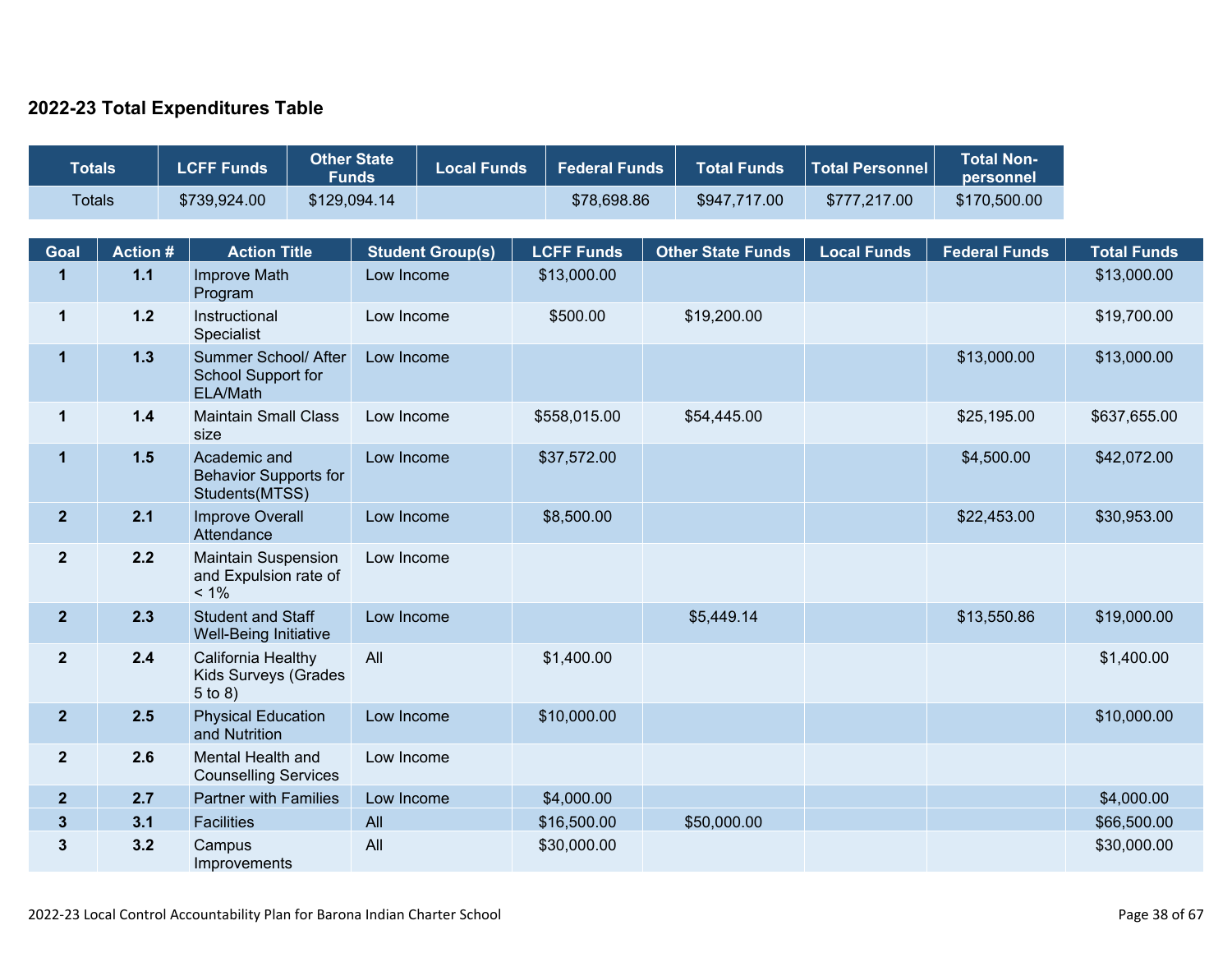## 2022-23 Total Expenditures Table

| Totals | LCFF Funds | Other State Funds | Local Funds | Federal Funds | Total Funds | Total Personnel | Total Non-personnel |
|---|---|---|---|---|---|---|---|
| Totals | $739,924.00 | $129,094.14 | | $78,698.86 | $947,717.00 | $777,217.00 | $170,500.00 |

| Goal | Action # | Action Title | Student Group(s) | LCFF Funds | Other State Funds | Local Funds | Federal Funds | Total Funds |
|---|---|---|---|---|---|---|---|---|
| 1 | 1.1 | Improve Math Program | Low Income | $13,000.00 | | | | $13,000.00 |
| 1 | 1.2 | Instructional Specialist | Low Income | $500.00 | $19,200.00 | | | $19,700.00 |
| 1 | 1.3 | Summer School/ After School Support for ELA/Math | Low Income | | | | $13,000.00 | $13,000.00 |
| 1 | 1.4 | Maintain Small Class size | Low Income | $558,015.00 | $54,445.00 | | $25,195.00 | $637,655.00 |
| 1 | 1.5 | Academic and Behavior Supports for Students(MTSS) | Low Income | $37,572.00 | | | $4,500.00 | $42,072.00 |
| 2 | 2.1 | Improve Overall Attendance | Low Income | $8,500.00 | | | $22,453.00 | $30,953.00 |
| 2 | 2.2 | Maintain Suspension and Expulsion rate of < 1% | Low Income | | | | | |
| 2 | 2.3 | Student and Staff Well-Being Initiative | Low Income | | $5,449.14 | | $13,550.86 | $19,000.00 |
| 2 | 2.4 | California Healthy Kids Surveys (Grades 5 to 8) | All | $1,400.00 | | | | $1,400.00 |
| 2 | 2.5 | Physical Education and Nutrition | Low Income | $10,000.00 | | | | $10,000.00 |
| 2 | 2.6 | Mental Health and Counselling Services | Low Income | | | | | |
| 2 | 2.7 | Partner with Families | Low Income | $4,000.00 | | | | $4,000.00 |
| 3 | 3.1 | Facilities | All | $16,500.00 | $50,000.00 | | | $66,500.00 |
| 3 | 3.2 | Campus Improvements | All | $30,000.00 | | | | $30,000.00 |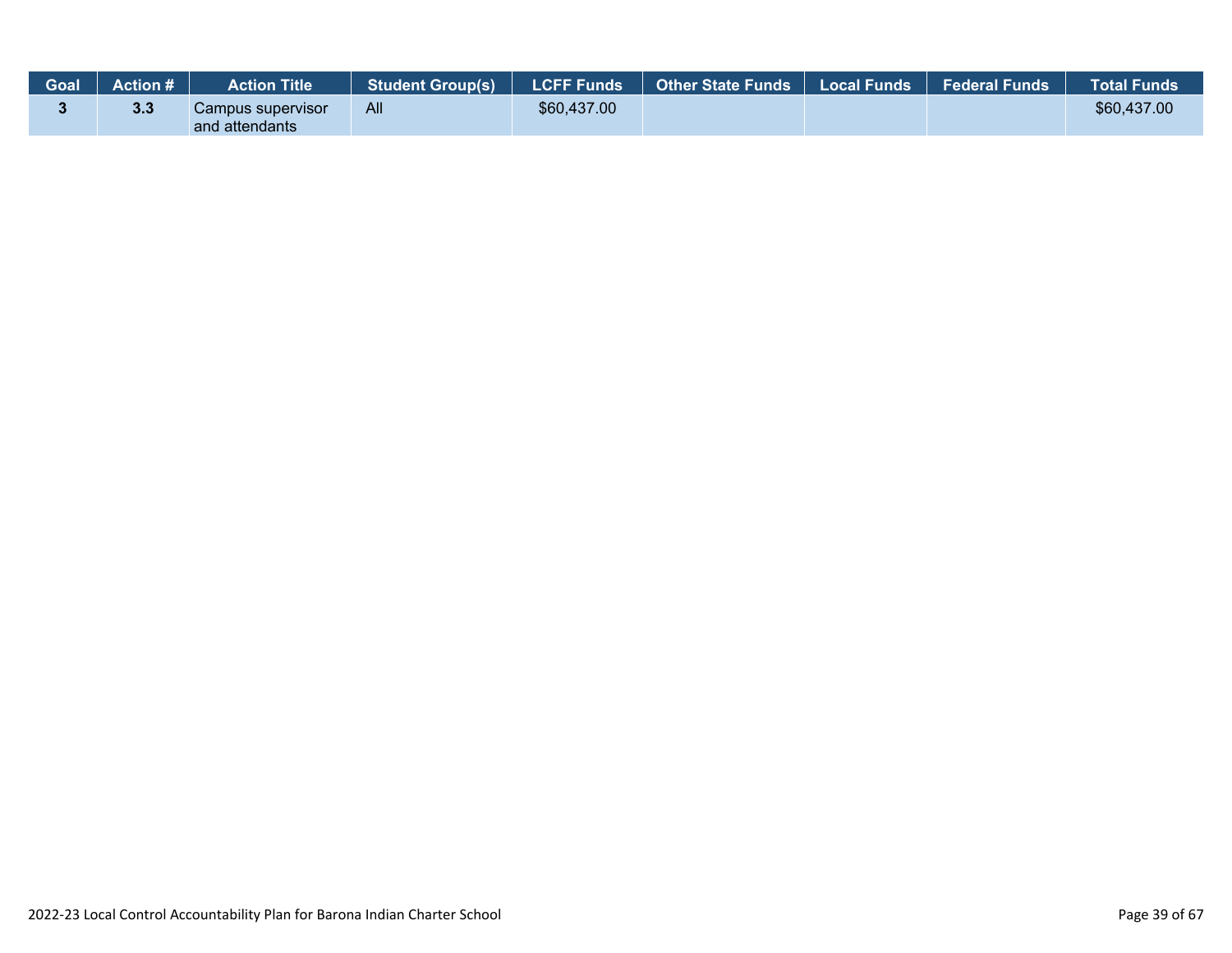| Goal | Action # | Action Title | Student Group(s) | LCFF Funds | Other State Funds | Local Funds | Federal Funds | Total Funds |
|---|---|---|---|---|---|---|---|---|
| 3 | 3.3 | Campus supervisor and attendants | All | $60,437.00 | | | | $60,437.00 |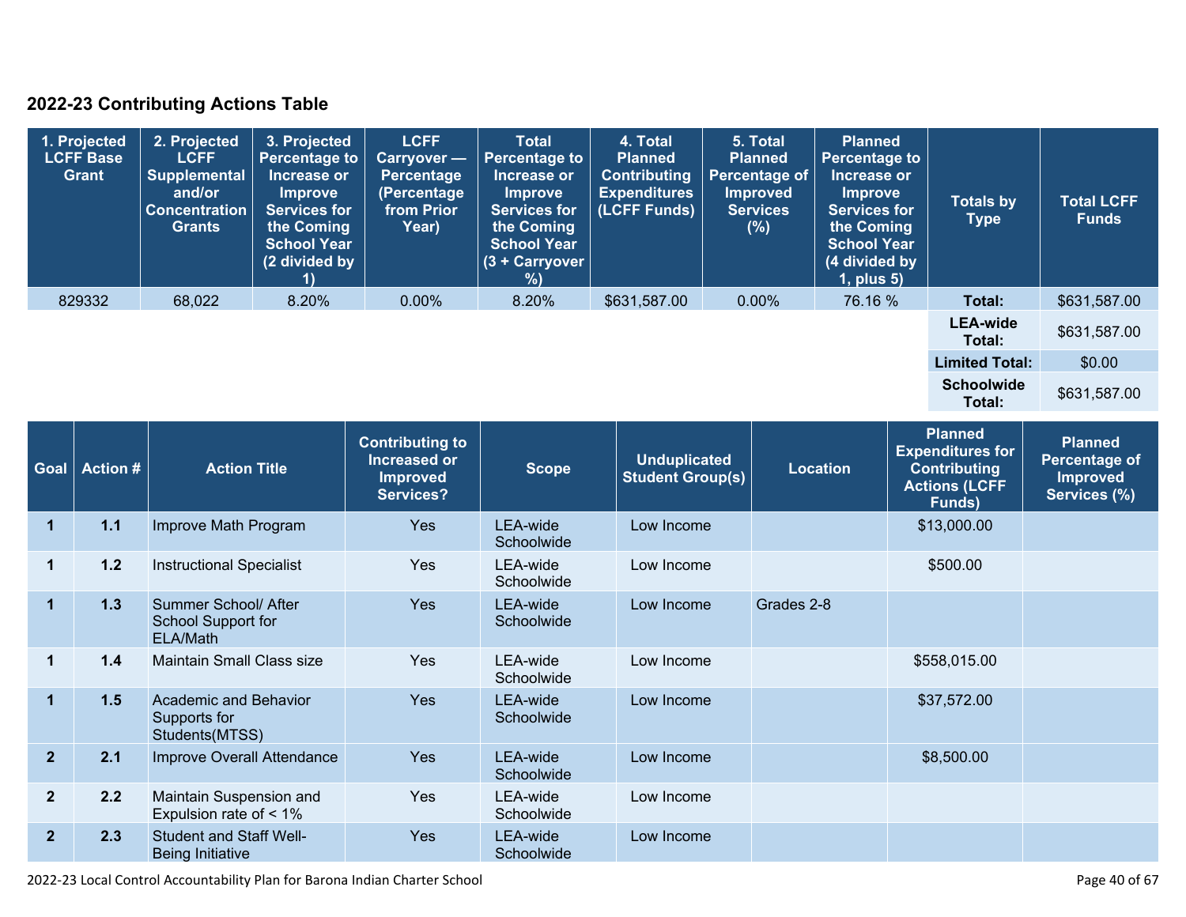## 2022-23 Contributing Actions Table

| 1. Projected LCFF Base Grant | 2. Projected LCFF Supplemental and/or Concentration Grants | 3. Projected Percentage to Increase or Improve Services for the Coming School Year (2 divided by 1) | LCFF Carryover — Percentage (Percentage from Prior Year) | Total Percentage to Increase or Improve Services for the Coming School Year (3 + Carryover %) | 4. Total Planned Contributing Expenditures (LCFF Funds) | 5. Total Planned Percentage of Improved Services (%) | Planned Percentage to Increase or Improve Services for the Coming School Year (4 divided by 1, plus 5) | Totals by Type | Total LCFF Funds |
|---|---|---|---|---|---|---|---|---|---|
| 829332 | 68,022 | 8.20% | 0.00% | 8.20% | $631,587.00 | 0.00% | 76.16 % | Total: | $631,587.00 |
| | | | | | | | | LEA-wide Total: | $631,587.00 |
| | | | | | | | | Limited Total: | $0.00 |
| | | | | | | | | Schoolwide Total: | $631,587.00 |

| Goal | Action # | Action Title | Contributing to Increased or Improved Services? | Scope | Unduplicated Student Group(s) | Location | Planned Expenditures for Contributing Actions (LCFF Funds) | Planned Percentage of Improved Services (%) |
|---|---|---|---|---|---|---|---|---|
| 1 | 1.1 | Improve Math Program | Yes | LEA-wide Schoolwide | Low Income | | $13,000.00 | |
| 1 | 1.2 | Instructional Specialist | Yes | LEA-wide Schoolwide | Low Income | | $500.00 | |
| 1 | 1.3 | Summer School/ After School Support for ELA/Math | Yes | LEA-wide Schoolwide | Low Income | Grades 2-8 | | |
| 1 | 1.4 | Maintain Small Class size | Yes | LEA-wide Schoolwide | Low Income | | $558,015.00 | |
| 1 | 1.5 | Academic and Behavior Supports for Students(MTSS) | Yes | LEA-wide Schoolwide | Low Income | | $37,572.00 | |
| 2 | 2.1 | Improve Overall Attendance | Yes | LEA-wide Schoolwide | Low Income | | $8,500.00 | |
| 2 | 2.2 | Maintain Suspension and Expulsion rate of < 1% | Yes | LEA-wide Schoolwide | Low Income | | | |
| 2 | 2.3 | Student and Staff Well-Being Initiative | Yes | LEA-wide Schoolwide | Low Income | | | |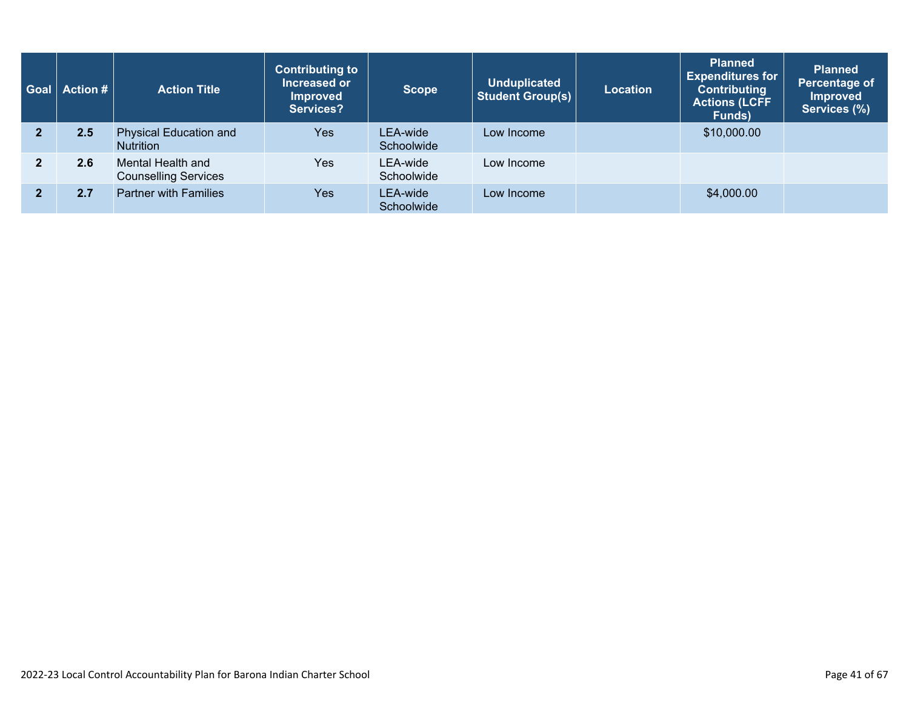| Goal | Action # | Action Title | Contributing to Increased or Improved Services? | Scope | Unduplicated Student Group(s) | Location | Planned Expenditures for Contributing Actions (LCFF Funds) | Planned Percentage of Improved Services (%) |
|---|---|---|---|---|---|---|---|---|
| 2 | 2.5 | Physical Education and Nutrition | Yes | LEA-wide Schoolwide | Low Income | | $10,000.00 | |
| 2 | 2.6 | Mental Health and Counselling Services | Yes | LEA-wide Schoolwide | Low Income | | | |
| 2 | 2.7 | Partner with Families | Yes | LEA-wide Schoolwide | Low Income | | $4,000.00 | |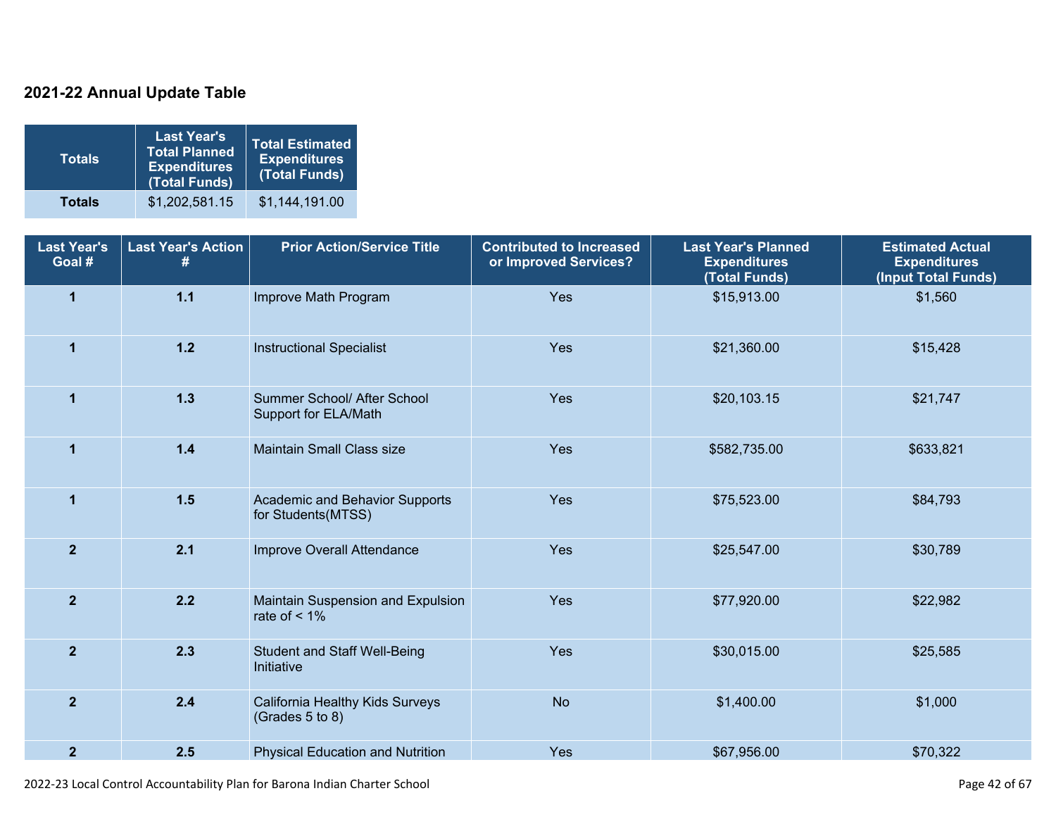## 2021-22 Annual Update Table

| Totals | Last Year's Total Planned Expenditures (Total Funds) | Total Estimated Expenditures (Total Funds) |
|---|---|---|
| **Totals** | $1,202,581.15 | $1,144,191.00 |

| Last Year's Goal # | Last Year's Action # | Prior Action/Service Title | Contributed to Increased or Improved Services? | Last Year's Planned Expenditures (Total Funds) | Estimated Actual Expenditures (Input Total Funds) |
|---|---|---|---|---|---|
| **1** | **1.1** | Improve Math Program | Yes | $15,913.00 | $1,560 |
| **1** | **1.2** | Instructional Specialist | Yes | $21,360.00 | $15,428 |
| **1** | **1.3** | Summer School/ After School Support for ELA/Math | Yes | $20,103.15 | $21,747 |
| **1** | **1.4** | Maintain Small Class size | Yes | $582,735.00 | $633,821 |
| **1** | **1.5** | Academic and Behavior Supports for Students(MTSS) | Yes | $75,523.00 | $84,793 |
| **2** | **2.1** | Improve Overall Attendance | Yes | $25,547.00 | $30,789 |
| **2** | **2.2** | Maintain Suspension and Expulsion rate of < 1% | Yes | $77,920.00 | $22,982 |
| **2** | **2.3** | Student and Staff Well-Being Initiative | Yes | $30,015.00 | $25,585 |
| **2** | **2.4** | California Healthy Kids Surveys (Grades 5 to 8) | No | $1,400.00 | $1,000 |
| **2** | **2.5** | Physical Education and Nutrition | Yes | $67,956.00 | $70,322 |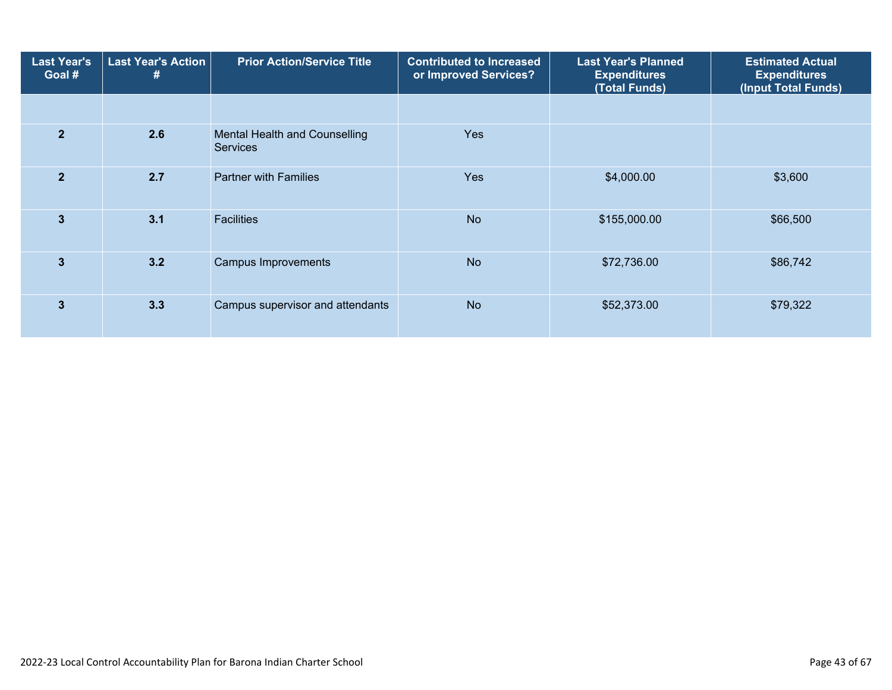| Last Year's Goal # | Last Year's Action # | Prior Action/Service Title | Contributed to Increased or Improved Services? | Last Year's Planned Expenditures (Total Funds) | Estimated Actual Expenditures (Input Total Funds) |
|---|---|---|---|---|---|
| | | | | | |
| 2 | 2.6 | Mental Health and Counselling Services | Yes | | |
| 2 | 2.7 | Partner with Families | Yes | $4,000.00 | $3,600 |
| 3 | 3.1 | Facilities | No | $155,000.00 | $66,500 |
| 3 | 3.2 | Campus Improvements | No | $72,736.00 | $86,742 |
| 3 | 3.3 | Campus supervisor and attendants | No | $52,373.00 | $79,322 |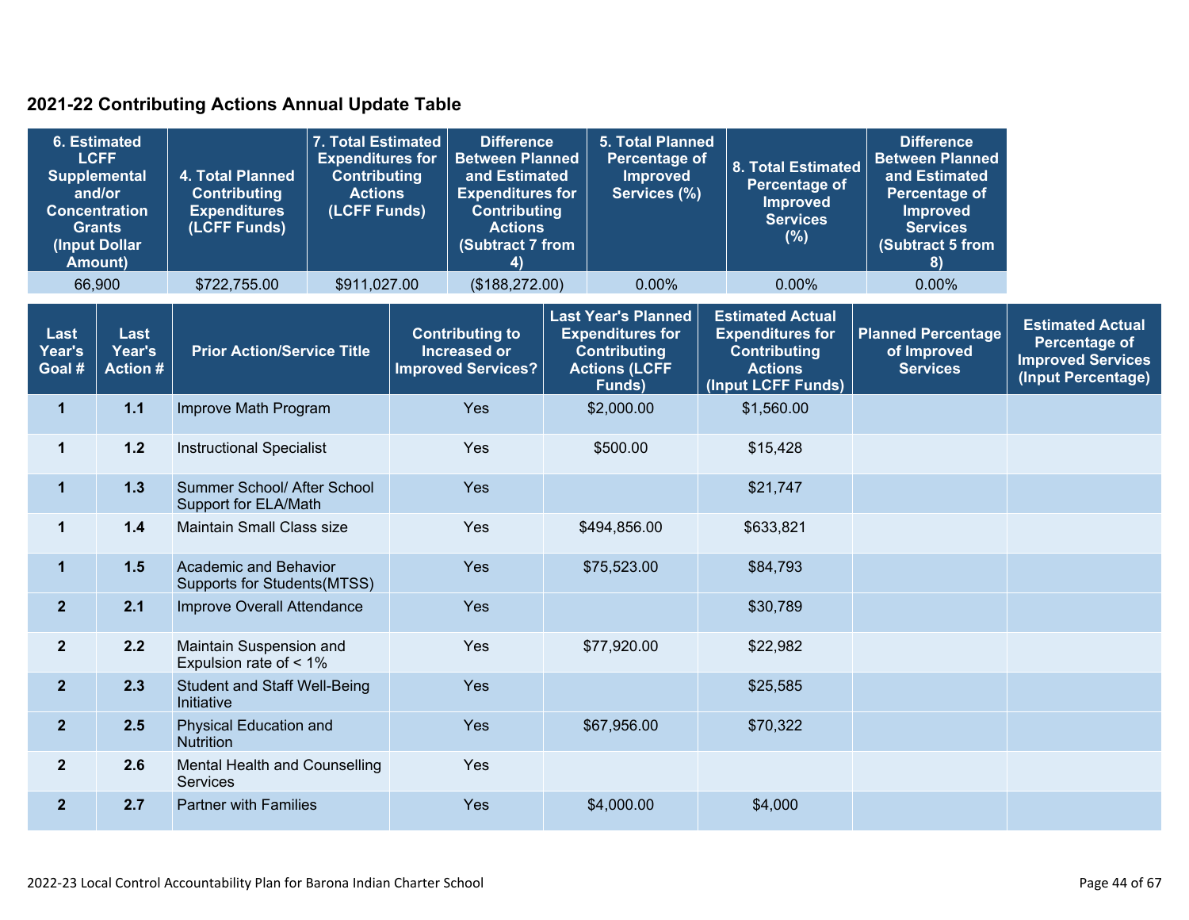## 2021-22 Contributing Actions Annual Update Table

| 6. Estimated LCFF Supplemental and/or Concentration Grants (Input Dollar Amount) | 4. Total Planned Contributing Expenditures (LCFF Funds) | 7. Total Estimated Expenditures for Contributing Actions (LCFF Funds) | Difference Between Planned and Estimated Expenditures for Contributing Actions (Subtract 7 from 4) | 5. Total Planned Percentage of Improved Services (%) | 8. Total Estimated Percentage of Improved Services (%) | Difference Between Planned and Estimated Percentage of Improved Services (Subtract 5 from 8) |
|---|---|---|---|---|---|---|
| 66,900 | $722,755.00 | $911,027.00 | ($188,272.00) | 0.00% | 0.00% | 0.00% |

| Last Year's Goal # | Last Year's Action # | Prior Action/Service Title | Contributing to Increased or Improved Services? | Last Year's Planned Expenditures for Contributing Actions (LCFF Funds) | Estimated Actual Expenditures for Contributing Actions (Input LCFF Funds) | Planned Percentage of Improved Services | Estimated Actual Percentage of Improved Services (Input Percentage) |
|---|---|---|---|---|---|---|---|
| 1 | 1.1 | Improve Math Program | Yes | $2,000.00 | $1,560.00 | | |
| 1 | 1.2 | Instructional Specialist | Yes | $500.00 | $15,428 | | |
| 1 | 1.3 | Summer School/ After School Support for ELA/Math | Yes | | $21,747 | | |
| 1 | 1.4 | Maintain Small Class size | Yes | $494,856.00 | $633,821 | | |
| 1 | 1.5 | Academic and Behavior Supports for Students(MTSS) | Yes | $75,523.00 | $84,793 | | |
| 2 | 2.1 | Improve Overall Attendance | Yes | | $30,789 | | |
| 2 | 2.2 | Maintain Suspension and Expulsion rate of < 1% | Yes | $77,920.00 | $22,982 | | |
| 2 | 2.3 | Student and Staff Well-Being Initiative | Yes | | $25,585 | | |
| 2 | 2.5 | Physical Education and Nutrition | Yes | $67,956.00 | $70,322 | | |
| 2 | 2.6 | Mental Health and Counselling Services | Yes | | | | |
| 2 | 2.7 | Partner with Families | Yes | $4,000.00 | $4,000 | | |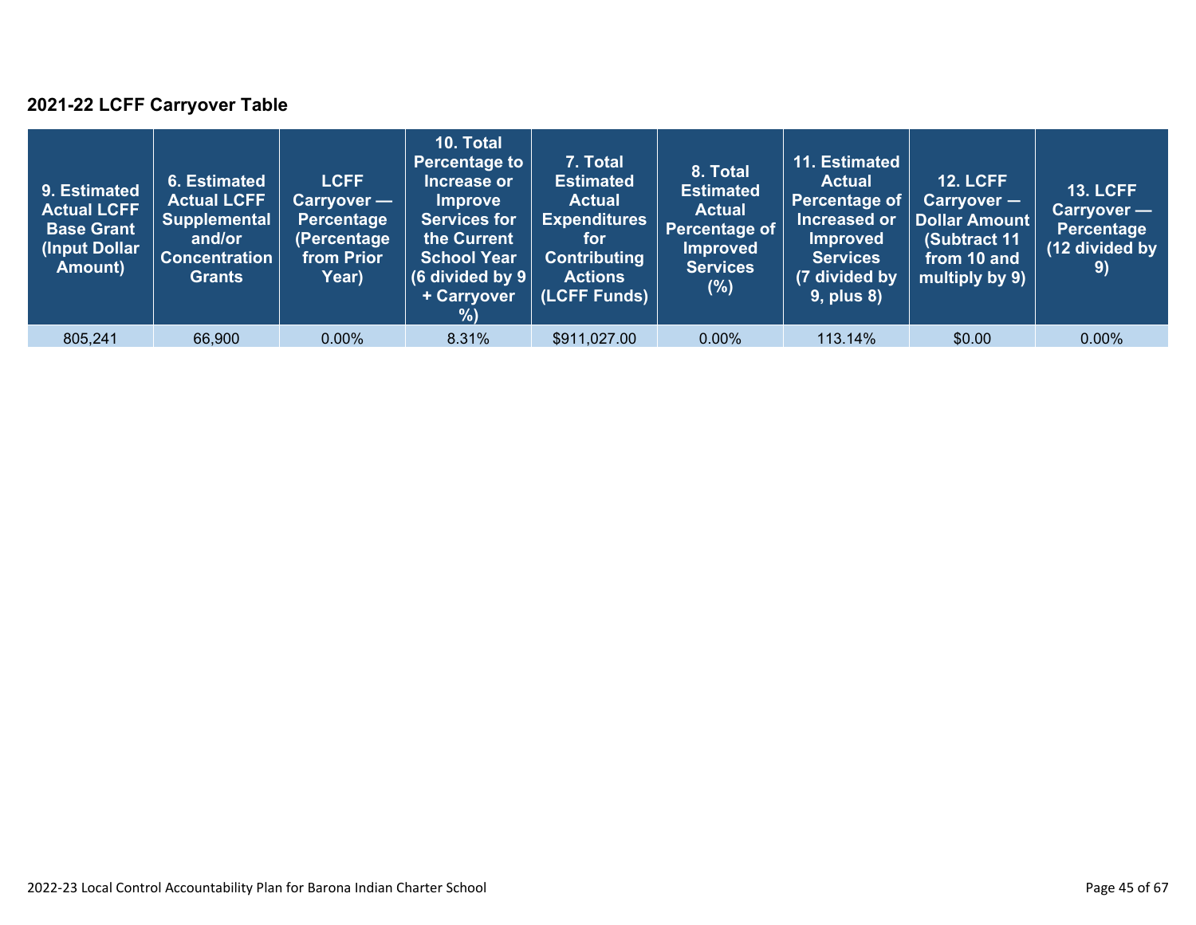### 2021-22 LCFF Carryover Table

| 9. Estimated Actual LCFF Base Grant (Input Dollar Amount) | 6. Estimated Actual LCFF Supplemental and/or Concentration Grants | LCFF Carryover — Percentage (Percentage from Prior Year) | 10. Total Percentage to Increase or Improve Services for the Current School Year (6 divided by 9 + Carryover %) | 7. Total Estimated Actual Expenditures for Contributing Actions (LCFF Funds) | 8. Total Estimated Actual Percentage of Improved Services (%) | 11. Estimated Actual Percentage of Increased or Improved Services (7 divided by 9, plus 8) | 12. LCFF Carryover — Dollar Amount (Subtract 11 from 10 and multiply by 9) | 13. LCFF Carryover — Percentage (12 divided by 9) |
|---|---|---|---|---|---|---|---|---|
| 805,241 | 66,900 | 0.00% | 8.31% | $911,027.00 | 0.00% | 113.14% | $0.00 | 0.00% |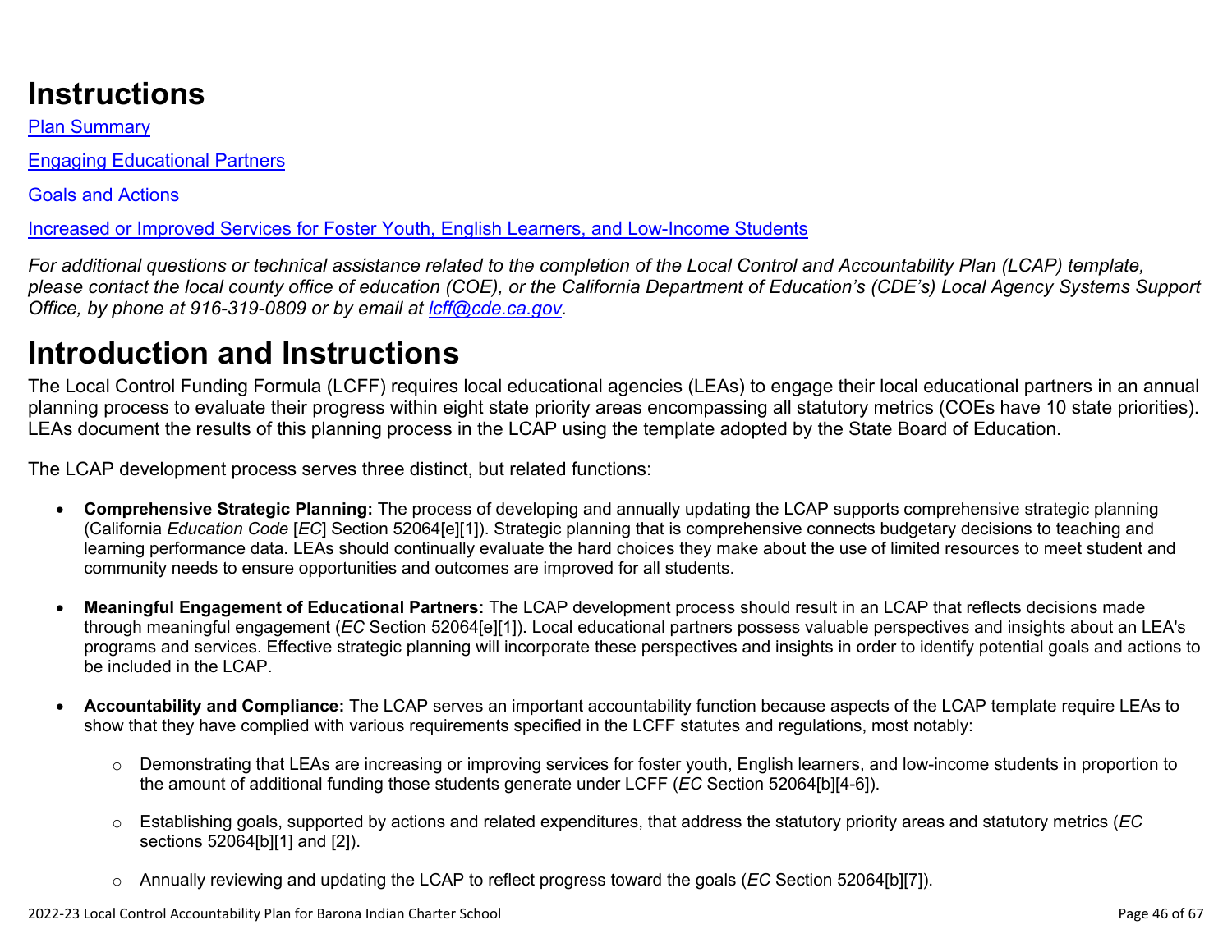# Instructions

[Plan Summary]

[Engaging Educational Partners]

[Goals and Actions]

[Increased or Improved Services for Foster Youth, English Learners, and Low-Income Students]

*For additional questions or technical assistance related to the completion of the Local Control and Accountability Plan (LCAP) template, please contact the local county office of education (COE), or the California Department of Education's (CDE's) Local Agency Systems Support Office, by phone at 916-319-0809 or by email at lcff@cde.ca.gov.*

# Introduction and Instructions

The Local Control Funding Formula (LCFF) requires local educational agencies (LEAs) to engage their local educational partners in an annual planning process to evaluate their progress within eight state priority areas encompassing all statutory metrics (COEs have 10 state priorities). LEAs document the results of this planning process in the LCAP using the template adopted by the State Board of Education.

The LCAP development process serves three distinct, but related functions:

- **Comprehensive Strategic Planning:** The process of developing and annually updating the LCAP supports comprehensive strategic planning (California *Education Code* [*EC*] Section 52064[e][1]). Strategic planning that is comprehensive connects budgetary decisions to teaching and learning performance data. LEAs should continually evaluate the hard choices they make about the use of limited resources to meet student and community needs to ensure opportunities and outcomes are improved for all students.

- **Meaningful Engagement of Educational Partners:** The LCAP development process should result in an LCAP that reflects decisions made through meaningful engagement (*EC* Section 52064[e][1]). Local educational partners possess valuable perspectives and insights about an LEA's programs and services. Effective strategic planning will incorporate these perspectives and insights in order to identify potential goals and actions to be included in the LCAP.

- **Accountability and Compliance:** The LCAP serves an important accountability function because aspects of the LCAP template require LEAs to show that they have complied with various requirements specified in the LCFF statutes and regulations, most notably:

  - Demonstrating that LEAs are increasing or improving services for foster youth, English learners, and low-income students in proportion to the amount of additional funding those students generate under LCFF (*EC* Section 52064[b][4-6]).

  - Establishing goals, supported by actions and related expenditures, that address the statutory priority areas and statutory metrics (*EC* sections 52064[b][1] and [2]).

  - Annually reviewing and updating the LCAP to reflect progress toward the goals (*EC* Section 52064[b][7]).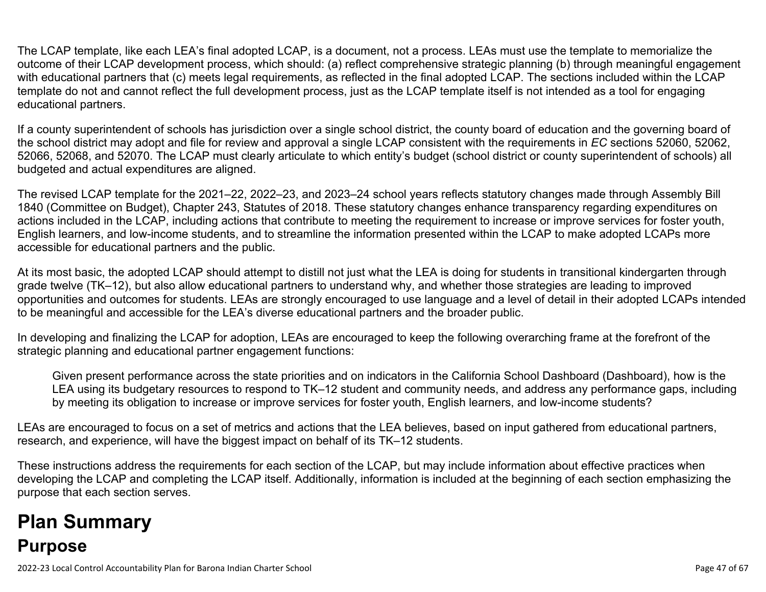The LCAP template, like each LEA's final adopted LCAP, is a document, not a process. LEAs must use the template to memorialize the outcome of their LCAP development process, which should: (a) reflect comprehensive strategic planning (b) through meaningful engagement with educational partners that (c) meets legal requirements, as reflected in the final adopted LCAP. The sections included within the LCAP template do not and cannot reflect the full development process, just as the LCAP template itself is not intended as a tool for engaging educational partners.

If a county superintendent of schools has jurisdiction over a single school district, the county board of education and the governing board of the school district may adopt and file for review and approval a single LCAP consistent with the requirements in *EC* sections 52060, 52062, 52066, 52068, and 52070. The LCAP must clearly articulate to which entity's budget (school district or county superintendent of schools) all budgeted and actual expenditures are aligned.

The revised LCAP template for the 2021–22, 2022–23, and 2023–24 school years reflects statutory changes made through Assembly Bill 1840 (Committee on Budget), Chapter 243, Statutes of 2018. These statutory changes enhance transparency regarding expenditures on actions included in the LCAP, including actions that contribute to meeting the requirement to increase or improve services for foster youth, English learners, and low-income students, and to streamline the information presented within the LCAP to make adopted LCAPs more accessible for educational partners and the public.

At its most basic, the adopted LCAP should attempt to distill not just what the LEA is doing for students in transitional kindergarten through grade twelve (TK–12), but also allow educational partners to understand why, and whether those strategies are leading to improved opportunities and outcomes for students. LEAs are strongly encouraged to use language and a level of detail in their adopted LCAPs intended to be meaningful and accessible for the LEA's diverse educational partners and the broader public.

In developing and finalizing the LCAP for adoption, LEAs are encouraged to keep the following overarching frame at the forefront of the strategic planning and educational partner engagement functions:

> Given present performance across the state priorities and on indicators in the California School Dashboard (Dashboard), how is the LEA using its budgetary resources to respond to TK–12 student and community needs, and address any performance gaps, including by meeting its obligation to increase or improve services for foster youth, English learners, and low-income students?

LEAs are encouraged to focus on a set of metrics and actions that the LEA believes, based on input gathered from educational partners, research, and experience, will have the biggest impact on behalf of its TK–12 students.

These instructions address the requirements for each section of the LCAP, but may include information about effective practices when developing the LCAP and completing the LCAP itself. Additionally, information is included at the beginning of each section emphasizing the purpose that each section serves.

# Plan Summary

## Purpose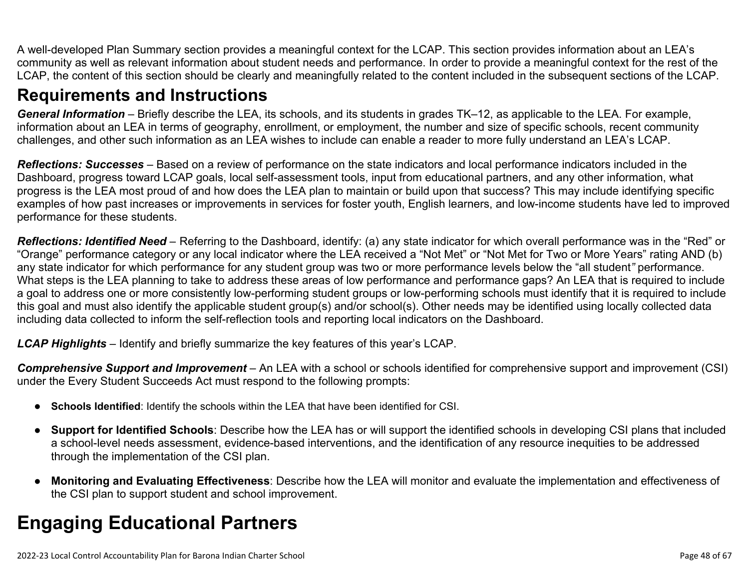A well-developed Plan Summary section provides a meaningful context for the LCAP. This section provides information about an LEA's community as well as relevant information about student needs and performance. In order to provide a meaningful context for the rest of the LCAP, the content of this section should be clearly and meaningfully related to the content included in the subsequent sections of the LCAP.

## Requirements and Instructions

***General Information*** – Briefly describe the LEA, its schools, and its students in grades TK–12, as applicable to the LEA. For example, information about an LEA in terms of geography, enrollment, or employment, the number and size of specific schools, recent community challenges, and other such information as an LEA wishes to include can enable a reader to more fully understand an LEA's LCAP.

***Reflections: Successes*** – Based on a review of performance on the state indicators and local performance indicators included in the Dashboard, progress toward LCAP goals, local self-assessment tools, input from educational partners, and any other information, what progress is the LEA most proud of and how does the LEA plan to maintain or build upon that success? This may include identifying specific examples of how past increases or improvements in services for foster youth, English learners, and low-income students have led to improved performance for these students.

***Reflections: Identified Need*** – Referring to the Dashboard, identify: (a) any state indicator for which overall performance was in the "Red" or "Orange" performance category or any local indicator where the LEA received a "Not Met" or "Not Met for Two or More Years" rating AND (b) any state indicator for which performance for any student group was two or more performance levels below the "all student" performance. What steps is the LEA planning to take to address these areas of low performance and performance gaps? An LEA that is required to include a goal to address one or more consistently low-performing student groups or low-performing schools must identify that it is required to include this goal and must also identify the applicable student group(s) and/or school(s). Other needs may be identified using locally collected data including data collected to inform the self-reflection tools and reporting local indicators on the Dashboard.

***LCAP Highlights*** – Identify and briefly summarize the key features of this year's LCAP.

***Comprehensive Support and Improvement*** – An LEA with a school or schools identified for comprehensive support and improvement (CSI) under the Every Student Succeeds Act must respond to the following prompts:

- **Schools Identified**: Identify the schools within the LEA that have been identified for CSI.
- **Support for Identified Schools**: Describe how the LEA has or will support the identified schools in developing CSI plans that included a school-level needs assessment, evidence-based interventions, and the identification of any resource inequities to be addressed through the implementation of the CSI plan.
- **Monitoring and Evaluating Effectiveness**: Describe how the LEA will monitor and evaluate the implementation and effectiveness of the CSI plan to support student and school improvement.

# Engaging Educational Partners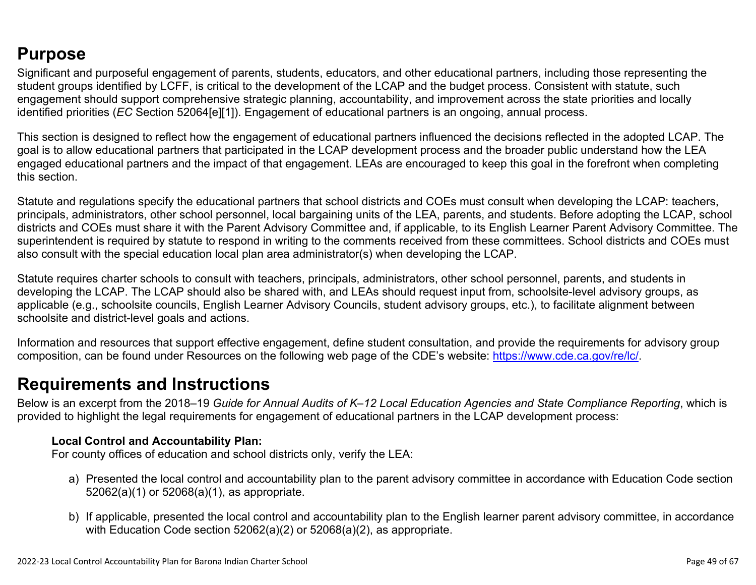## Purpose

Significant and purposeful engagement of parents, students, educators, and other educational partners, including those representing the student groups identified by LCFF, is critical to the development of the LCAP and the budget process. Consistent with statute, such engagement should support comprehensive strategic planning, accountability, and improvement across the state priorities and locally identified priorities (*EC* Section 52064[e][1]). Engagement of educational partners is an ongoing, annual process.

This section is designed to reflect how the engagement of educational partners influenced the decisions reflected in the adopted LCAP. The goal is to allow educational partners that participated in the LCAP development process and the broader public understand how the LEA engaged educational partners and the impact of that engagement. LEAs are encouraged to keep this goal in the forefront when completing this section.

Statute and regulations specify the educational partners that school districts and COEs must consult when developing the LCAP: teachers, principals, administrators, other school personnel, local bargaining units of the LEA, parents, and students. Before adopting the LCAP, school districts and COEs must share it with the Parent Advisory Committee and, if applicable, to its English Learner Parent Advisory Committee. The superintendent is required by statute to respond in writing to the comments received from these committees. School districts and COEs must also consult with the special education local plan area administrator(s) when developing the LCAP.

Statute requires charter schools to consult with teachers, principals, administrators, other school personnel, parents, and students in developing the LCAP. The LCAP should also be shared with, and LEAs should request input from, schoolsite-level advisory groups, as applicable (e.g., schoolsite councils, English Learner Advisory Councils, student advisory groups, etc.), to facilitate alignment between schoolsite and district-level goals and actions.

Information and resources that support effective engagement, define student consultation, and provide the requirements for advisory group composition, can be found under Resources on the following web page of the CDE's website: https://www.cde.ca.gov/re/lc/.

## Requirements and Instructions

Below is an excerpt from the 2018–19 *Guide for Annual Audits of K–12 Local Education Agencies and State Compliance Reporting*, which is provided to highlight the legal requirements for engagement of educational partners in the LCAP development process:

**Local Control and Accountability Plan:**
For county offices of education and school districts only, verify the LEA:

a) Presented the local control and accountability plan to the parent advisory committee in accordance with Education Code section 52062(a)(1) or 52068(a)(1), as appropriate.

b) If applicable, presented the local control and accountability plan to the English learner parent advisory committee, in accordance with Education Code section 52062(a)(2) or 52068(a)(2), as appropriate.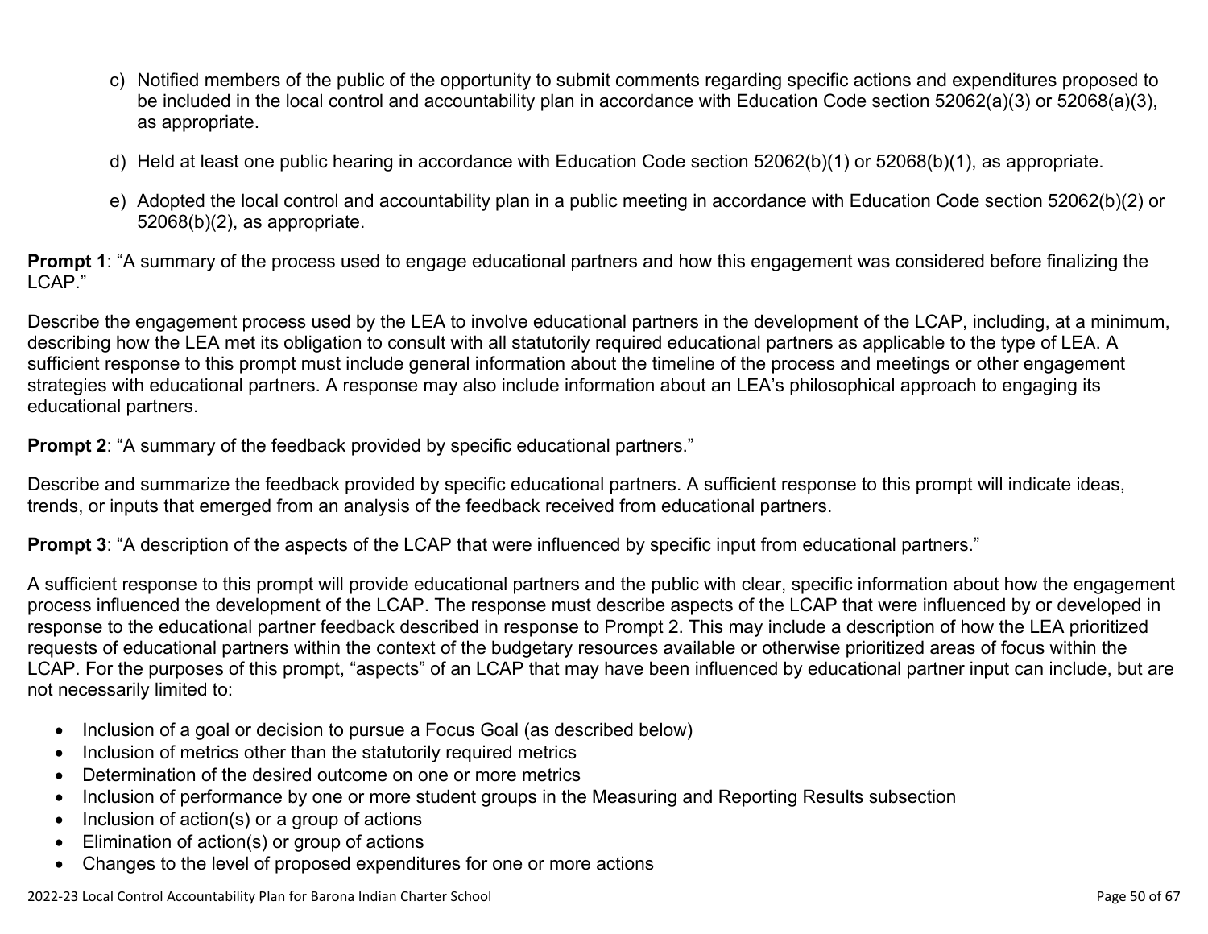c) Notified members of the public of the opportunity to submit comments regarding specific actions and expenditures proposed to be included in the local control and accountability plan in accordance with Education Code section 52062(a)(3) or 52068(a)(3), as appropriate.

d) Held at least one public hearing in accordance with Education Code section 52062(b)(1) or 52068(b)(1), as appropriate.

e) Adopted the local control and accountability plan in a public meeting in accordance with Education Code section 52062(b)(2) or 52068(b)(2), as appropriate.

**Prompt 1**: "A summary of the process used to engage educational partners and how this engagement was considered before finalizing the LCAP."

Describe the engagement process used by the LEA to involve educational partners in the development of the LCAP, including, at a minimum, describing how the LEA met its obligation to consult with all statutorily required educational partners as applicable to the type of LEA. A sufficient response to this prompt must include general information about the timeline of the process and meetings or other engagement strategies with educational partners. A response may also include information about an LEA's philosophical approach to engaging its educational partners.

**Prompt 2**: "A summary of the feedback provided by specific educational partners."

Describe and summarize the feedback provided by specific educational partners. A sufficient response to this prompt will indicate ideas, trends, or inputs that emerged from an analysis of the feedback received from educational partners.

**Prompt 3**: "A description of the aspects of the LCAP that were influenced by specific input from educational partners."

A sufficient response to this prompt will provide educational partners and the public with clear, specific information about how the engagement process influenced the development of the LCAP. The response must describe aspects of the LCAP that were influenced by or developed in response to the educational partner feedback described in response to Prompt 2. This may include a description of how the LEA prioritized requests of educational partners within the context of the budgetary resources available or otherwise prioritized areas of focus within the LCAP. For the purposes of this prompt, "aspects" of an LCAP that may have been influenced by educational partner input can include, but are not necessarily limited to:

- Inclusion of a goal or decision to pursue a Focus Goal (as described below)
- Inclusion of metrics other than the statutorily required metrics
- Determination of the desired outcome on one or more metrics
- Inclusion of performance by one or more student groups in the Measuring and Reporting Results subsection
- Inclusion of action(s) or a group of actions
- Elimination of action(s) or group of actions
- Changes to the level of proposed expenditures for one or more actions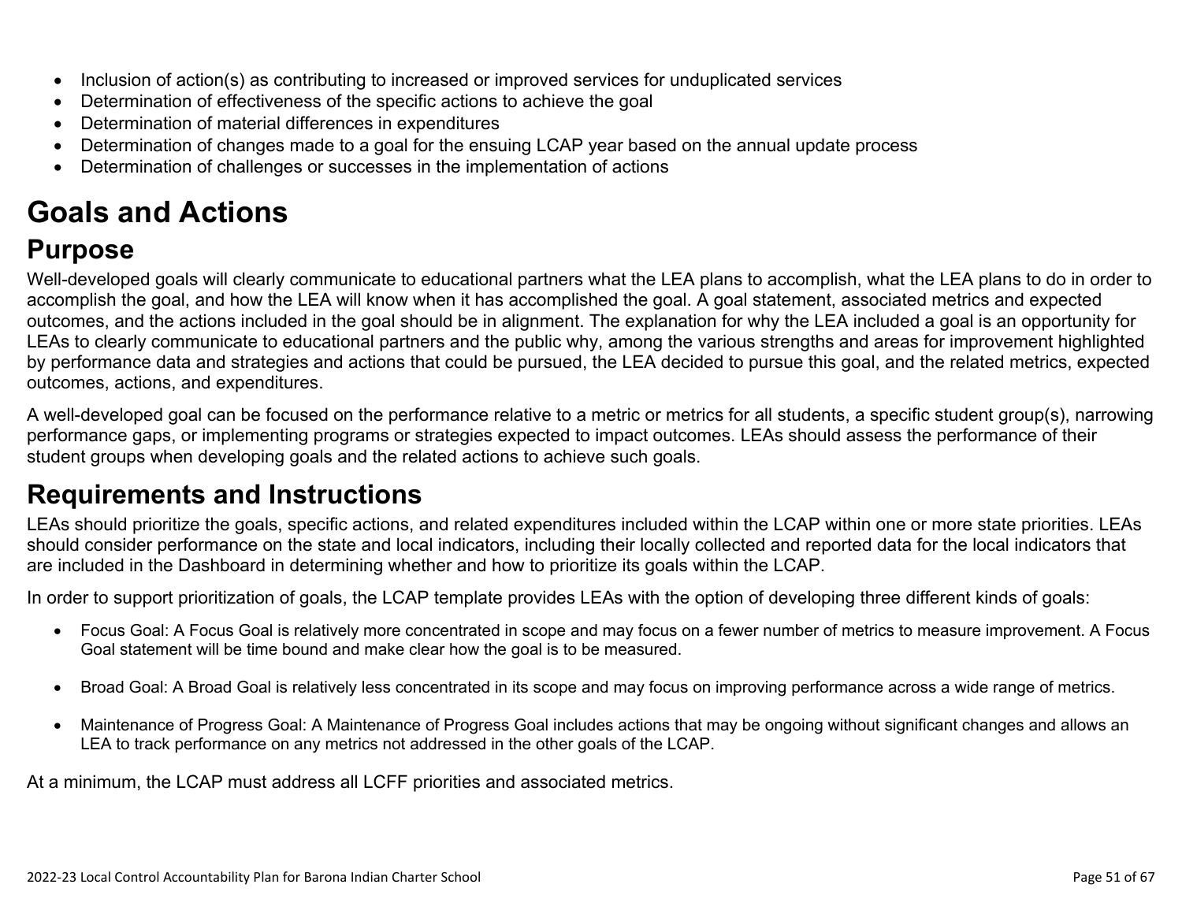- Inclusion of action(s) as contributing to increased or improved services for unduplicated services
- Determination of effectiveness of the specific actions to achieve the goal
- Determination of material differences in expenditures
- Determination of changes made to a goal for the ensuing LCAP year based on the annual update process
- Determination of challenges or successes in the implementation of actions

# Goals and Actions

## Purpose

Well-developed goals will clearly communicate to educational partners what the LEA plans to accomplish, what the LEA plans to do in order to accomplish the goal, and how the LEA will know when it has accomplished the goal. A goal statement, associated metrics and expected outcomes, and the actions included in the goal should be in alignment. The explanation for why the LEA included a goal is an opportunity for LEAs to clearly communicate to educational partners and the public why, among the various strengths and areas for improvement highlighted by performance data and strategies and actions that could be pursued, the LEA decided to pursue this goal, and the related metrics, expected outcomes, actions, and expenditures.

A well-developed goal can be focused on the performance relative to a metric or metrics for all students, a specific student group(s), narrowing performance gaps, or implementing programs or strategies expected to impact outcomes. LEAs should assess the performance of their student groups when developing goals and the related actions to achieve such goals.

## Requirements and Instructions

LEAs should prioritize the goals, specific actions, and related expenditures included within the LCAP within one or more state priorities. LEAs should consider performance on the state and local indicators, including their locally collected and reported data for the local indicators that are included in the Dashboard in determining whether and how to prioritize its goals within the LCAP.

In order to support prioritization of goals, the LCAP template provides LEAs with the option of developing three different kinds of goals:

- Focus Goal: A Focus Goal is relatively more concentrated in scope and may focus on a fewer number of metrics to measure improvement. A Focus Goal statement will be time bound and make clear how the goal is to be measured.
- Broad Goal: A Broad Goal is relatively less concentrated in its scope and may focus on improving performance across a wide range of metrics.
- Maintenance of Progress Goal: A Maintenance of Progress Goal includes actions that may be ongoing without significant changes and allows an LEA to track performance on any metrics not addressed in the other goals of the LCAP.

At a minimum, the LCAP must address all LCFF priorities and associated metrics.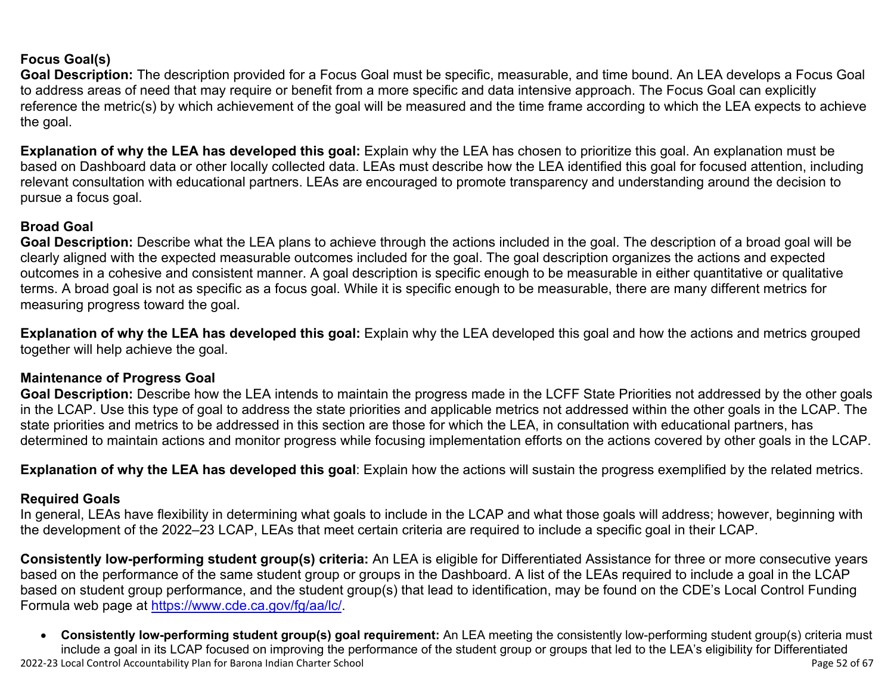### Focus Goal(s)

**Goal Description:** The description provided for a Focus Goal must be specific, measurable, and time bound. An LEA develops a Focus Goal to address areas of need that may require or benefit from a more specific and data intensive approach. The Focus Goal can explicitly reference the metric(s) by which achievement of the goal will be measured and the time frame according to which the LEA expects to achieve the goal.

**Explanation of why the LEA has developed this goal:** Explain why the LEA has chosen to prioritize this goal. An explanation must be based on Dashboard data or other locally collected data. LEAs must describe how the LEA identified this goal for focused attention, including relevant consultation with educational partners. LEAs are encouraged to promote transparency and understanding around the decision to pursue a focus goal.

### Broad Goal

**Goal Description:** Describe what the LEA plans to achieve through the actions included in the goal. The description of a broad goal will be clearly aligned with the expected measurable outcomes included for the goal. The goal description organizes the actions and expected outcomes in a cohesive and consistent manner. A goal description is specific enough to be measurable in either quantitative or qualitative terms. A broad goal is not as specific as a focus goal. While it is specific enough to be measurable, there are many different metrics for measuring progress toward the goal.

**Explanation of why the LEA has developed this goal:** Explain why the LEA developed this goal and how the actions and metrics grouped together will help achieve the goal.

### Maintenance of Progress Goal

**Goal Description:** Describe how the LEA intends to maintain the progress made in the LCFF State Priorities not addressed by the other goals in the LCAP. Use this type of goal to address the state priorities and applicable metrics not addressed within the other goals in the LCAP. The state priorities and metrics to be addressed in this section are those for which the LEA, in consultation with educational partners, has determined to maintain actions and monitor progress while focusing implementation efforts on the actions covered by other goals in the LCAP.

**Explanation of why the LEA has developed this goal**: Explain how the actions will sustain the progress exemplified by the related metrics.

### Required Goals

In general, LEAs have flexibility in determining what goals to include in the LCAP and what those goals will address; however, beginning with the development of the 2022–23 LCAP, LEAs that meet certain criteria are required to include a specific goal in their LCAP.

**Consistently low-performing student group(s) criteria:** An LEA is eligible for Differentiated Assistance for three or more consecutive years based on the performance of the same student group or groups in the Dashboard. A list of the LEAs required to include a goal in the LCAP based on student group performance, and the student group(s) that lead to identification, may be found on the CDE's Local Control Funding Formula web page at https://www.cde.ca.gov/fg/aa/lc/.

- **Consistently low-performing student group(s) goal requirement:** An LEA meeting the consistently low-performing student group(s) criteria must include a goal in its LCAP focused on improving the performance of the student group or groups that led to the LEA's eligibility for Differentiated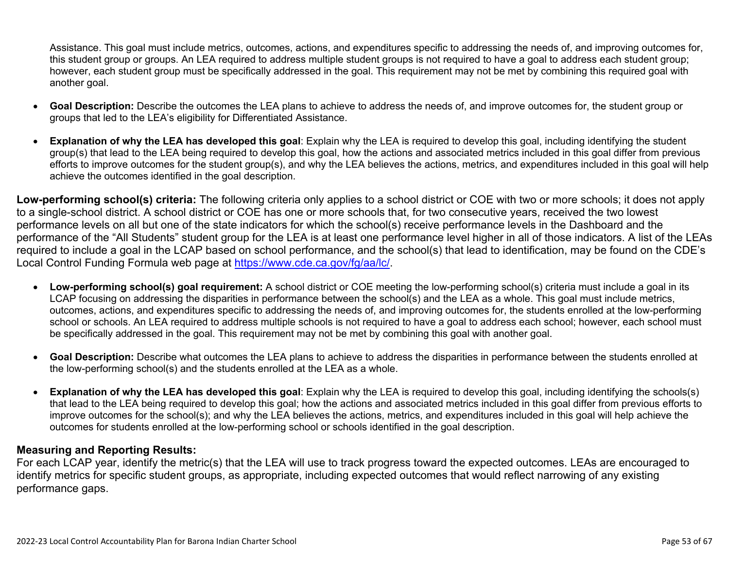Assistance. This goal must include metrics, outcomes, actions, and expenditures specific to addressing the needs of, and improving outcomes for, this student group or groups. An LEA required to address multiple student groups is not required to have a goal to address each student group; however, each student group must be specifically addressed in the goal. This requirement may not be met by combining this required goal with another goal.

- **Goal Description:** Describe the outcomes the LEA plans to achieve to address the needs of, and improve outcomes for, the student group or groups that led to the LEA's eligibility for Differentiated Assistance.
- **Explanation of why the LEA has developed this goal**: Explain why the LEA is required to develop this goal, including identifying the student group(s) that lead to the LEA being required to develop this goal, how the actions and associated metrics included in this goal differ from previous efforts to improve outcomes for the student group(s), and why the LEA believes the actions, metrics, and expenditures included in this goal will help achieve the outcomes identified in the goal description.

**Low-performing school(s) criteria:** The following criteria only applies to a school district or COE with two or more schools; it does not apply to a single-school district. A school district or COE has one or more schools that, for two consecutive years, received the two lowest performance levels on all but one of the state indicators for which the school(s) receive performance levels in the Dashboard and the performance of the "All Students" student group for the LEA is at least one performance level higher in all of those indicators. A list of the LEAs required to include a goal in the LCAP based on school performance, and the school(s) that lead to identification, may be found on the CDE's Local Control Funding Formula web page at [https://www.cde.ca.gov/fg/aa/lc/](https://www.cde.ca.gov/fg/aa/lc/).

- **Low-performing school(s) goal requirement:** A school district or COE meeting the low-performing school(s) criteria must include a goal in its LCAP focusing on addressing the disparities in performance between the school(s) and the LEA as a whole. This goal must include metrics, outcomes, actions, and expenditures specific to addressing the needs of, and improving outcomes for, the students enrolled at the low-performing school or schools. An LEA required to address multiple schools is not required to have a goal to address each school; however, each school must be specifically addressed in the goal. This requirement may not be met by combining this goal with another goal.
- **Goal Description:** Describe what outcomes the LEA plans to achieve to address the disparities in performance between the students enrolled at the low-performing school(s) and the students enrolled at the LEA as a whole.
- **Explanation of why the LEA has developed this goal**: Explain why the LEA is required to develop this goal, including identifying the schools(s) that lead to the LEA being required to develop this goal; how the actions and associated metrics included in this goal differ from previous efforts to improve outcomes for the school(s); and why the LEA believes the actions, metrics, and expenditures included in this goal will help achieve the outcomes for students enrolled at the low-performing school or schools identified in the goal description.

### Measuring and Reporting Results:

For each LCAP year, identify the metric(s) that the LEA will use to track progress toward the expected outcomes. LEAs are encouraged to identify metrics for specific student groups, as appropriate, including expected outcomes that would reflect narrowing of any existing performance gaps.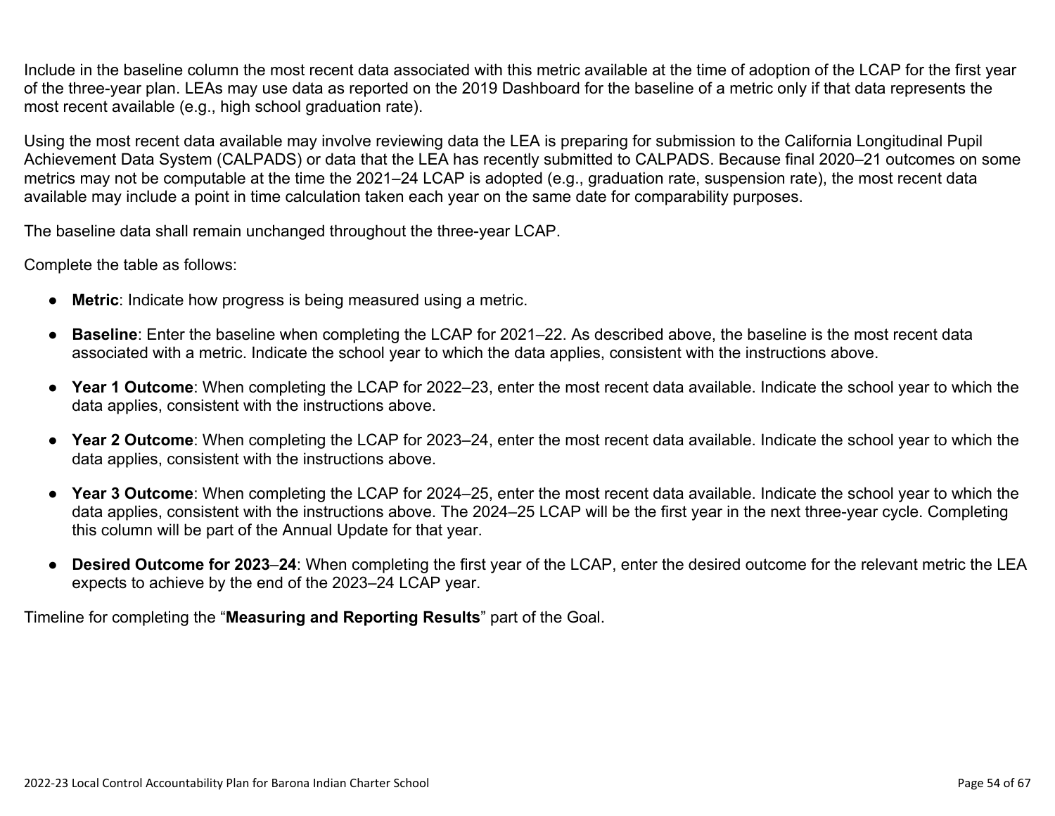Include in the baseline column the most recent data associated with this metric available at the time of adoption of the LCAP for the first year of the three-year plan. LEAs may use data as reported on the 2019 Dashboard for the baseline of a metric only if that data represents the most recent available (e.g., high school graduation rate).

Using the most recent data available may involve reviewing data the LEA is preparing for submission to the California Longitudinal Pupil Achievement Data System (CALPADS) or data that the LEA has recently submitted to CALPADS. Because final 2020–21 outcomes on some metrics may not be computable at the time the 2021–24 LCAP is adopted (e.g., graduation rate, suspension rate), the most recent data available may include a point in time calculation taken each year on the same date for comparability purposes.

The baseline data shall remain unchanged throughout the three-year LCAP.

Complete the table as follows:

- **Metric**: Indicate how progress is being measured using a metric.
- **Baseline**: Enter the baseline when completing the LCAP for 2021–22. As described above, the baseline is the most recent data associated with a metric. Indicate the school year to which the data applies, consistent with the instructions above.
- **Year 1 Outcome**: When completing the LCAP for 2022–23, enter the most recent data available. Indicate the school year to which the data applies, consistent with the instructions above.
- **Year 2 Outcome**: When completing the LCAP for 2023–24, enter the most recent data available. Indicate the school year to which the data applies, consistent with the instructions above.
- **Year 3 Outcome**: When completing the LCAP for 2024–25, enter the most recent data available. Indicate the school year to which the data applies, consistent with the instructions above. The 2024–25 LCAP will be the first year in the next three-year cycle. Completing this column will be part of the Annual Update for that year.
- **Desired Outcome for 2023–24**: When completing the first year of the LCAP, enter the desired outcome for the relevant metric the LEA expects to achieve by the end of the 2023–24 LCAP year.

Timeline for completing the "**Measuring and Reporting Results**" part of the Goal.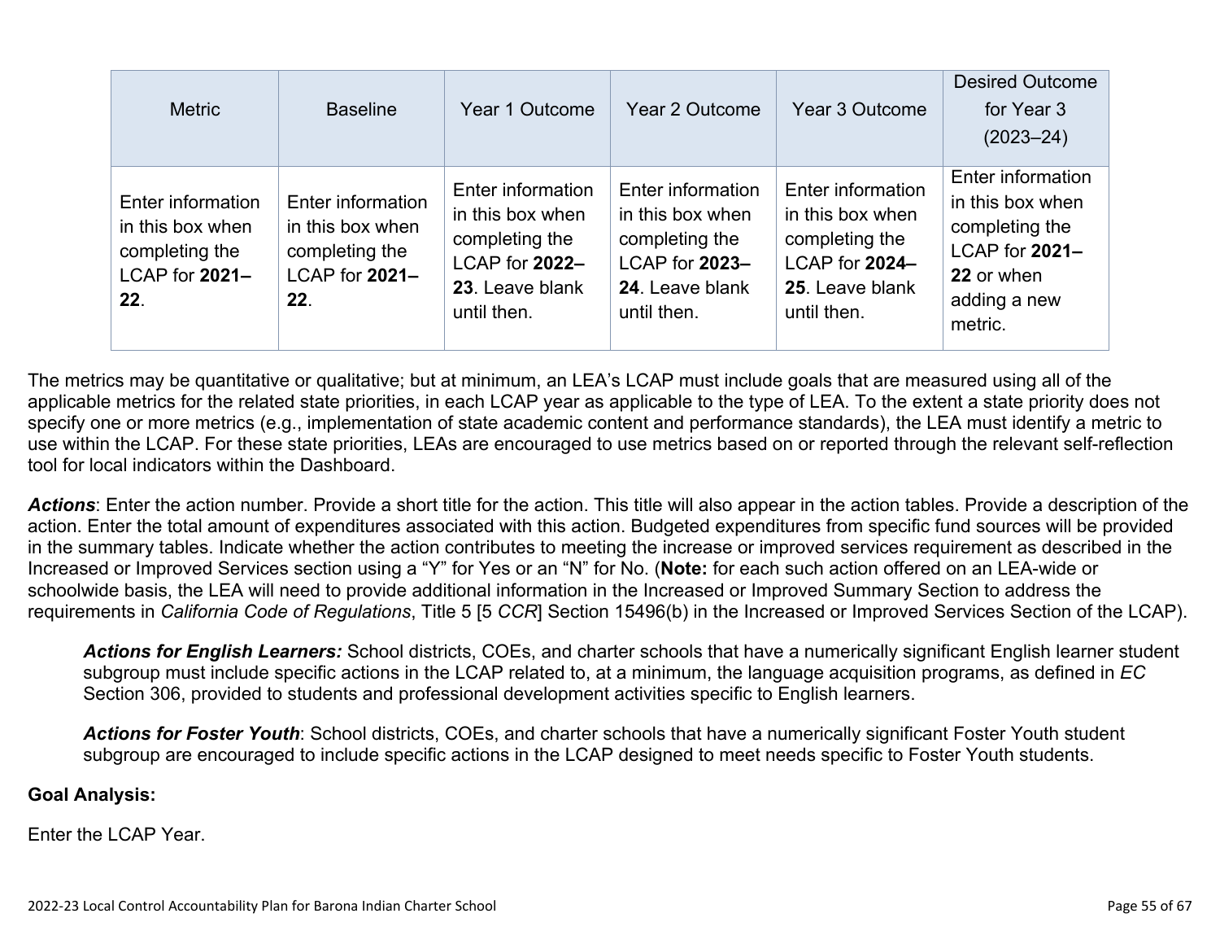| Metric | Baseline | Year 1 Outcome | Year 2 Outcome | Year 3 Outcome | Desired Outcome for Year 3 (2023–24) |
|---|---|---|---|---|---|
| Enter information in this box when completing the LCAP for **2021–22**. | Enter information in this box when completing the LCAP for **2021–22**. | Enter information in this box when completing the LCAP for **2022–23**. Leave blank until then. | Enter information in this box when completing the LCAP for **2023–24**. Leave blank until then. | Enter information in this box when completing the LCAP for **2024–25**. Leave blank until then. | Enter information in this box when completing the LCAP for **2021–22** or when adding a new metric. |

The metrics may be quantitative or qualitative; but at minimum, an LEA's LCAP must include goals that are measured using all of the applicable metrics for the related state priorities, in each LCAP year as applicable to the type of LEA. To the extent a state priority does not specify one or more metrics (e.g., implementation of state academic content and performance standards), the LEA must identify a metric to use within the LCAP. For these state priorities, LEAs are encouraged to use metrics based on or reported through the relevant self-reflection tool for local indicators within the Dashboard.

***Actions***: Enter the action number. Provide a short title for the action. This title will also appear in the action tables. Provide a description of the action. Enter the total amount of expenditures associated with this action. Budgeted expenditures from specific fund sources will be provided in the summary tables. Indicate whether the action contributes to meeting the increase or improved services requirement as described in the Increased or Improved Services section using a "Y" for Yes or an "N" for No. (**Note:** for each such action offered on an LEA-wide or schoolwide basis, the LEA will need to provide additional information in the Increased or Improved Summary Section to address the requirements in *California Code of Regulations*, Title 5 [5 *CCR*] Section 15496(b) in the Increased or Improved Services Section of the LCAP).

> ***Actions for English Learners:*** School districts, COEs, and charter schools that have a numerically significant English learner student subgroup must include specific actions in the LCAP related to, at a minimum, the language acquisition programs, as defined in *EC* Section 306, provided to students and professional development activities specific to English learners.
>
> ***Actions for Foster Youth***: School districts, COEs, and charter schools that have a numerically significant Foster Youth student subgroup are encouraged to include specific actions in the LCAP designed to meet needs specific to Foster Youth students.

**Goal Analysis:**

Enter the LCAP Year.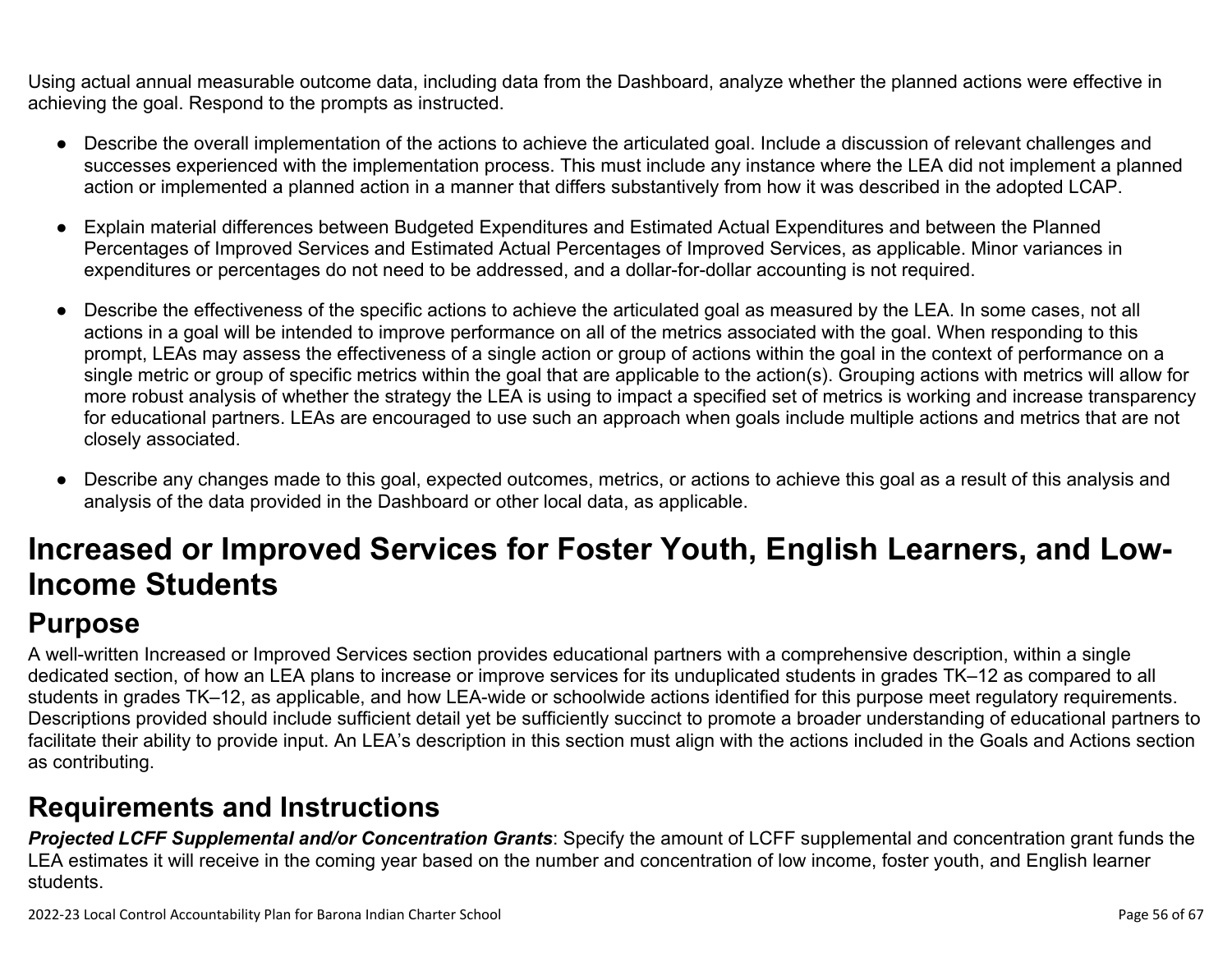Using actual annual measurable outcome data, including data from the Dashboard, analyze whether the planned actions were effective in achieving the goal. Respond to the prompts as instructed.

- Describe the overall implementation of the actions to achieve the articulated goal. Include a discussion of relevant challenges and successes experienced with the implementation process. This must include any instance where the LEA did not implement a planned action or implemented a planned action in a manner that differs substantively from how it was described in the adopted LCAP.
- Explain material differences between Budgeted Expenditures and Estimated Actual Expenditures and between the Planned Percentages of Improved Services and Estimated Actual Percentages of Improved Services, as applicable. Minor variances in expenditures or percentages do not need to be addressed, and a dollar-for-dollar accounting is not required.
- Describe the effectiveness of the specific actions to achieve the articulated goal as measured by the LEA. In some cases, not all actions in a goal will be intended to improve performance on all of the metrics associated with the goal. When responding to this prompt, LEAs may assess the effectiveness of a single action or group of actions within the goal in the context of performance on a single metric or group of specific metrics within the goal that are applicable to the action(s). Grouping actions with metrics will allow for more robust analysis of whether the strategy the LEA is using to impact a specified set of metrics is working and increase transparency for educational partners. LEAs are encouraged to use such an approach when goals include multiple actions and metrics that are not closely associated.
- Describe any changes made to this goal, expected outcomes, metrics, or actions to achieve this goal as a result of this analysis and analysis of the data provided in the Dashboard or other local data, as applicable.

# Increased or Improved Services for Foster Youth, English Learners, and Low-Income Students

## Purpose

A well-written Increased or Improved Services section provides educational partners with a comprehensive description, within a single dedicated section, of how an LEA plans to increase or improve services for its unduplicated students in grades TK–12 as compared to all students in grades TK–12, as applicable, and how LEA-wide or schoolwide actions identified for this purpose meet regulatory requirements. Descriptions provided should include sufficient detail yet be sufficiently succinct to promote a broader understanding of educational partners to facilitate their ability to provide input. An LEA's description in this section must align with the actions included in the Goals and Actions section as contributing.

## Requirements and Instructions

***Projected LCFF Supplemental and/or Concentration Grants***: Specify the amount of LCFF supplemental and concentration grant funds the LEA estimates it will receive in the coming year based on the number and concentration of low income, foster youth, and English learner students.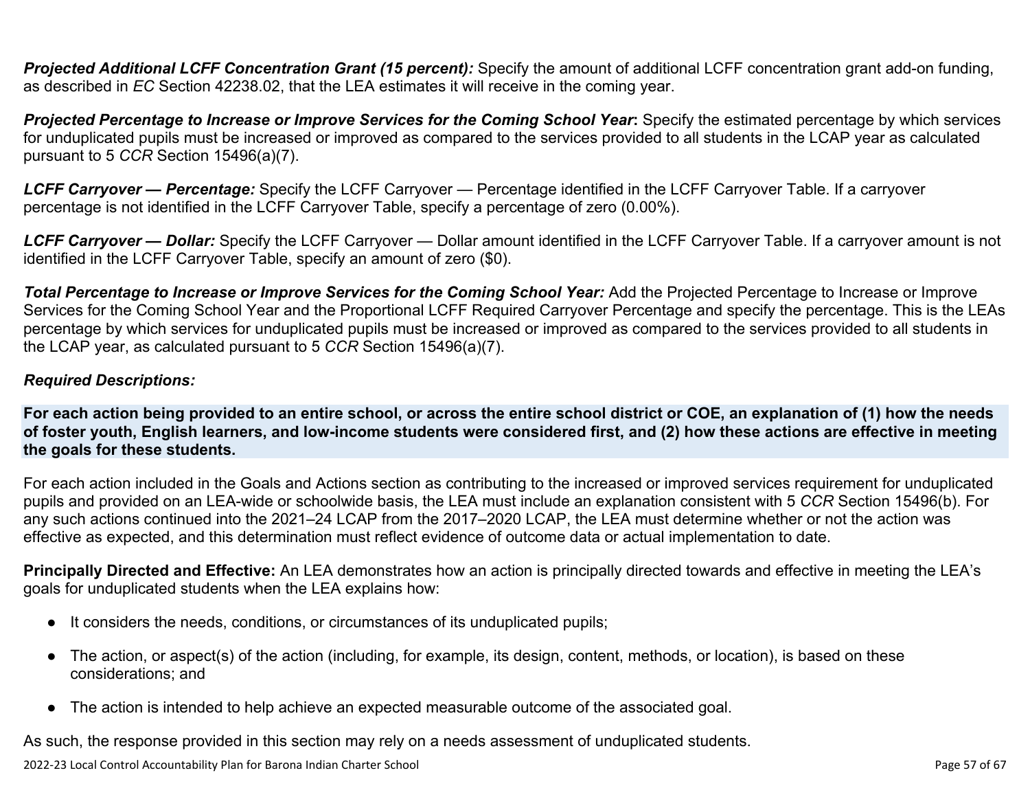***Projected Additional LCFF Concentration Grant (15 percent):*** Specify the amount of additional LCFF concentration grant add-on funding, as described in *EC* Section 42238.02, that the LEA estimates it will receive in the coming year.

***Projected Percentage to Increase or Improve Services for the Coming School Year*:** Specify the estimated percentage by which services for unduplicated pupils must be increased or improved as compared to the services provided to all students in the LCAP year as calculated pursuant to 5 *CCR* Section 15496(a)(7).

***LCFF Carryover — Percentage:*** Specify the LCFF Carryover — Percentage identified in the LCFF Carryover Table. If a carryover percentage is not identified in the LCFF Carryover Table, specify a percentage of zero (0.00%).

***LCFF Carryover — Dollar:*** Specify the LCFF Carryover — Dollar amount identified in the LCFF Carryover Table. If a carryover amount is not identified in the LCFF Carryover Table, specify an amount of zero ($0).

***Total Percentage to Increase or Improve Services for the Coming School Year:*** Add the Projected Percentage to Increase or Improve Services for the Coming School Year and the Proportional LCFF Required Carryover Percentage and specify the percentage. This is the LEAs percentage by which services for unduplicated pupils must be increased or improved as compared to the services provided to all students in the LCAP year, as calculated pursuant to 5 *CCR* Section 15496(a)(7).

***Required Descriptions:***

**For each action being provided to an entire school, or across the entire school district or COE, an explanation of (1) how the needs of foster youth, English learners, and low-income students were considered first, and (2) how these actions are effective in meeting the goals for these students.**

For each action included in the Goals and Actions section as contributing to the increased or improved services requirement for unduplicated pupils and provided on an LEA-wide or schoolwide basis, the LEA must include an explanation consistent with 5 *CCR* Section 15496(b). For any such actions continued into the 2021–24 LCAP from the 2017–2020 LCAP, the LEA must determine whether or not the action was effective as expected, and this determination must reflect evidence of outcome data or actual implementation to date.

**Principally Directed and Effective:** An LEA demonstrates how an action is principally directed towards and effective in meeting the LEA's goals for unduplicated students when the LEA explains how:

- It considers the needs, conditions, or circumstances of its unduplicated pupils;
- The action, or aspect(s) of the action (including, for example, its design, content, methods, or location), is based on these considerations; and
- The action is intended to help achieve an expected measurable outcome of the associated goal.

As such, the response provided in this section may rely on a needs assessment of unduplicated students.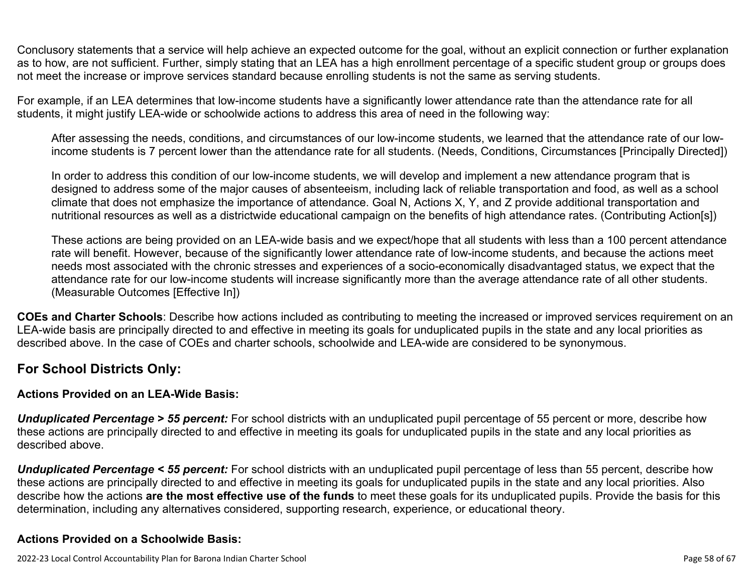Conclusory statements that a service will help achieve an expected outcome for the goal, without an explicit connection or further explanation as to how, are not sufficient. Further, simply stating that an LEA has a high enrollment percentage of a specific student group or groups does not meet the increase or improve services standard because enrolling students is not the same as serving students.

For example, if an LEA determines that low-income students have a significantly lower attendance rate than the attendance rate for all students, it might justify LEA-wide or schoolwide actions to address this area of need in the following way:

> After assessing the needs, conditions, and circumstances of our low-income students, we learned that the attendance rate of our low-income students is 7 percent lower than the attendance rate for all students. (Needs, Conditions, Circumstances [Principally Directed])
>
> In order to address this condition of our low-income students, we will develop and implement a new attendance program that is designed to address some of the major causes of absenteeism, including lack of reliable transportation and food, as well as a school climate that does not emphasize the importance of attendance. Goal N, Actions X, Y, and Z provide additional transportation and nutritional resources as well as a districtwide educational campaign on the benefits of high attendance rates. (Contributing Action[s])
>
> These actions are being provided on an LEA-wide basis and we expect/hope that all students with less than a 100 percent attendance rate will benefit. However, because of the significantly lower attendance rate of low-income students, and because the actions meet needs most associated with the chronic stresses and experiences of a socio-economically disadvantaged status, we expect that the attendance rate for our low-income students will increase significantly more than the average attendance rate of all other students. (Measurable Outcomes [Effective In])

**COEs and Charter Schools**: Describe how actions included as contributing to meeting the increased or improved services requirement on an LEA-wide basis are principally directed to and effective in meeting its goals for unduplicated pupils in the state and any local priorities as described above. In the case of COEs and charter schools, schoolwide and LEA-wide are considered to be synonymous.

## For School Districts Only:

### Actions Provided on an LEA-Wide Basis:

***Unduplicated Percentage > 55 percent:*** For school districts with an unduplicated pupil percentage of 55 percent or more, describe how these actions are principally directed to and effective in meeting its goals for unduplicated pupils in the state and any local priorities as described above.

***Unduplicated Percentage < 55 percent:*** For school districts with an unduplicated pupil percentage of less than 55 percent, describe how these actions are principally directed to and effective in meeting its goals for unduplicated pupils in the state and any local priorities. Also describe how the actions **are the most effective use of the funds** to meet these goals for its unduplicated pupils. Provide the basis for this determination, including any alternatives considered, supporting research, experience, or educational theory.

### Actions Provided on a Schoolwide Basis: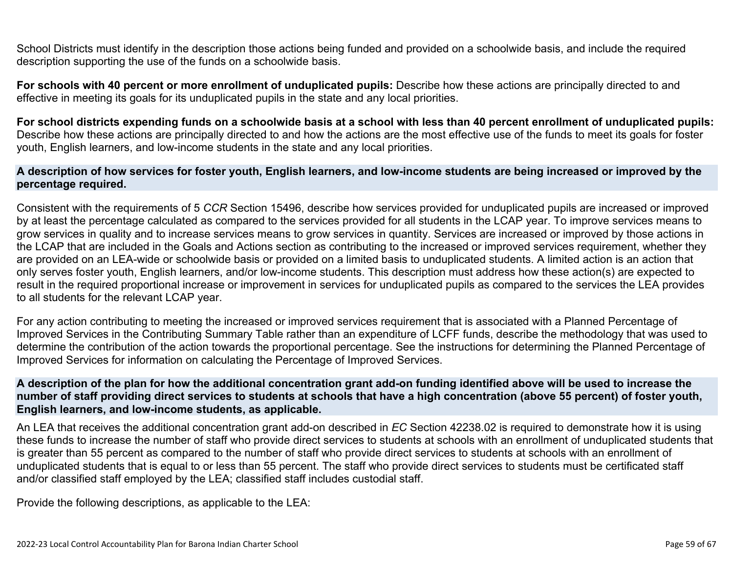School Districts must identify in the description those actions being funded and provided on a schoolwide basis, and include the required description supporting the use of the funds on a schoolwide basis.

**For schools with 40 percent or more enrollment of unduplicated pupils:** Describe how these actions are principally directed to and effective in meeting its goals for its unduplicated pupils in the state and any local priorities.

**For school districts expending funds on a schoolwide basis at a school with less than 40 percent enrollment of unduplicated pupils:** Describe how these actions are principally directed to and how the actions are the most effective use of the funds to meet its goals for foster youth, English learners, and low-income students in the state and any local priorities.

### A description of how services for foster youth, English learners, and low-income students are being increased or improved by the percentage required.

Consistent with the requirements of 5 *CCR* Section 15496, describe how services provided for unduplicated pupils are increased or improved by at least the percentage calculated as compared to the services provided for all students in the LCAP year. To improve services means to grow services in quality and to increase services means to grow services in quantity. Services are increased or improved by those actions in the LCAP that are included in the Goals and Actions section as contributing to the increased or improved services requirement, whether they are provided on an LEA-wide or schoolwide basis or provided on a limited basis to unduplicated students. A limited action is an action that only serves foster youth, English learners, and/or low-income students. This description must address how these action(s) are expected to result in the required proportional increase or improvement in services for unduplicated pupils as compared to the services the LEA provides to all students for the relevant LCAP year.

For any action contributing to meeting the increased or improved services requirement that is associated with a Planned Percentage of Improved Services in the Contributing Summary Table rather than an expenditure of LCFF funds, describe the methodology that was used to determine the contribution of the action towards the proportional percentage. See the instructions for determining the Planned Percentage of Improved Services for information on calculating the Percentage of Improved Services.

### A description of the plan for how the additional concentration grant add-on funding identified above will be used to increase the number of staff providing direct services to students at schools that have a high concentration (above 55 percent) of foster youth, English learners, and low-income students, as applicable.

An LEA that receives the additional concentration grant add-on described in *EC* Section 42238.02 is required to demonstrate how it is using these funds to increase the number of staff who provide direct services to students at schools with an enrollment of unduplicated students that is greater than 55 percent as compared to the number of staff who provide direct services to students at schools with an enrollment of unduplicated students that is equal to or less than 55 percent. The staff who provide direct services to students must be certificated staff and/or classified staff employed by the LEA; classified staff includes custodial staff.

Provide the following descriptions, as applicable to the LEA: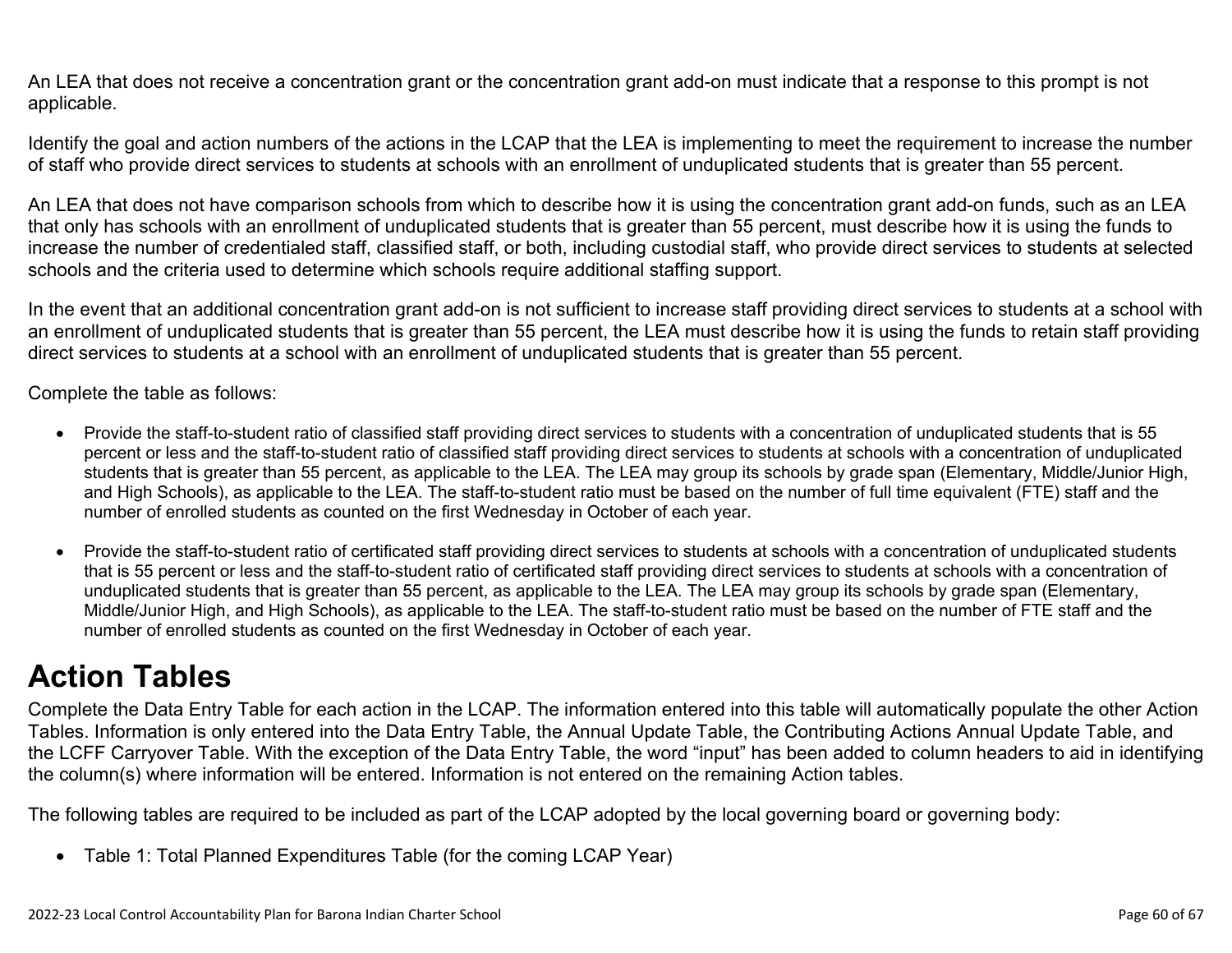An LEA that does not receive a concentration grant or the concentration grant add-on must indicate that a response to this prompt is not applicable.

Identify the goal and action numbers of the actions in the LCAP that the LEA is implementing to meet the requirement to increase the number of staff who provide direct services to students at schools with an enrollment of unduplicated students that is greater than 55 percent.

An LEA that does not have comparison schools from which to describe how it is using the concentration grant add-on funds, such as an LEA that only has schools with an enrollment of unduplicated students that is greater than 55 percent, must describe how it is using the funds to increase the number of credentialed staff, classified staff, or both, including custodial staff, who provide direct services to students at selected schools and the criteria used to determine which schools require additional staffing support.

In the event that an additional concentration grant add-on is not sufficient to increase staff providing direct services to students at a school with an enrollment of unduplicated students that is greater than 55 percent, the LEA must describe how it is using the funds to retain staff providing direct services to students at a school with an enrollment of unduplicated students that is greater than 55 percent.

Complete the table as follows:

- Provide the staff-to-student ratio of classified staff providing direct services to students with a concentration of unduplicated students that is 55 percent or less and the staff-to-student ratio of classified staff providing direct services to students at schools with a concentration of unduplicated students that is greater than 55 percent, as applicable to the LEA. The LEA may group its schools by grade span (Elementary, Middle/Junior High, and High Schools), as applicable to the LEA. The staff-to-student ratio must be based on the number of full time equivalent (FTE) staff and the number of enrolled students as counted on the first Wednesday in October of each year.

- Provide the staff-to-student ratio of certificated staff providing direct services to students at schools with a concentration of unduplicated students that is 55 percent or less and the staff-to-student ratio of certificated staff providing direct services to students at schools with a concentration of unduplicated students that is greater than 55 percent, as applicable to the LEA. The LEA may group its schools by grade span (Elementary, Middle/Junior High, and High Schools), as applicable to the LEA. The staff-to-student ratio must be based on the number of FTE staff and the number of enrolled students as counted on the first Wednesday in October of each year.

# Action Tables

Complete the Data Entry Table for each action in the LCAP. The information entered into this table will automatically populate the other Action Tables. Information is only entered into the Data Entry Table, the Annual Update Table, the Contributing Actions Annual Update Table, and the LCFF Carryover Table. With the exception of the Data Entry Table, the word "input" has been added to column headers to aid in identifying the column(s) where information will be entered. Information is not entered on the remaining Action tables.

The following tables are required to be included as part of the LCAP adopted by the local governing board or governing body:

- Table 1: Total Planned Expenditures Table (for the coming LCAP Year)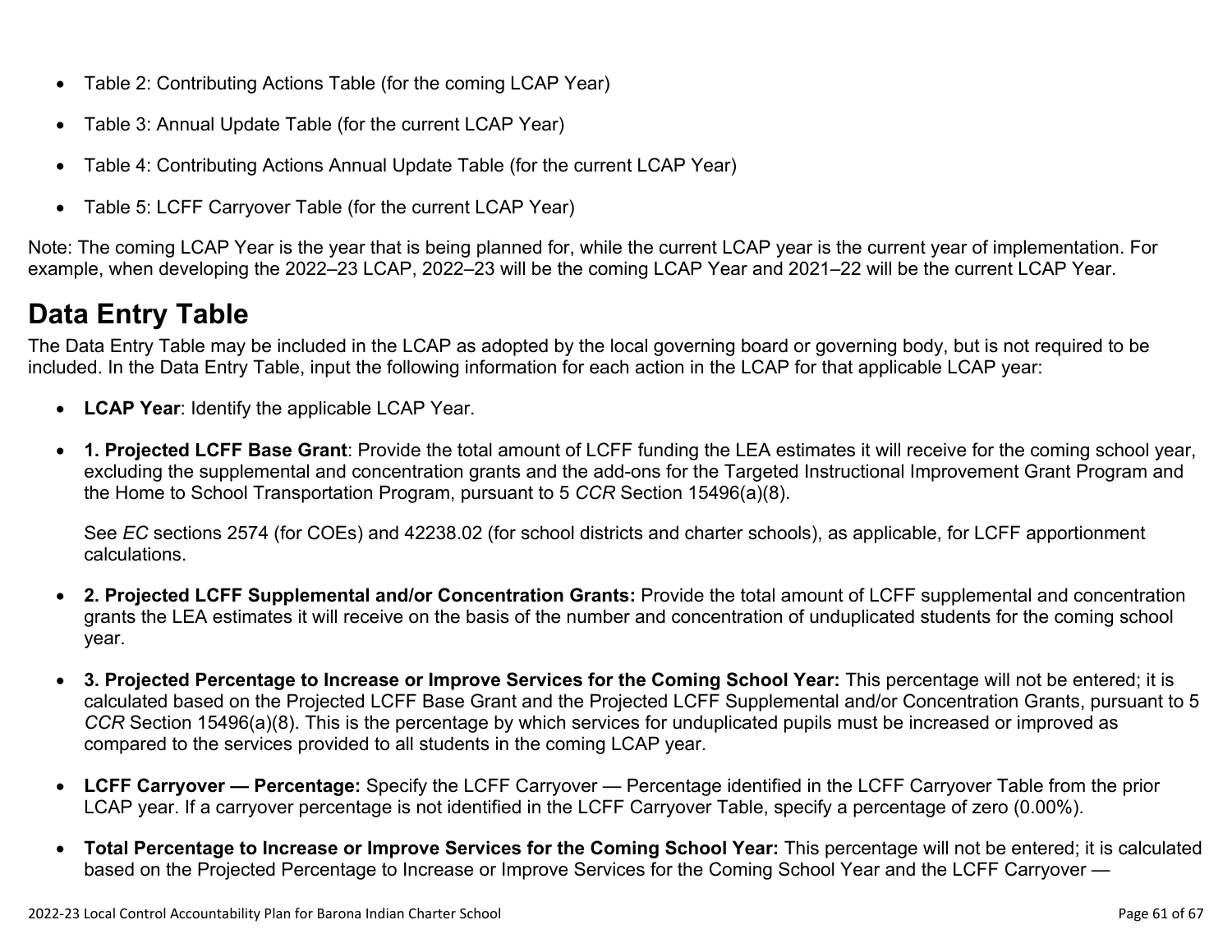- Table 2: Contributing Actions Table (for the coming LCAP Year)
- Table 3: Annual Update Table (for the current LCAP Year)
- Table 4: Contributing Actions Annual Update Table (for the current LCAP Year)
- Table 5: LCFF Carryover Table (for the current LCAP Year)

Note: The coming LCAP Year is the year that is being planned for, while the current LCAP year is the current year of implementation. For example, when developing the 2022–23 LCAP, 2022–23 will be the coming LCAP Year and 2021–22 will be the current LCAP Year.

# Data Entry Table

The Data Entry Table may be included in the LCAP as adopted by the local governing board or governing body, but is not required to be included. In the Data Entry Table, input the following information for each action in the LCAP for that applicable LCAP year:

- **LCAP Year**: Identify the applicable LCAP Year.
- **1. Projected LCFF Base Grant**: Provide the total amount of LCFF funding the LEA estimates it will receive for the coming school year, excluding the supplemental and concentration grants and the add-ons for the Targeted Instructional Improvement Grant Program and the Home to School Transportation Program, pursuant to 5 *CCR* Section 15496(a)(8).

  See *EC* sections 2574 (for COEs) and 42238.02 (for school districts and charter schools), as applicable, for LCFF apportionment calculations.

- **2. Projected LCFF Supplemental and/or Concentration Grants:** Provide the total amount of LCFF supplemental and concentration grants the LEA estimates it will receive on the basis of the number and concentration of unduplicated students for the coming school year.
- **3. Projected Percentage to Increase or Improve Services for the Coming School Year:** This percentage will not be entered; it is calculated based on the Projected LCFF Base Grant and the Projected LCFF Supplemental and/or Concentration Grants, pursuant to 5 *CCR* Section 15496(a)(8). This is the percentage by which services for unduplicated pupils must be increased or improved as compared to the services provided to all students in the coming LCAP year.
- **LCFF Carryover — Percentage:** Specify the LCFF Carryover — Percentage identified in the LCFF Carryover Table from the prior LCAP year. If a carryover percentage is not identified in the LCFF Carryover Table, specify a percentage of zero (0.00%).
- **Total Percentage to Increase or Improve Services for the Coming School Year:** This percentage will not be entered; it is calculated based on the Projected Percentage to Increase or Improve Services for the Coming School Year and the LCFF Carryover —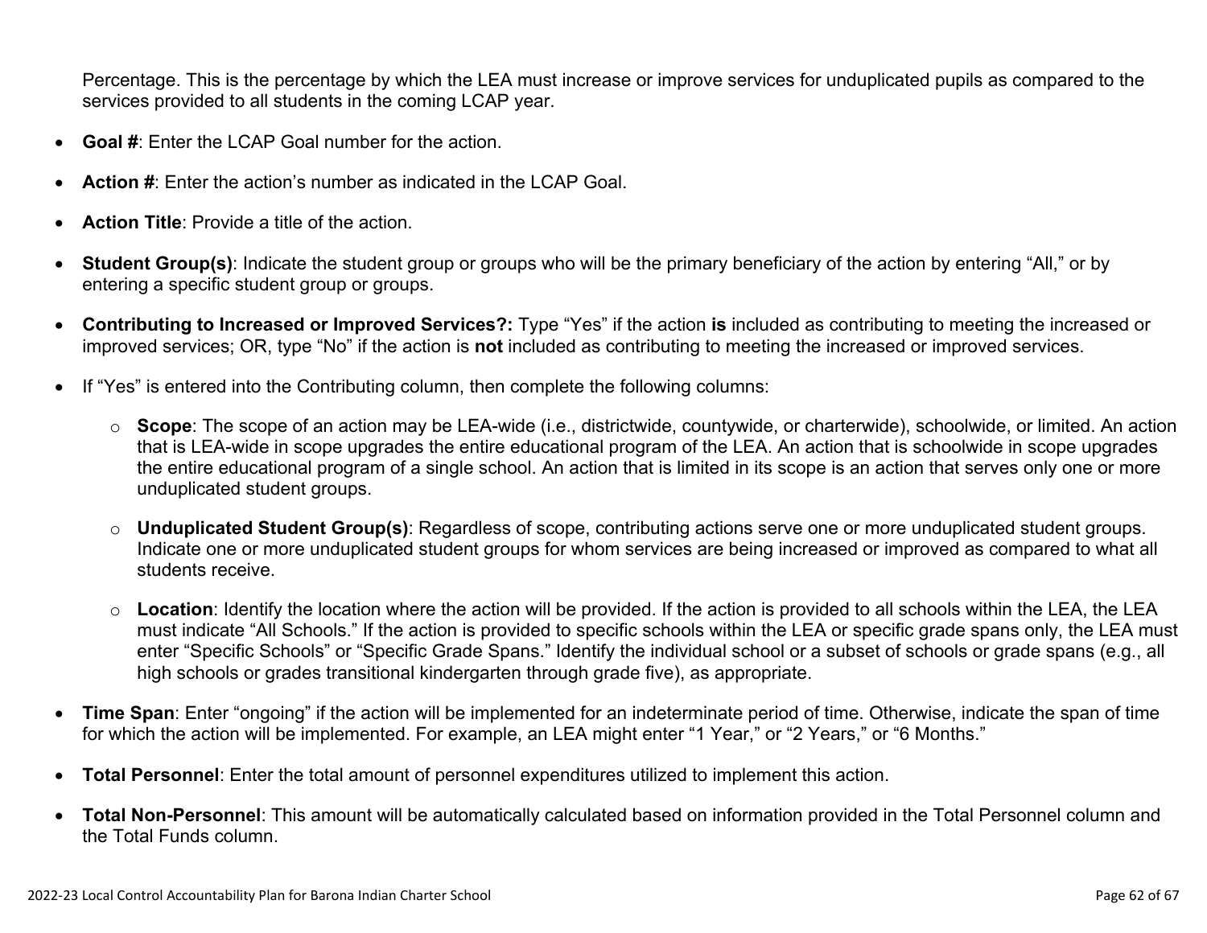Percentage. This is the percentage by which the LEA must increase or improve services for unduplicated pupils as compared to the services provided to all students in the coming LCAP year.

- **Goal #**: Enter the LCAP Goal number for the action.
- **Action #**: Enter the action's number as indicated in the LCAP Goal.
- **Action Title**: Provide a title of the action.
- **Student Group(s)**: Indicate the student group or groups who will be the primary beneficiary of the action by entering "All," or by entering a specific student group or groups.
- **Contributing to Increased or Improved Services?:** Type "Yes" if the action **is** included as contributing to meeting the increased or improved services; OR, type "No" if the action is **not** included as contributing to meeting the increased or improved services.
- If "Yes" is entered into the Contributing column, then complete the following columns:
    - **Scope**: The scope of an action may be LEA-wide (i.e., districtwide, countywide, or charterwide), schoolwide, or limited. An action that is LEA-wide in scope upgrades the entire educational program of the LEA. An action that is schoolwide in scope upgrades the entire educational program of a single school. An action that is limited in its scope is an action that serves only one or more unduplicated student groups.
    - **Unduplicated Student Group(s)**: Regardless of scope, contributing actions serve one or more unduplicated student groups. Indicate one or more unduplicated student groups for whom services are being increased or improved as compared to what all students receive.
    - **Location**: Identify the location where the action will be provided. If the action is provided to all schools within the LEA, the LEA must indicate "All Schools." If the action is provided to specific schools within the LEA or specific grade spans only, the LEA must enter "Specific Schools" or "Specific Grade Spans." Identify the individual school or a subset of schools or grade spans (e.g., all high schools or grades transitional kindergarten through grade five), as appropriate.
- **Time Span**: Enter "ongoing" if the action will be implemented for an indeterminate period of time. Otherwise, indicate the span of time for which the action will be implemented. For example, an LEA might enter "1 Year," or "2 Years," or "6 Months."
- **Total Personnel**: Enter the total amount of personnel expenditures utilized to implement this action.
- **Total Non-Personnel**: This amount will be automatically calculated based on information provided in the Total Personnel column and the Total Funds column.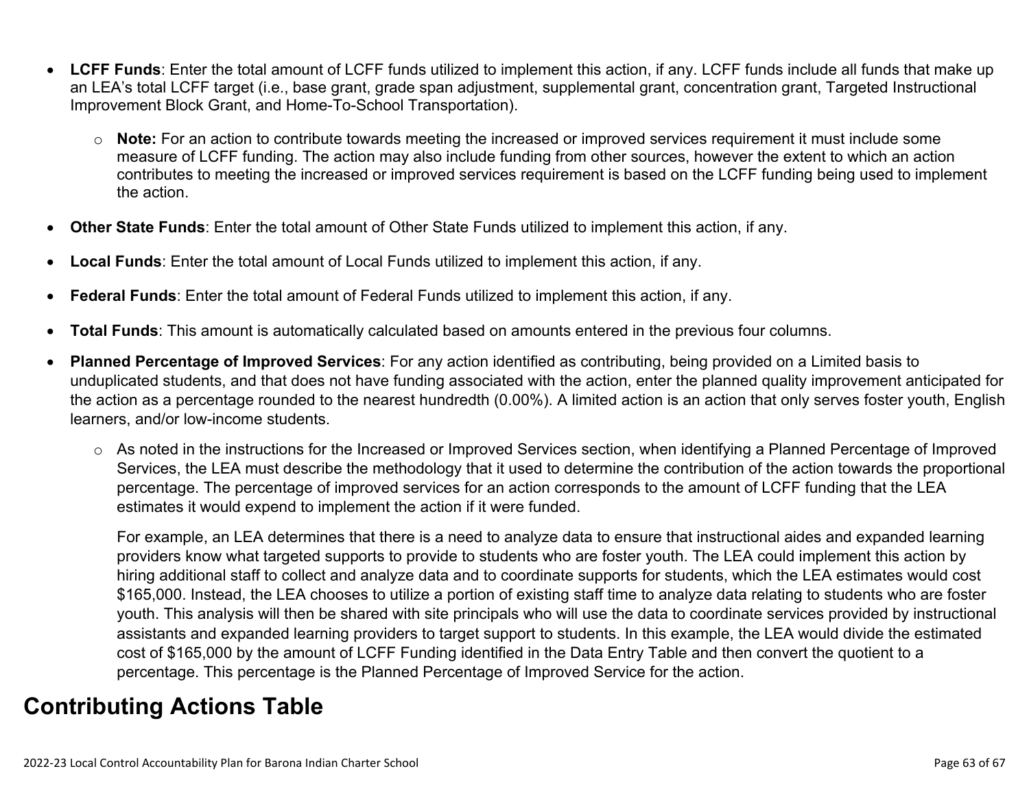- **LCFF Funds**: Enter the total amount of LCFF funds utilized to implement this action, if any. LCFF funds include all funds that make up an LEA's total LCFF target (i.e., base grant, grade span adjustment, supplemental grant, concentration grant, Targeted Instructional Improvement Block Grant, and Home-To-School Transportation).
  - **Note:** For an action to contribute towards meeting the increased or improved services requirement it must include some measure of LCFF funding. The action may also include funding from other sources, however the extent to which an action contributes to meeting the increased or improved services requirement is based on the LCFF funding being used to implement the action.
- **Other State Funds**: Enter the total amount of Other State Funds utilized to implement this action, if any.
- **Local Funds**: Enter the total amount of Local Funds utilized to implement this action, if any.
- **Federal Funds**: Enter the total amount of Federal Funds utilized to implement this action, if any.
- **Total Funds**: This amount is automatically calculated based on amounts entered in the previous four columns.
- **Planned Percentage of Improved Services**: For any action identified as contributing, being provided on a Limited basis to unduplicated students, and that does not have funding associated with the action, enter the planned quality improvement anticipated for the action as a percentage rounded to the nearest hundredth (0.00%). A limited action is an action that only serves foster youth, English learners, and/or low-income students.
  - As noted in the instructions for the Increased or Improved Services section, when identifying a Planned Percentage of Improved Services, the LEA must describe the methodology that it used to determine the contribution of the action towards the proportional percentage. The percentage of improved services for an action corresponds to the amount of LCFF funding that the LEA estimates it would expend to implement the action if it were funded.

    For example, an LEA determines that there is a need to analyze data to ensure that instructional aides and expanded learning providers know what targeted supports to provide to students who are foster youth. The LEA could implement this action by hiring additional staff to collect and analyze data and to coordinate supports for students, which the LEA estimates would cost $165,000. Instead, the LEA chooses to utilize a portion of existing staff time to analyze data relating to students who are foster youth. This analysis will then be shared with site principals who will use the data to coordinate services provided by instructional assistants and expanded learning providers to target support to students. In this example, the LEA would divide the estimated cost of $165,000 by the amount of LCFF Funding identified in the Data Entry Table and then convert the quotient to a percentage. This percentage is the Planned Percentage of Improved Service for the action.

## Contributing Actions Table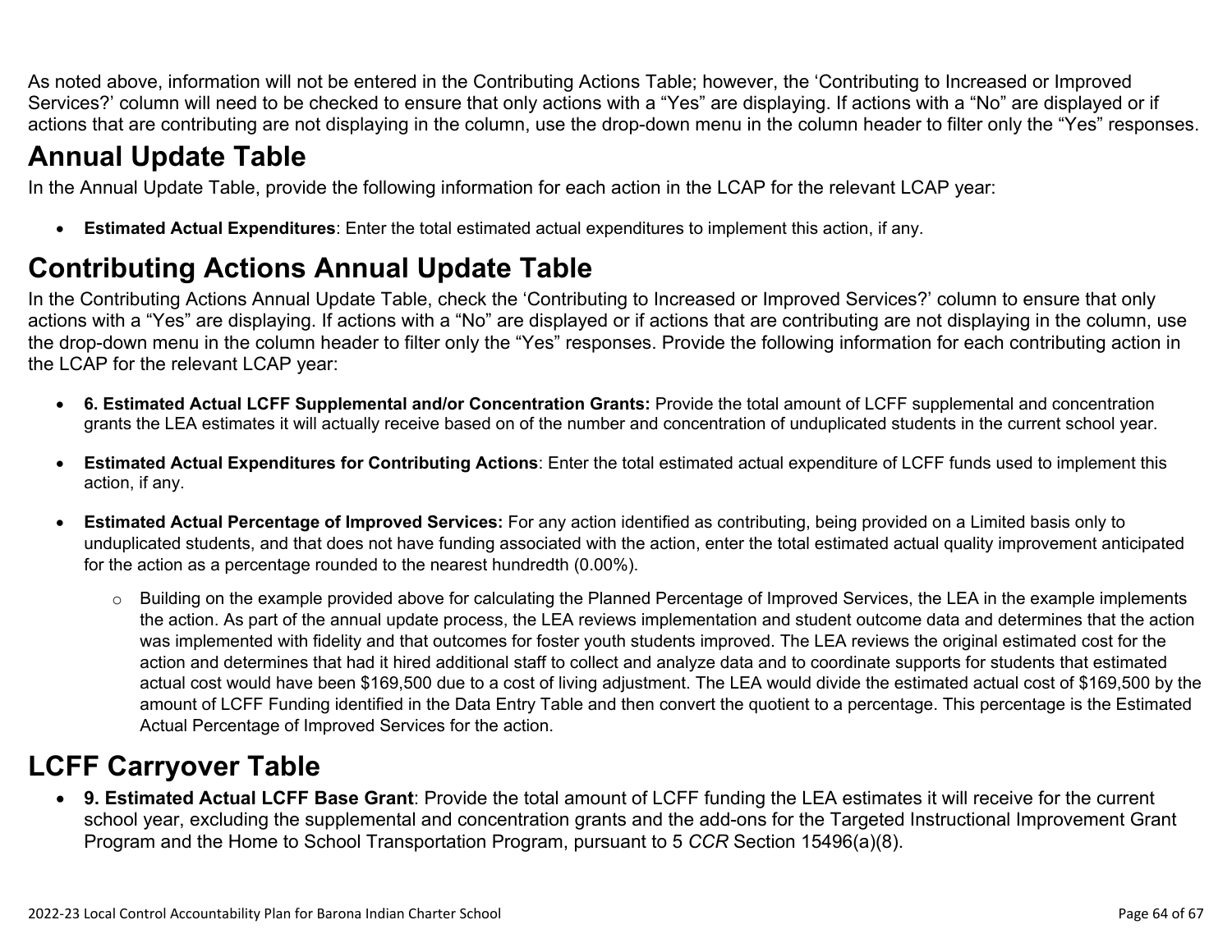As noted above, information will not be entered in the Contributing Actions Table; however, the 'Contributing to Increased or Improved Services?' column will need to be checked to ensure that only actions with a "Yes" are displaying. If actions with a "No" are displayed or if actions that are contributing are not displaying in the column, use the drop-down menu in the column header to filter only the "Yes" responses.

# Annual Update Table

In the Annual Update Table, provide the following information for each action in the LCAP for the relevant LCAP year:

- **Estimated Actual Expenditures**: Enter the total estimated actual expenditures to implement this action, if any.

# Contributing Actions Annual Update Table

In the Contributing Actions Annual Update Table, check the 'Contributing to Increased or Improved Services?' column to ensure that only actions with a "Yes" are displaying. If actions with a "No" are displayed or if actions that are contributing are not displaying in the column, use the drop-down menu in the column header to filter only the "Yes" responses. Provide the following information for each contributing action in the LCAP for the relevant LCAP year:

- **6. Estimated Actual LCFF Supplemental and/or Concentration Grants:** Provide the total amount of LCFF supplemental and concentration grants the LEA estimates it will actually receive based on of the number and concentration of unduplicated students in the current school year.
- **Estimated Actual Expenditures for Contributing Actions**: Enter the total estimated actual expenditure of LCFF funds used to implement this action, if any.
- **Estimated Actual Percentage of Improved Services:** For any action identified as contributing, being provided on a Limited basis only to unduplicated students, and that does not have funding associated with the action, enter the total estimated actual quality improvement anticipated for the action as a percentage rounded to the nearest hundredth (0.00%).
  - Building on the example provided above for calculating the Planned Percentage of Improved Services, the LEA in the example implements the action. As part of the annual update process, the LEA reviews implementation and student outcome data and determines that the action was implemented with fidelity and that outcomes for foster youth students improved. The LEA reviews the original estimated cost for the action and determines that had it hired additional staff to collect and analyze data and to coordinate supports for students that estimated actual cost would have been $169,500 due to a cost of living adjustment. The LEA would divide the estimated actual cost of $169,500 by the amount of LCFF Funding identified in the Data Entry Table and then convert the quotient to a percentage. This percentage is the Estimated Actual Percentage of Improved Services for the action.

# LCFF Carryover Table

- **9. Estimated Actual LCFF Base Grant**: Provide the total amount of LCFF funding the LEA estimates it will receive for the current school year, excluding the supplemental and concentration grants and the add-ons for the Targeted Instructional Improvement Grant Program and the Home to School Transportation Program, pursuant to 5 *CCR* Section 15496(a)(8).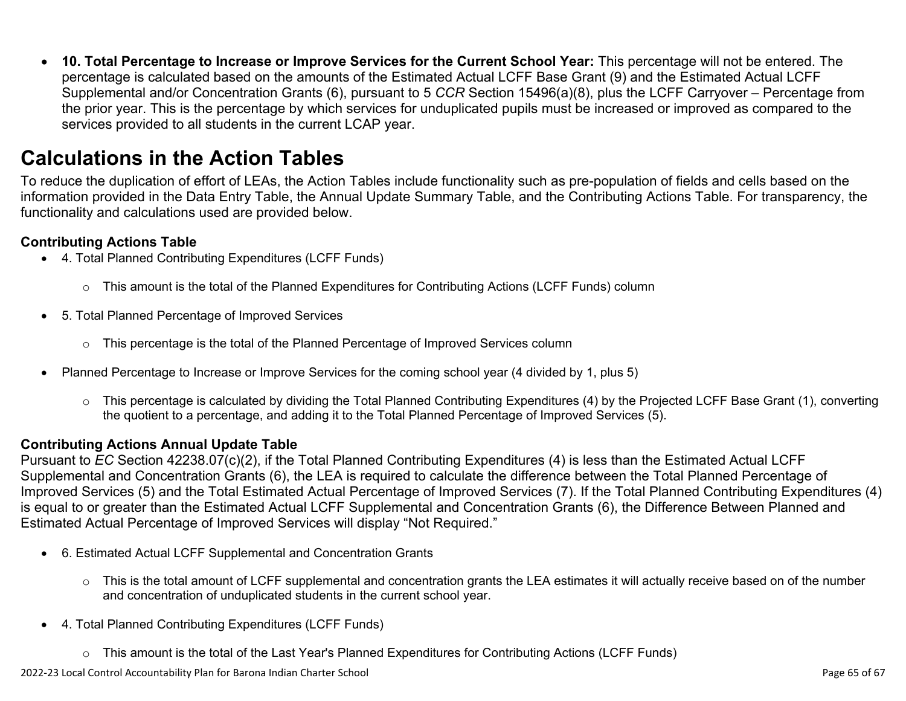- **10. Total Percentage to Increase or Improve Services for the Current School Year:** This percentage will not be entered. The percentage is calculated based on the amounts of the Estimated Actual LCFF Base Grant (9) and the Estimated Actual LCFF Supplemental and/or Concentration Grants (6), pursuant to 5 *CCR* Section 15496(a)(8), plus the LCFF Carryover – Percentage from the prior year. This is the percentage by which services for unduplicated pupils must be increased or improved as compared to the services provided to all students in the current LCAP year.

# Calculations in the Action Tables

To reduce the duplication of effort of LEAs, the Action Tables include functionality such as pre-population of fields and cells based on the information provided in the Data Entry Table, the Annual Update Summary Table, and the Contributing Actions Table. For transparency, the functionality and calculations used are provided below.

### Contributing Actions Table

- 4. Total Planned Contributing Expenditures (LCFF Funds)
  - This amount is the total of the Planned Expenditures for Contributing Actions (LCFF Funds) column
- 5. Total Planned Percentage of Improved Services
  - This percentage is the total of the Planned Percentage of Improved Services column
- Planned Percentage to Increase or Improve Services for the coming school year (4 divided by 1, plus 5)
  - This percentage is calculated by dividing the Total Planned Contributing Expenditures (4) by the Projected LCFF Base Grant (1), converting the quotient to a percentage, and adding it to the Total Planned Percentage of Improved Services (5).

### Contributing Actions Annual Update Table

Pursuant to *EC* Section 42238.07(c)(2), if the Total Planned Contributing Expenditures (4) is less than the Estimated Actual LCFF Supplemental and Concentration Grants (6), the LEA is required to calculate the difference between the Total Planned Percentage of Improved Services (5) and the Total Estimated Actual Percentage of Improved Services (7). If the Total Planned Contributing Expenditures (4) is equal to or greater than the Estimated Actual LCFF Supplemental and Concentration Grants (6), the Difference Between Planned and Estimated Actual Percentage of Improved Services will display "Not Required."

- 6. Estimated Actual LCFF Supplemental and Concentration Grants
  - This is the total amount of LCFF supplemental and concentration grants the LEA estimates it will actually receive based on of the number and concentration of unduplicated students in the current school year.
- 4. Total Planned Contributing Expenditures (LCFF Funds)
  - This amount is the total of the Last Year's Planned Expenditures for Contributing Actions (LCFF Funds)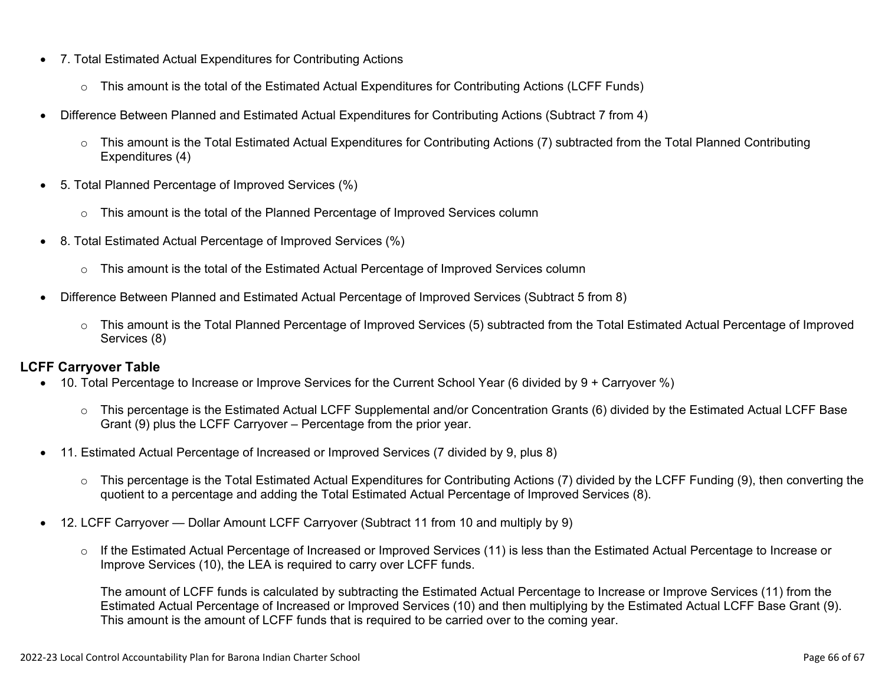- 7. Total Estimated Actual Expenditures for Contributing Actions
    - This amount is the total of the Estimated Actual Expenditures for Contributing Actions (LCFF Funds)
- Difference Between Planned and Estimated Actual Expenditures for Contributing Actions (Subtract 7 from 4)
    - This amount is the Total Estimated Actual Expenditures for Contributing Actions (7) subtracted from the Total Planned Contributing Expenditures (4)
- 5. Total Planned Percentage of Improved Services (%)
    - This amount is the total of the Planned Percentage of Improved Services column
- 8. Total Estimated Actual Percentage of Improved Services (%)
    - This amount is the total of the Estimated Actual Percentage of Improved Services column
- Difference Between Planned and Estimated Actual Percentage of Improved Services (Subtract 5 from 8)
    - This amount is the Total Planned Percentage of Improved Services (5) subtracted from the Total Estimated Actual Percentage of Improved Services (8)

**LCFF Carryover Table**

- 10. Total Percentage to Increase or Improve Services for the Current School Year (6 divided by 9 + Carryover %)
    - This percentage is the Estimated Actual LCFF Supplemental and/or Concentration Grants (6) divided by the Estimated Actual LCFF Base Grant (9) plus the LCFF Carryover – Percentage from the prior year.
- 11. Estimated Actual Percentage of Increased or Improved Services (7 divided by 9, plus 8)
    - This percentage is the Total Estimated Actual Expenditures for Contributing Actions (7) divided by the LCFF Funding (9), then converting the quotient to a percentage and adding the Total Estimated Actual Percentage of Improved Services (8).
- 12. LCFF Carryover — Dollar Amount LCFF Carryover (Subtract 11 from 10 and multiply by 9)
    - If the Estimated Actual Percentage of Increased or Improved Services (11) is less than the Estimated Actual Percentage to Increase or Improve Services (10), the LEA is required to carry over LCFF funds.

      The amount of LCFF funds is calculated by subtracting the Estimated Actual Percentage to Increase or Improve Services (11) from the Estimated Actual Percentage of Increased or Improved Services (10) and then multiplying by the Estimated Actual LCFF Base Grant (9). This amount is the amount of LCFF funds that is required to be carried over to the coming year.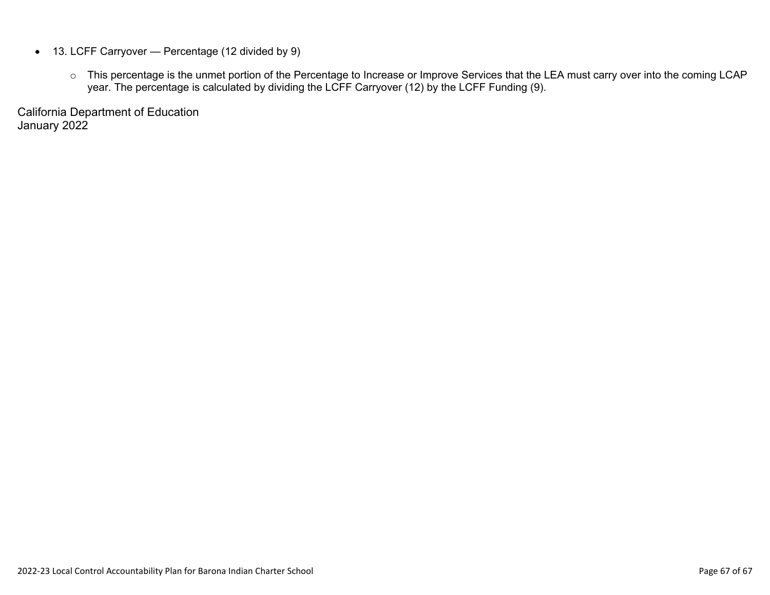- 13. LCFF Carryover — Percentage (12 divided by 9)
  - This percentage is the unmet portion of the Percentage to Increase or Improve Services that the LEA must carry over into the coming LCAP year. The percentage is calculated by dividing the LCFF Carryover (12) by the LCFF Funding (9).

California Department of Education
January 2022